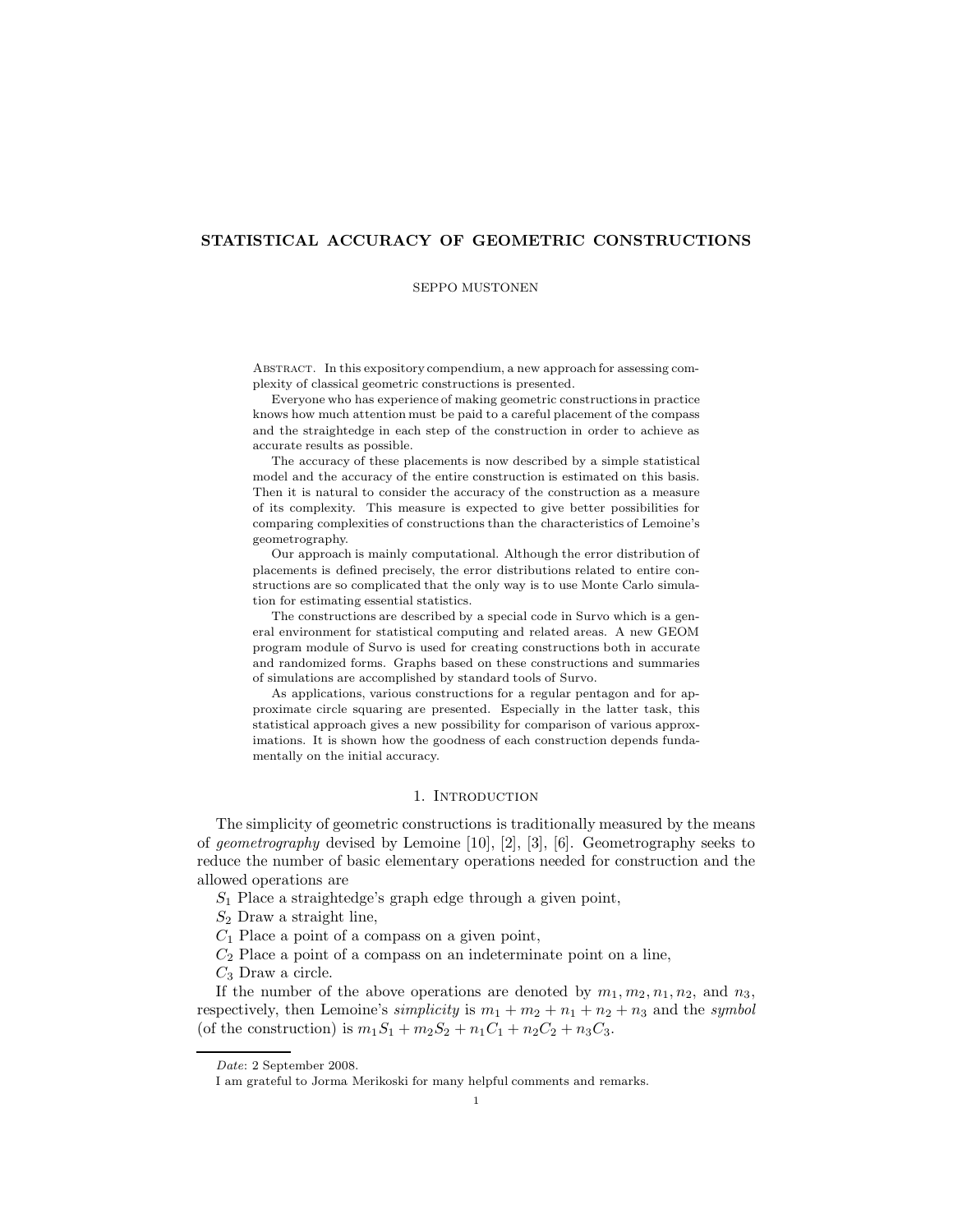# STATISTICAL ACCURACY OF GEOMETRIC CONSTRUCTIONS

SEPPO MUSTONEN

Abstract. In this expository compendium, a new approach for assessing complexity of classical geometric constructions is presented.

Everyone who has experience of making geometric constructions in practice knows how much attention must be paid to a careful placement of the compass and the straightedge in each step of the construction in order to achieve as accurate results as possible.

The accuracy of these placements is now described by a simple statistical model and the accuracy of the entire construction is estimated on this basis. Then it is natural to consider the accuracy of the construction as a measure of its complexity. This measure is expected to give better possibilities for comparing complexities of constructions than the characteristics of Lemoine's geometrography.

Our approach is mainly computational. Although the error distribution of placements is defined precisely, the error distributions related to entire constructions are so complicated that the only way is to use Monte Carlo simulation for estimating essential statistics.

The constructions are described by a special code in Survo which is a general environment for statistical computing and related areas. A new GEOM program module of Survo is used for creating constructions both in accurate and randomized forms. Graphs based on these constructions and summaries of simulations are accomplished by standard tools of Survo.

As applications, various constructions for a regular pentagon and for approximate circle squaring are presented. Especially in the latter task, this statistical approach gives a new possibility for comparison of various approximations. It is shown how the goodness of each construction depends fundamentally on the initial accuracy.

## 1. Introduction

The simplicity of geometric constructions is traditionally measured by the means of *geometrography* devised by Lemoine [10], [2], [3], [6]. Geometrography seeks to reduce the number of basic elementary operations needed for construction and the allowed operations are

$S_1$ Place a straightedge's graph edge through a given point,

$S_2$ Draw a straight line,

$C_1$ Place a point of a compass on a given point,

$C_2$ Place a point of a compass on an indeterminate point on a line,

$C_3$ Draw a circle.

If the number of the above operations are denoted by $m_1, m_2, n_1, n_2$, and $n_3$, respectively, then Lemoine's *simplicity* is $m_1 + m_2 + n_1 + n_2 + n_3$ and the *symbol* (of the construction) is $m_1S_1 + m_2S_2 + n_1C_1 + n_2C_2 + n_3C_3$.

*Date*: 2 September 2008.

I am grateful to Jorma Merikoski for many helpful comments and remarks.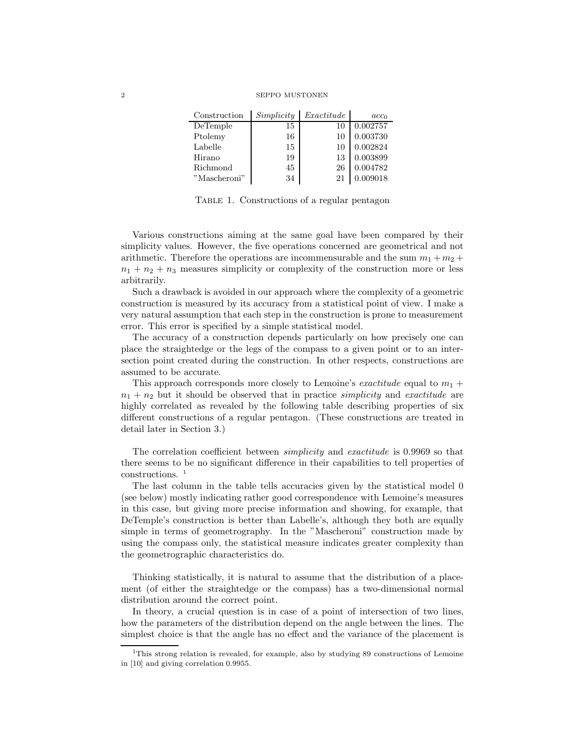| Construction | *Simplicity* | *Exactitude* | $acc_0$ |
|---|---|---|---|
| DeTemple | 15 | 10 | 0.002757 |
| Ptolemy | 16 | 10 | 0.003730 |
| Labelle | 15 | 10 | 0.002824 |
| Hirano | 19 | 13 | 0.003899 |
| Richmond | 45 | 26 | 0.004782 |
| "Mascheroni" | 34 | 21 | 0.009018 |

Table 1. Constructions of a regular pentagon

Various constructions aiming at the same goal have been compared by their simplicity values. However, the five operations concerned are geometrical and not arithmetic. Therefore the operations are incommensurable and the sum $m_1 + m_2 + n_1 + n_2 + n_3$ measures simplicity or complexity of the construction more or less arbitrarily.

Such a drawback is avoided in our approach where the complexity of a geometric construction is measured by its accuracy from a statistical point of view. I make a very natural assumption that each step in the construction is prone to measurement error. This error is specified by a simple statistical model.

The accuracy of a construction depends particularly on how precisely one can place the straightedge or the legs of the compass to a given point or to an intersection point created during the construction. In other respects, constructions are assumed to be accurate.

This approach corresponds more closely to Lemoine's *exactitude* equal to $m_1 + n_1 + n_2$ but it should be observed that in practice *simplicity* and *exactitude* are highly correlated as revealed by the following table describing properties of six different constructions of a regular pentagon. (These constructions are treated in detail later in Section 3.)

The correlation coefficient between *simplicity* and *exactitude* is 0.9969 so that there seems to be no significant difference in their capabilities to tell properties of constructions. [1]

The last column in the table tells accuracies given by the statistical model 0 (see below) mostly indicating rather good correspondence with Lemoine's measures in this case, but giving more precise information and showing, for example, that DeTemple's construction is better than Labelle's, although they both are equally simple in terms of geometrography. In the "Mascheroni" construction made by using the compass only, the statistical measure indicates greater complexity than the geometrographic characteristics do.

Thinking statistically, it is natural to assume that the distribution of a placement (of either the straightedge or the compass) has a two-dimensional normal distribution around the correct point.

In theory, a crucial question is in case of a point of intersection of two lines, how the parameters of the distribution depend on the angle between the lines. The simplest choice is that the angle has no effect and the variance of the placement is

[1] This strong relation is revealed, for example, also by studying 89 constructions of Lemoine in [10] and giving correlation 0.9955.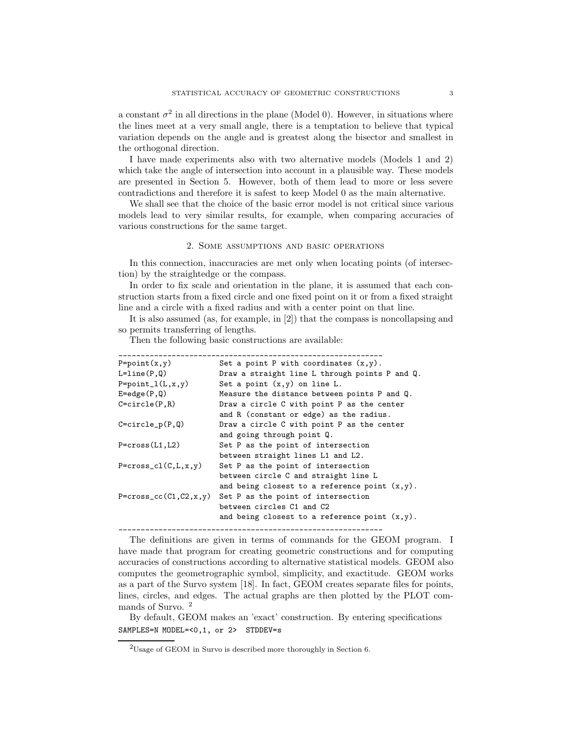a constant $\sigma^2$ in all directions in the plane (Model 0). However, in situations where the lines meet at a very small angle, there is a temptation to believe that typical variation depends on the angle and is greatest along the bisector and smallest in the orthogonal direction.

I have made experiments also with two alternative models (Models 1 and 2) which take the angle of intersection into account in a plausible way. These models are presented in Section 5. However, both of them lead to more or less severe contradictions and therefore it is safest to keep Model 0 as the main alternative.

We shall see that the choice of the basic error model is not critical since various models lead to very similar results, for example, when comparing accuracies of various constructions for the same target.

## 2. Some assumptions and basic operations

In this connection, inaccuracies are met only when locating points (of intersection) by the straightedge or the compass.

In order to fix scale and orientation in the plane, it is assumed that each construction starts from a fixed circle and one fixed point on it or from a fixed straight line and a circle with a fixed radius and with a center point on that line.

It is also assumed (as, for example, in [2]) that the compass is noncollapsing and so permits transferring of lengths.

Then the following basic constructions are available:

```
------------------------------------------------------------
P=point(x,y)            Set a point P with coordinates (x,y).
L=line(P,Q)             Draw a straight line L through points P and Q.
P=point_l(L,x,y)        Set a point (x,y) on line L.
E=edge(P,Q)             Measure the distance between points P and Q.
C=circle(P,R)           Draw a circle C with point P as the center
                        and R (constant or edge) as the radius.
C=circle_p(P,Q)         Draw a circle C with point P as the center
                        and going through point Q.
P=cross(L1,L2)          Set P as the point of intersection
                        between straight lines L1 and L2.
P=cross_cl(C,L,x,y)     Set P as the point of intersection
                        between circle C and straight line L
                        and being closest to a reference point (x,y).
P=cross_cc(C1,C2,x,y)   Set P as the point of intersection
                        between circles C1 and C2
                        and being closest to a reference point (x,y).
------------------------------------------------------------
```

The definitions are given in terms of commands for the GEOM program. I have made that program for creating geometric constructions and for computing accuracies of constructions according to alternative statistical models. GEOM also computes the geometrographic symbol, simplicity, and exactitude. GEOM works as a part of the Survo system [18]. In fact, GEOM creates separate files for points, lines, circles, and edges. The actual graphs are then plotted by the PLOT commands of Survo. [2]

By default, GEOM makes an 'exact' construction. By entering specifications
`SAMPLES=N MODEL=<0,1, or 2>  STDDEV=s`

[2] Usage of GEOM in Survo is described more thoroughly in Section 6.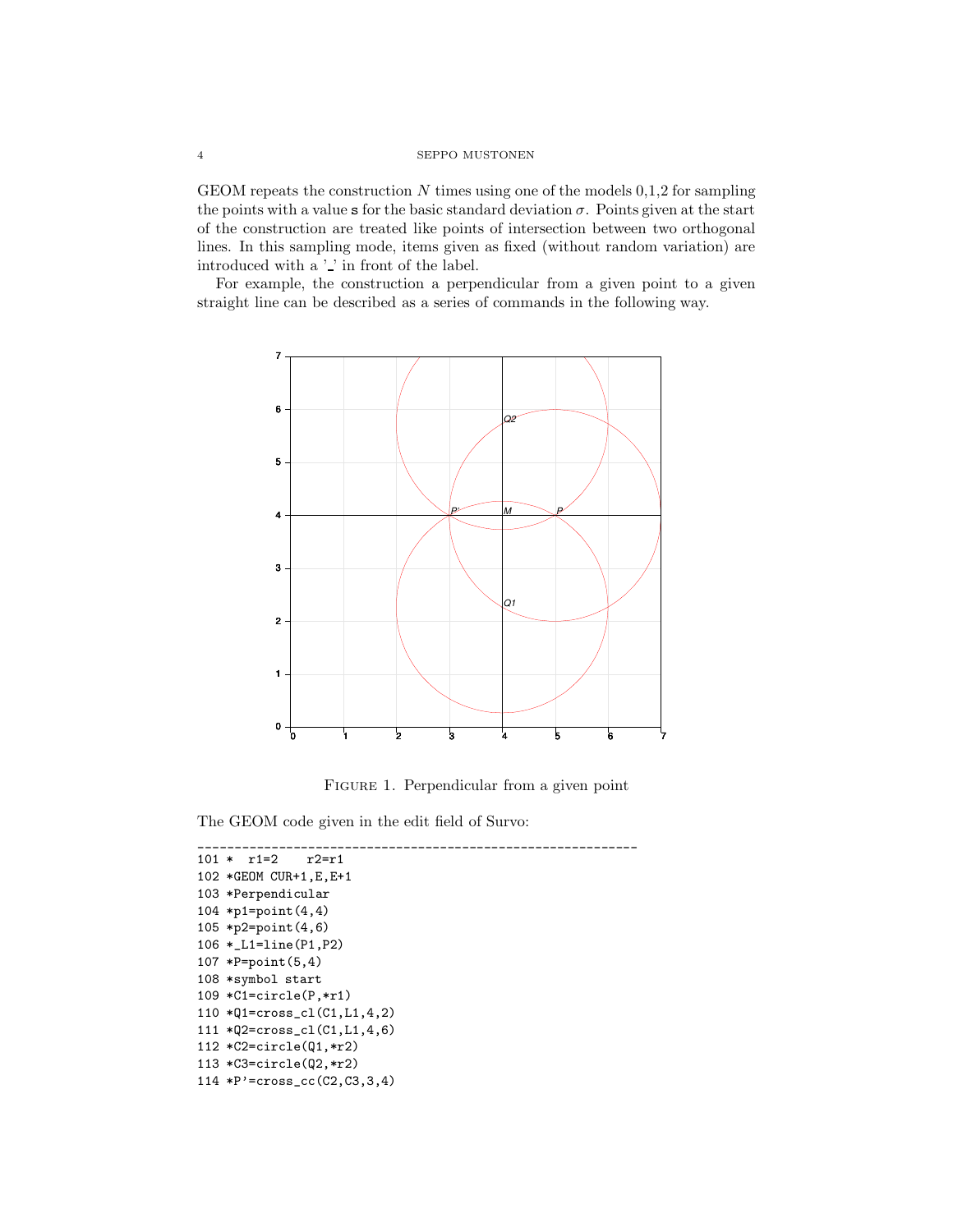GEOM repeats the construction $N$ times using one of the models 0,1,2 for sampling the points with a value `s` for the basic standard deviation $\sigma$. Points given at the start of the construction are treated like points of intersection between two orthogonal lines. In this sampling mode, items given as fixed (without random variation) are introduced with a '_' in front of the label.

For example, the construction a perpendicular from a given point to a given straight line can be described as a series of commands in the following way.

Figure 1. Perpendicular from a given point

The GEOM code given in the edit field of Survo:

```
____________________________________________________________
101 *  r1=2    r2=r1
102 *GEOM CUR+1,E,E+1
103 *Perpendicular
104 *p1=point(4,4)
105 *p2=point(4,6)
106 *_L1=line(P1,P2)
107 *P=point(5,4)
108 *symbol start
109 *C1=circle(P,*r1)
110 *Q1=cross_cl(C1,L1,4,2)
111 *Q2=cross_cl(C1,L1,4,6)
112 *C2=circle(Q1,*r2)
113 *C3=circle(Q2,*r2)
114 *P'=cross_cc(C2,C3,3,4)
```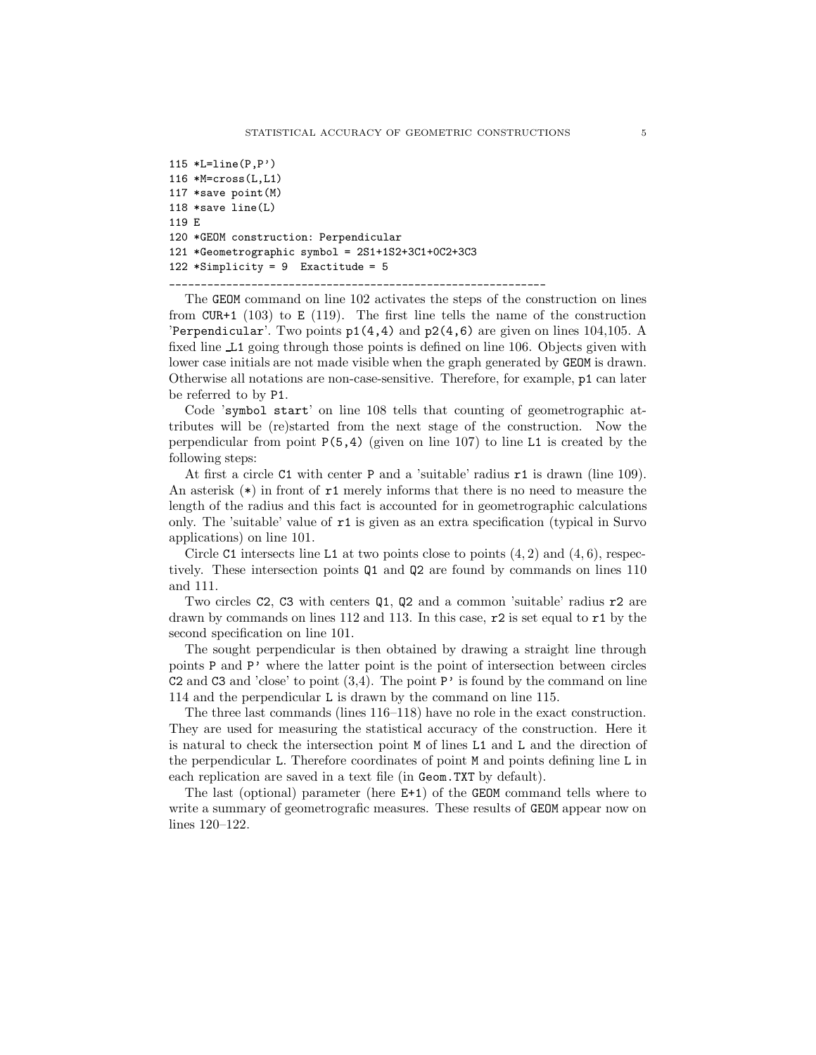```
115 *L=line(P,P')
116 *M=cross(L,L1)
117 *save point(M)
118 *save line(L)
119 E
120 *GEOM construction: Perpendicular
121 *Geometrographic symbol = 2S1+1S2+3C1+0C2+3C3
122 *Simplicity = 9  Exactitude = 5
-------------------------------------------------------------
```

The GEOM command on line 102 activates the steps of the construction on lines from CUR+1 (103) to E (119). The first line tells the name of the construction 'Perpendicular'. Two points p1(4,4) and p2(4,6) are given on lines 104,105. A fixed line _L1 going through those points is defined on line 106. Objects given with lower case initials are not made visible when the graph generated by GEOM is drawn. Otherwise all notations are non-case-sensitive. Therefore, for example, p1 can later be referred to by P1.

Code 'symbol start' on line 108 tells that counting of geometrographic attributes will be (re)started from the next stage of the construction. Now the perpendicular from point P(5,4) (given on line 107) to line L1 is created by the following steps:

At first a circle C1 with center P and a 'suitable' radius r1 is drawn (line 109). An asterisk (*) in front of r1 merely informs that there is no need to measure the length of the radius and this fact is accounted for in geometrographic calculations only. The 'suitable' value of r1 is given as an extra specification (typical in Survo applications) on line 101.

Circle C1 intersects line L1 at two points close to points $(4, 2)$ and $(4, 6)$, respectively. These intersection points Q1 and Q2 are found by commands on lines 110 and 111.

Two circles C2, C3 with centers Q1, Q2 and a common 'suitable' radius r2 are drawn by commands on lines 112 and 113. In this case, r2 is set equal to r1 by the second specification on line 101.

The sought perpendicular is then obtained by drawing a straight line through points P and P' where the latter point is the point of intersection between circles C2 and C3 and 'close' to point (3,4). The point P' is found by the command on line 114 and the perpendicular L is drawn by the command on line 115.

The three last commands (lines 116–118) have no role in the exact construction. They are used for measuring the statistical accuracy of the construction. Here it is natural to check the intersection point M of lines L1 and L and the direction of the perpendicular L. Therefore coordinates of point M and points defining line L in each replication are saved in a text file (in Geom.TXT by default).

The last (optional) parameter (here E+1) of the GEOM command tells where to write a summary of geometrografic measures. These results of GEOM appear now on lines 120–122.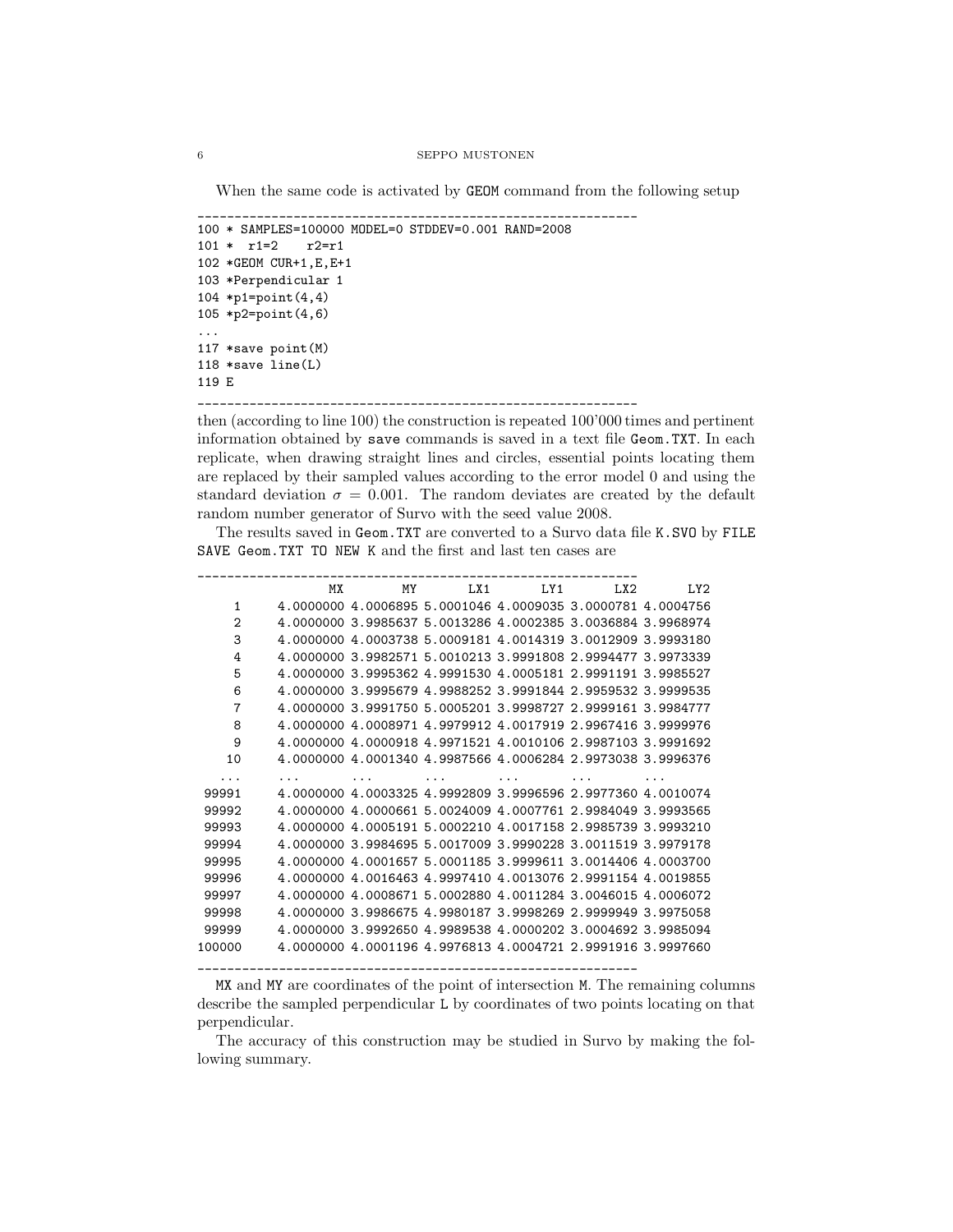When the same code is activated by GEOM command from the following setup

```
____________________________________________________________
100 * SAMPLES=100000 MODEL=0 STDDEV=0.001 RAND=2008
101 *  r1=2    r2=r1
102 *GEOM CUR+1,E,E+1
103 *Perpendicular 1
104 *p1=point(4,4)
105 *p2=point(4,6)
...
117 *save point(M)
118 *save line(L)
119 E
____________________________________________________________
```

then (according to line 100) the construction is repeated 100'000 times and pertinent information obtained by save commands is saved in a text file Geom.TXT. In each replicate, when drawing straight lines and circles, essential points locating them are replaced by their sampled values according to the error model 0 and using the standard deviation $\sigma = 0.001$. The random deviates are created by the default random number generator of Survo with the seed value 2008.

The results saved in Geom.TXT are converted to a Survo data file K.SVO by FILE SAVE Geom.TXT TO NEW K and the first and last ten cases are

```
____________________________________________________________
              MX        MY       LX1       LY1       LX2       LY2
     1   4.0000000 4.0006895 5.0001046 4.0009035 3.0000781 4.0004756
     2   4.0000000 3.9985637 5.0013286 4.0002385 3.0036884 3.9968974
     3   4.0000000 4.0003738 5.0009181 4.0014319 3.0012909 3.9993180
     4   4.0000000 3.9982571 5.0010213 3.9991808 2.9994477 3.9973339
     5   4.0000000 3.9995362 4.9991530 4.0005181 2.9991191 3.9985527
     6   4.0000000 3.9995679 4.9988252 3.9991844 2.9959532 3.9999535
     7   4.0000000 3.9991750 5.0005201 3.9998727 2.9999161 3.9984777
     8   4.0000000 4.0008971 4.9979912 4.0017919 2.9967416 3.9999976
     9   4.0000000 4.0000918 4.9971521 4.0010106 2.9987103 3.9991692
    10   4.0000000 4.0001340 4.9987566 4.0006284 2.9973038 3.9996376
   ...     ...       ...       ...       ...       ...       ...
 99991   4.0000000 4.0003325 4.9992809 3.9996596 2.9977360 4.0010074
 99992   4.0000000 4.0000661 5.0024009 4.0007761 2.9984049 3.9993565
 99993   4.0000000 4.0005191 5.0002210 4.0017158 2.9985739 3.9993210
 99994   4.0000000 3.9984695 5.0017009 3.9990228 3.0011519 3.9979178
 99995   4.0000000 4.0001657 5.0001185 3.9999611 3.0014406 4.0003700
 99996   4.0000000 4.0016463 4.9997410 4.0013076 2.9991154 4.0019855
 99997   4.0000000 4.0008671 5.0002880 4.0011284 3.0046015 4.0006072
 99998   4.0000000 3.9986675 4.9980187 3.9998269 2.9999949 3.9975058
 99999   4.0000000 3.9992650 4.9989538 4.0000202 3.0004692 3.9985094
100000   4.0000000 4.0001196 4.9976813 4.0004721 2.9991916 3.9997660
____________________________________________________________
```

MX and MY are coordinates of the point of intersection M. The remaining columns describe the sampled perpendicular L by coordinates of two points locating on that perpendicular.

The accuracy of this construction may be studied in Survo by making the following summary.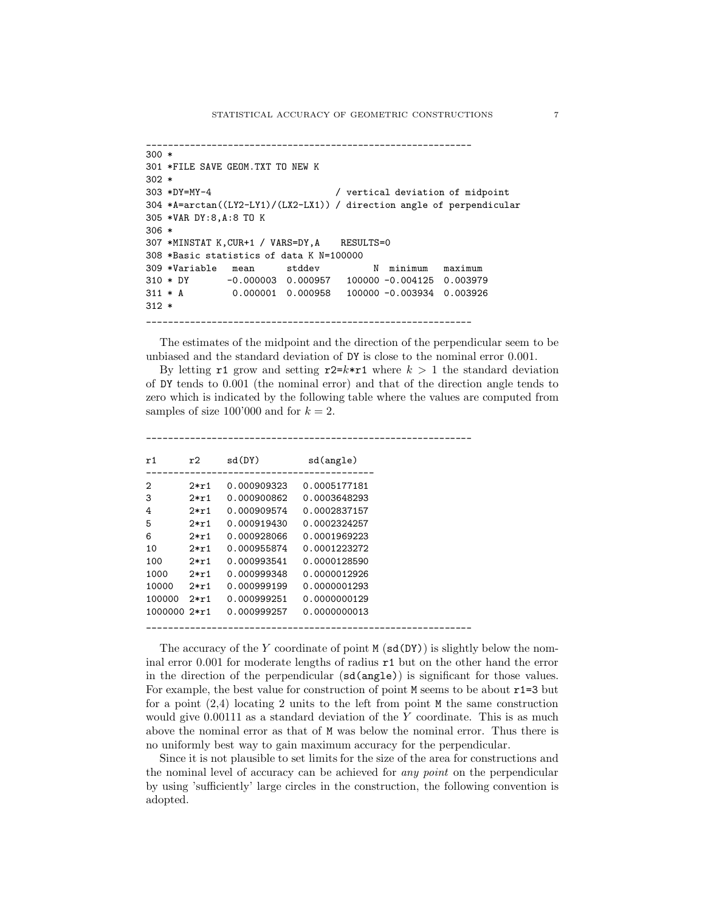```
------------------------------------------------------------
300 *
301 *FILE SAVE GEOM.TXT TO NEW K
302 *
303 *DY=MY-4                          / vertical deviation of midpoint
304 *A=arctan((LY2-LY1)/(LX2-LX1)) / direction angle of perpendicular
305 *VAR DY:8,A:8 TO K
306 *
307 *MINSTAT K,CUR+1 / VARS=DY,A    RESULTS=0
308 *Basic statistics of data K N=100000
309 *Variable   mean      stddev          N  minimum   maximum
310 * DY       -0.000003  0.000957   100000 -0.004125  0.003979
311 * A         0.000001  0.000958   100000 -0.003934  0.003926
312 *
------------------------------------------------------------
```

The estimates of the midpoint and the direction of the perpendicular seem to be unbiased and the standard deviation of `DY` is close to the nominal error 0.001.

By letting `r1` grow and setting `r2=`$k$`*r1` where $k > 1$ the standard deviation of `DY` tends to 0.001 (the nominal error) and that of the direction angle tends to zero which is indicated by the following table where the values are computed from samples of size 100'000 and for $k = 2$.

| r1 | r2 | sd(DY) | sd(angle) |
|---|---|---|---|
| 2 | 2*r1 | 0.000909323 | 0.0005177181 |
| 3 | 2*r1 | 0.000900862 | 0.0003648293 |
| 4 | 2*r1 | 0.000909574 | 0.0002837157 |
| 5 | 2*r1 | 0.000919430 | 0.0002324257 |
| 6 | 2*r1 | 0.000928066 | 0.0001969223 |
| 10 | 2*r1 | 0.000955874 | 0.0001223272 |
| 100 | 2*r1 | 0.000993541 | 0.0000128590 |
| 1000 | 2*r1 | 0.000999348 | 0.0000012926 |
| 10000 | 2*r1 | 0.000999199 | 0.0000001293 |
| 100000 | 2*r1 | 0.000999251 | 0.0000000129 |
| 1000000 | 2*r1 | 0.000999257 | 0.0000000013 |

The accuracy of the $Y$ coordinate of point `M` (`sd(DY)`) is slightly below the nominal error 0.001 for moderate lengths of radius `r1` but on the other hand the error in the direction of the perpendicular (`sd(angle)`) is significant for those values. For example, the best value for construction of point `M` seems to be about `r1=3` but for a point (2,4) locating 2 units to the left from point `M` the same construction would give 0.00111 as a standard deviation of the $Y$ coordinate. This is as much above the nominal error as that of `M` was below the nominal error. Thus there is no uniformly best way to gain maximum accuracy for the perpendicular.

Since it is not plausible to set limits for the size of the area for constructions and the nominal level of accuracy can be achieved for *any point* on the perpendicular by using 'sufficiently' large circles in the construction, the following convention is adopted.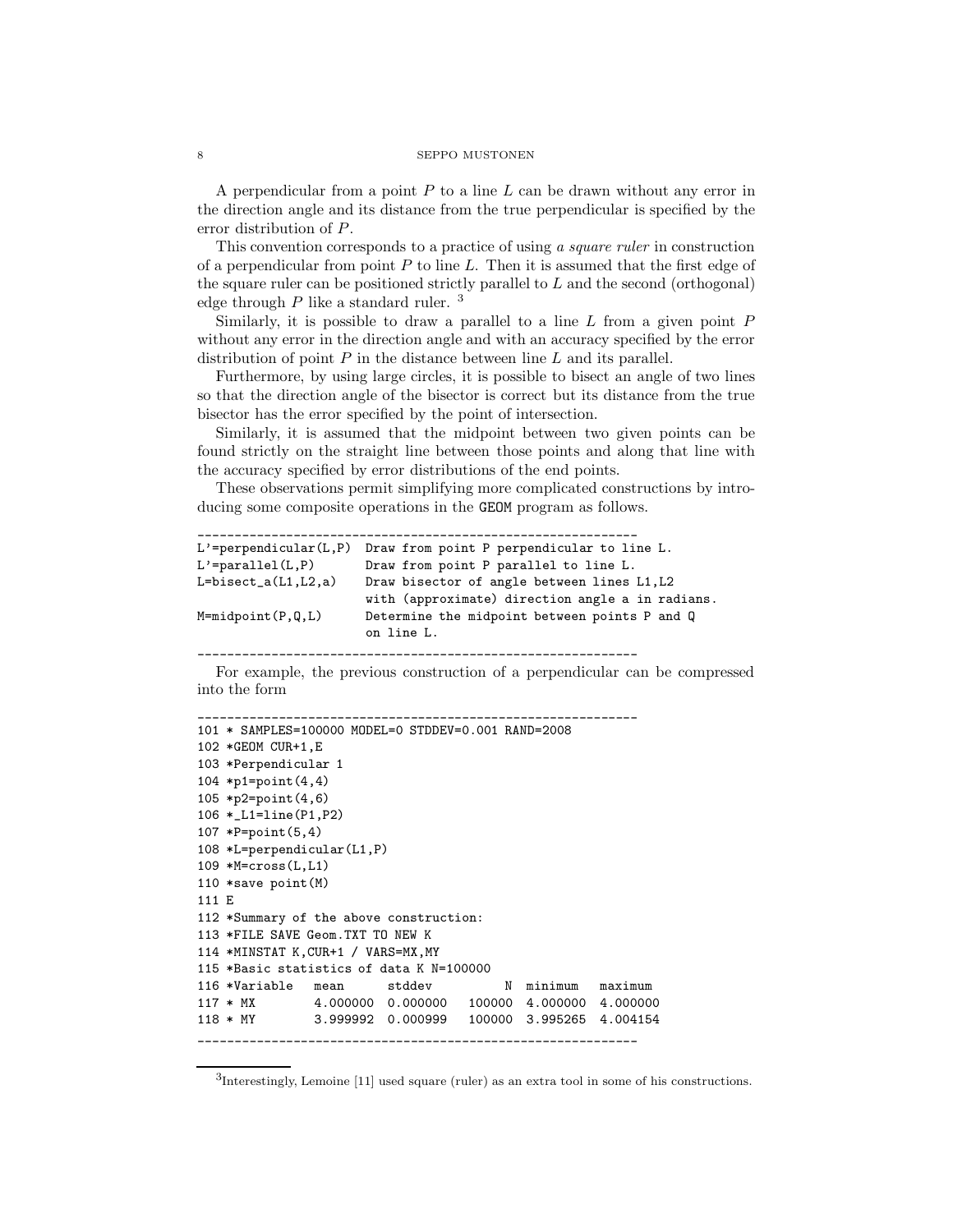A perpendicular from a point $P$ to a line $L$ can be drawn without any error in the direction angle and its distance from the true perpendicular is specified by the error distribution of $P$.

This convention corresponds to a practice of using *a square ruler* in construction of a perpendicular from point $P$ to line $L$. Then it is assumed that the first edge of the square ruler can be positioned strictly parallel to $L$ and the second (orthogonal) edge through $P$ like a standard ruler. [3]

Similarly, it is possible to draw a parallel to a line $L$ from a given point $P$ without any error in the direction angle and with an accuracy specified by the error distribution of point $P$ in the distance between line $L$ and its parallel.

Furthermore, by using large circles, it is possible to bisect an angle of two lines so that the direction angle of the bisector is correct but its distance from the true bisector has the error specified by the point of intersection.

Similarly, it is assumed that the midpoint between two given points can be found strictly on the straight line between those points and along that line with the accuracy specified by error distributions of the end points.

These observations permit simplifying more complicated constructions by introducing some composite operations in the GEOM program as follows.

```
____________________________________________________________
L'=perpendicular(L,P)  Draw from point P perpendicular to line L.
L'=parallel(L,P)       Draw from point P parallel to line L.
L=bisect_a(L1,L2,a)    Draw bisector of angle between lines L1,L2
                       with (approximate) direction angle a in radians.
M=midpoint(P,Q,L)      Determine the midpoint between points P and Q
                       on line L.
____________________________________________________________
```

For example, the previous construction of a perpendicular can be compressed into the form

```
____________________________________________________________
101 * SAMPLES=100000 MODEL=0 STDDEV=0.001 RAND=2008
102 *GEOM CUR+1,E
103 *Perpendicular 1
104 *p1=point(4,4)
105 *p2=point(4,6)
106 *_L1=line(P1,P2)
107 *P=point(5,4)
108 *L=perpendicular(L1,P)
109 *M=cross(L,L1)
110 *save point(M)
111 E
112 *Summary of the above construction:
113 *FILE SAVE Geom.TXT TO NEW K
114 *MINSTAT K,CUR+1 / VARS=MX,MY
115 *Basic statistics of data K N=100000
116 *Variable   mean      stddev          N  minimum   maximum
117 * MX        4.000000  0.000000   100000  4.000000  4.000000
118 * MY        3.999992  0.000999   100000  3.995265  4.004154
____________________________________________________________
```

[3] Interestingly, Lemoine [11] used square (ruler) as an extra tool in some of his constructions.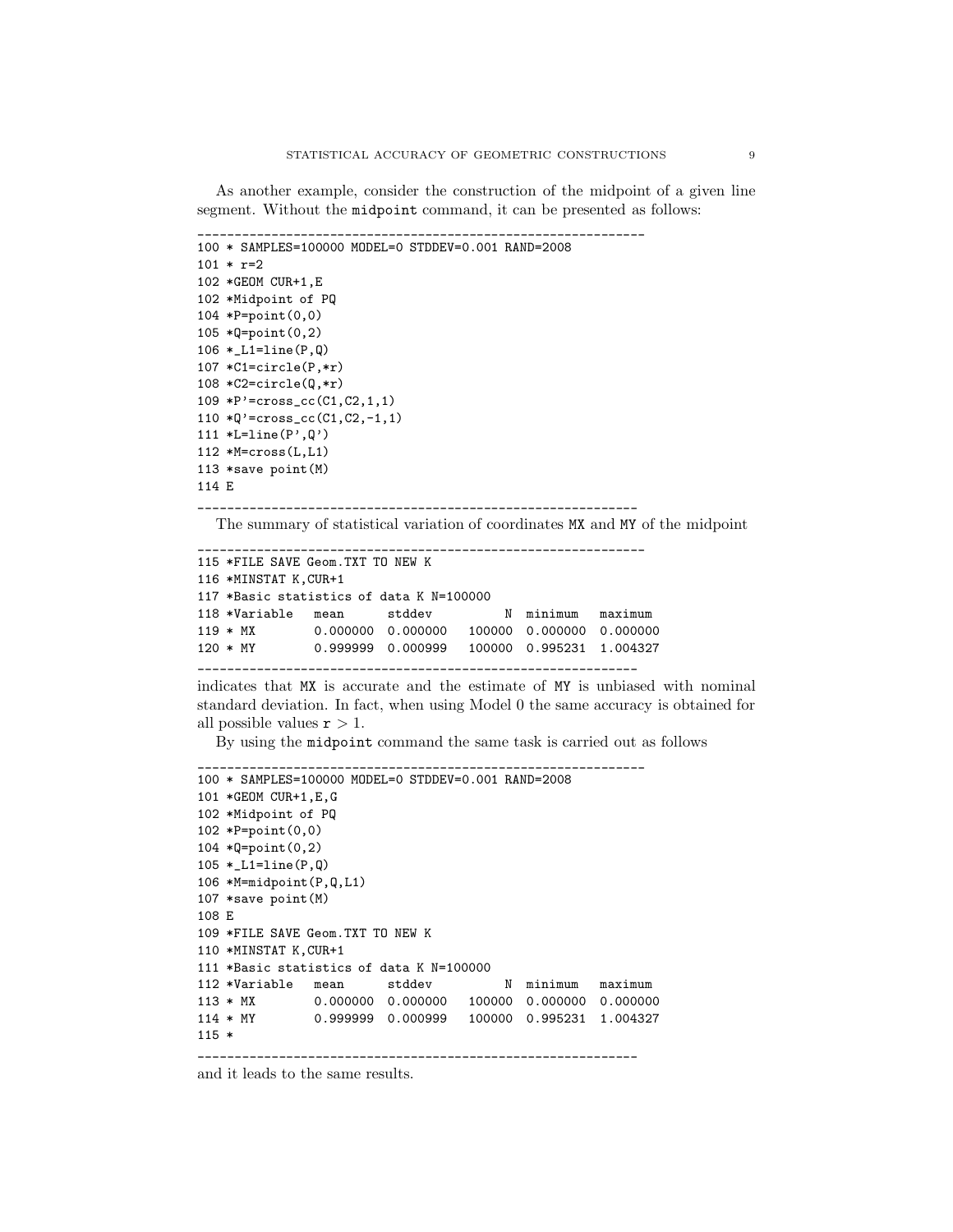As another example, consider the construction of the midpoint of a given line segment. Without the midpoint command, it can be presented as follows:

```
100 * SAMPLES=100000 MODEL=0 STDDEV=0.001 RAND=2008
101 * r=2
102 *GEOM CUR+1,E
102 *Midpoint of PQ
104 *P=point(0,0)
105 *Q=point(0,2)
106 *_L1=line(P,Q)
107 *C1=circle(P,*r)
108 *C2=circle(Q,*r)
109 *P'=cross_cc(C1,C2,1,1)
110 *Q'=cross_cc(C1,C2,-1,1)
111 *L=line(P',Q')
112 *M=cross(L,L1)
113 *save point(M)
114 E
```

The summary of statistical variation of coordinates MX and MY of the midpoint

```
115 *FILE SAVE Geom.TXT TO NEW K
116 *MINSTAT K,CUR+1
117 *Basic statistics of data K N=100000
118 *Variable   mean      stddev          N  minimum   maximum
119 * MX        0.000000  0.000000   100000  0.000000  0.000000
120 * MY        0.999999  0.000999   100000  0.995231  1.004327
```

indicates that MX is accurate and the estimate of MY is unbiased with nominal standard deviation. In fact, when using Model 0 the same accuracy is obtained for all possible values r $> 1$.

By using the midpoint command the same task is carried out as follows

```
100 * SAMPLES=100000 MODEL=0 STDDEV=0.001 RAND=2008
101 *GEOM CUR+1,E,G
102 *Midpoint of PQ
102 *P=point(0,0)
104 *Q=point(0,2)
105 *_L1=line(P,Q)
106 *M=midpoint(P,Q,L1)
107 *save point(M)
108 E
109 *FILE SAVE Geom.TXT TO NEW K
110 *MINSTAT K,CUR+1
111 *Basic statistics of data K N=100000
112 *Variable   mean      stddev          N  minimum   maximum
113 * MX        0.000000  0.000000   100000  0.000000  0.000000
114 * MY        0.999999  0.000999   100000  0.995231  1.004327
115 *
```

and it leads to the same results.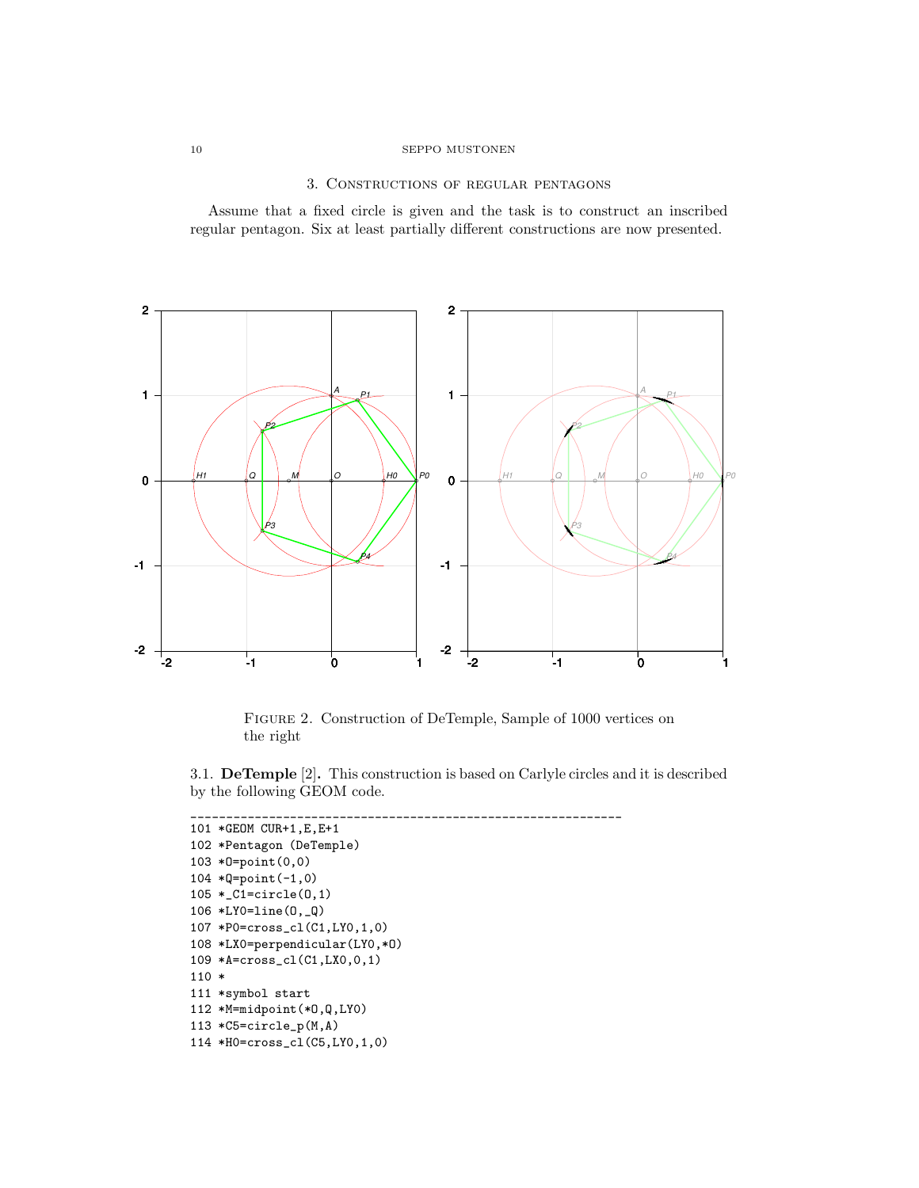## 3. Constructions of regular pentagons

Assume that a fixed circle is given and the task is to construct an inscribed regular pentagon. Six at least partially different constructions are now presented.

Figure 2. Construction of DeTemple, Sample of 1000 vertices on the right

3.1. **DeTemple** [2]**.** This construction is based on Carlyle circles and it is described by the following GEOM code.

```
____________________________________________________________
101 *GEOM CUR+1,E,E+1
102 *Pentagon (DeTemple)
103 *O=point(0,0)
104 *Q=point(-1,0)
105 *_C1=circle(O,1)
106 *LY0=line(O,_Q)
107 *P0=cross_cl(C1,LY0,1,0)
108 *LX0=perpendicular(LY0,*O)
109 *A=cross_cl(C1,LX0,0,1)
110 *
111 *symbol start
112 *M=midpoint(*O,Q,LY0)
113 *C5=circle_p(M,A)
114 *H0=cross_cl(C5,LY0,1,0)
```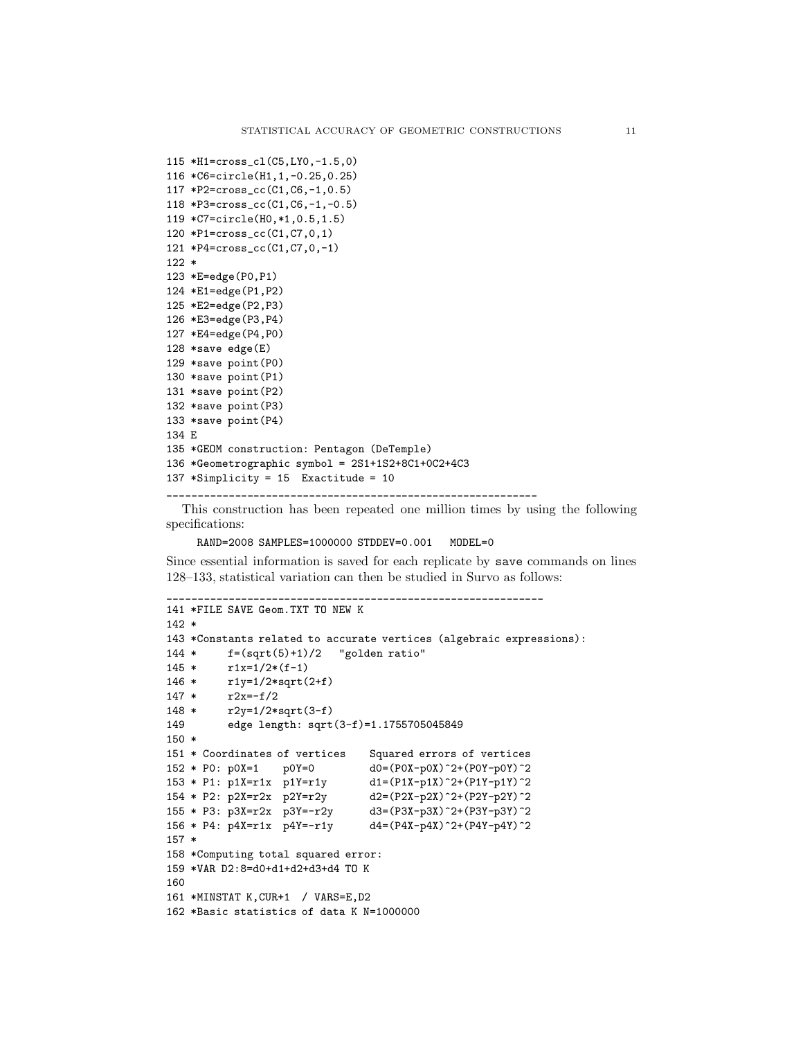```
115 *H1=cross_cl(C5,LY0,-1.5,0)
116 *C6=circle(H1,1,-0.25,0.25)
117 *P2=cross_cc(C1,C6,-1,0.5)
118 *P3=cross_cc(C1,C6,-1,-0.5)
119 *C7=circle(H0,*1,0.5,1.5)
120 *P1=cross_cc(C1,C7,0,1)
121 *P4=cross_cc(C1,C7,0,-1)
122 *
123 *E=edge(P0,P1)
124 *E1=edge(P1,P2)
125 *E2=edge(P2,P3)
126 *E3=edge(P3,P4)
127 *E4=edge(P4,P0)
128 *save edge(E)
129 *save point(P0)
130 *save point(P1)
131 *save point(P2)
132 *save point(P3)
133 *save point(P4)
134 E
135 *GEOM construction: Pentagon (DeTemple)
136 *Geometrographic symbol = 2S1+1S2+8C1+0C2+4C3
137 *Simplicity = 15  Exactitude = 10
____________________________________________________________
```

This construction has been repeated one million times by using the following specifications:

```
RAND=2008 SAMPLES=1000000 STDDEV=0.001   MODEL=0
```

Since essential information is saved for each replicate by `save` commands on lines 128–133, statistical variation can then be studied in Survo as follows:

```
____________________________________________________________
141 *FILE SAVE Geom.TXT TO NEW K
142 *
143 *Constants related to accurate vertices (algebraic expressions):
144 *     f=(sqrt(5)+1)/2   "golden ratio"
145 *     r1x=1/2*(f-1)
146 *     r1y=1/2*sqrt(2+f)
147 *     r2x=-f/2
148 *     r2y=1/2*sqrt(3-f)
149       edge length: sqrt(3-f)=1.1755705045849
150 *
151 * Coordinates of vertices    Squared errors of vertices
152 * P0: p0X=1    p0Y=0         d0=(P0X-p0X)^2+(P0Y-p0Y)^2
153 * P1: p1X=r1x  p1Y=r1y       d1=(P1X-p1X)^2+(P1Y-p1Y)^2
154 * P2: p2X=r2x  p2Y=r2y       d2=(P2X-p2X)^2+(P2Y-p2Y)^2
155 * P3: p3X=r2x  p3Y=-r2y      d3=(P3X-p3X)^2+(P3Y-p3Y)^2
156 * P4: p4X=r1x  p4Y=-r1y      d4=(P4X-p4X)^2+(P4Y-p4Y)^2
157 *
158 *Computing total squared error:
159 *VAR D2:8=d0+d1+d2+d3+d4 TO K
160
161 *MINSTAT K,CUR+1  / VARS=E,D2
162 *Basic statistics of data K N=1000000
```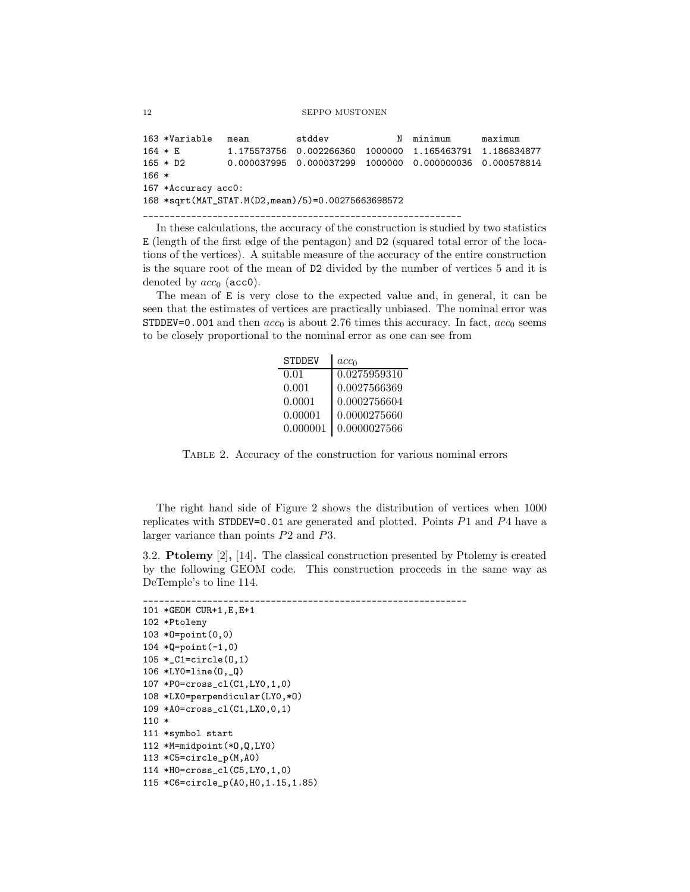```
163 *Variable   mean         stddev            N  minimum      maximum
164 * E         1.175573756  0.002266360  1000000  1.165463791  1.186834877
165 * D2        0.000037995  0.000037299  1000000  0.000000036  0.000578814
166 *
167 *Accuracy acc0:
168 *sqrt(MAT_STAT.M(D2,mean)/5)=0.00275663698572
```

---

In these calculations, the accuracy of the construction is studied by two statistics E (length of the first edge of the pentagon) and D2 (squared total error of the locations of the vertices). A suitable measure of the accuracy of the entire construction is the square root of the mean of D2 divided by the number of vertices 5 and it is denoted by $acc_0$ (acc0).

The mean of E is very close to the expected value and, in general, it can be seen that the estimates of vertices are practically unbiased. The nominal error was STDDEV=0.001 and then $acc_0$ is about 2.76 times this accuracy. In fact, $acc_0$ seems to be closely proportional to the nominal error as one can see from

| STDDEV | $acc_0$ |
|---|---|
| 0.01 | 0.0275959310 |
| 0.001 | 0.0027566369 |
| 0.0001 | 0.0002756604 |
| 0.00001 | 0.0000275660 |
| 0.000001 | 0.0000027566 |

Table 2. Accuracy of the construction for various nominal errors

The right hand side of Figure 2 shows the distribution of vertices when 1000 replicates with STDDEV=0.01 are generated and plotted. Points $P1$ and $P4$ have a larger variance than points $P2$ and $P3$.

3.2. **Ptolemy** [2], [14]**.** The classical construction presented by Ptolemy is created by the following GEOM code. This construction proceeds in the same way as DeTemple's to line 114.

```
101 *GEOM CUR+1,E,E+1
102 *Ptolemy
103 *O=point(0,0)
104 *Q=point(-1,0)
105 *_C1=circle(O,1)
106 *LY0=line(O,_Q)
107 *P0=cross_cl(C1,LY0,1,0)
108 *LX0=perpendicular(LY0,*O)
109 *A0=cross_cl(C1,LX0,0,1)
110 *
111 *symbol start
112 *M=midpoint(*O,Q,LY0)
113 *C5=circle_p(M,A0)
114 *H0=cross_cl(C5,LY0,1,0)
115 *C6=circle_p(A0,H0,1.15,1.85)
```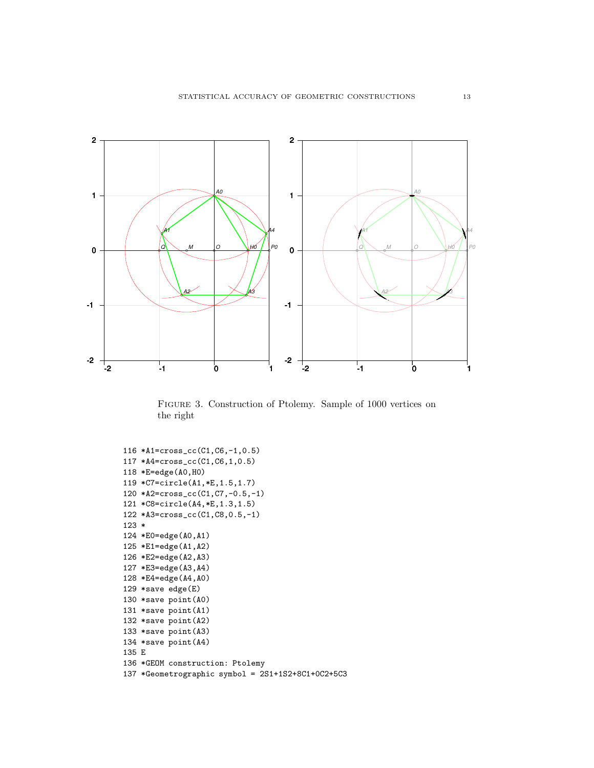FIGURE 3. Construction of Ptolemy. Sample of 1000 vertices on the right

```
116 *A1=cross_cc(C1,C6,-1,0.5)
117 *A4=cross_cc(C1,C6,1,0.5)
118 *E=edge(A0,H0)
119 *C7=circle(A1,*E,1.5,1.7)
120 *A2=cross_cc(C1,C7,-0.5,-1)
121 *C8=circle(A4,*E,1.3,1.5)
122 *A3=cross_cc(C1,C8,0.5,-1)
123 *
124 *E0=edge(A0,A1)
125 *E1=edge(A1,A2)
126 *E2=edge(A2,A3)
127 *E3=edge(A3,A4)
128 *E4=edge(A4,A0)
129 *save edge(E)
130 *save point(A0)
131 *save point(A1)
132 *save point(A2)
133 *save point(A3)
134 *save point(A4)
135 E
136 *GEOM construction: Ptolemy
137 *Geometrographic symbol = 2S1+1S2+8C1+0C2+5C3
```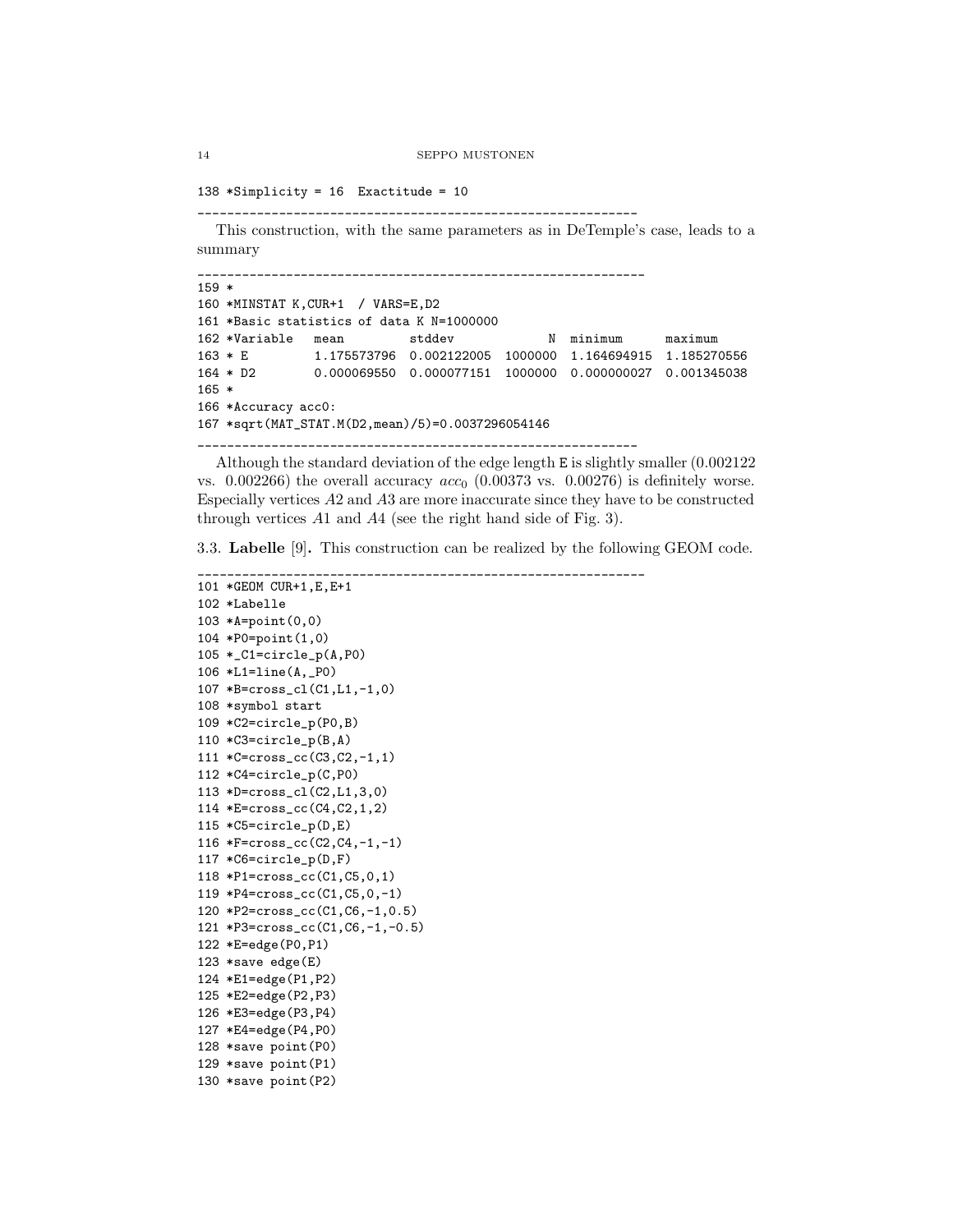```
138 *Simplicity = 16  Exactitude = 10
______________________________________________________________
```

This construction, with the same parameters as in DeTemple's case, leads to a summary

```
______________________________________________________________
159 *
160 *MINSTAT K,CUR+1  / VARS=E,D2
161 *Basic statistics of data K N=1000000
162 *Variable   mean         stddev             N  minimum      maximum
163 * E         1.175573796  0.002122005  1000000  1.164694915  1.185270556
164 * D2        0.000069550  0.000077151  1000000  0.000000027  0.001345038
165 *
166 *Accuracy acc0:
167 *sqrt(MAT_STAT.M(D2,mean)/5)=0.0037296054146
______________________________________________________________
```

Although the standard deviation of the edge length `E` is slightly smaller (0.002122 vs. 0.002266) the overall accuracy $acc_0$ (0.00373 vs. 0.00276) is definitely worse. Especially vertices $A2$ and $A3$ are more inaccurate since they have to be constructed through vertices $A1$ and $A4$ (see the right hand side of Fig. 3).

### 3.3. **Labelle** [9].

This construction can be realized by the following GEOM code.

```
______________________________________________________________
101 *GEOM CUR+1,E,E+1
102 *Labelle
103 *A=point(0,0)
104 *P0=point(1,0)
105 *_C1=circle_p(A,P0)
106 *L1=line(A,_P0)
107 *B=cross_cl(C1,L1,-1,0)
108 *symbol start
109 *C2=circle_p(P0,B)
110 *C3=circle_p(B,A)
111 *C=cross_cc(C3,C2,-1,1)
112 *C4=circle_p(C,P0)
113 *D=cross_cl(C2,L1,3,0)
114 *E=cross_cc(C4,C2,1,2)
115 *C5=circle_p(D,E)
116 *F=cross_cc(C2,C4,-1,-1)
117 *C6=circle_p(D,F)
118 *P1=cross_cc(C1,C5,0,1)
119 *P4=cross_cc(C1,C5,0,-1)
120 *P2=cross_cc(C1,C6,-1,0.5)
121 *P3=cross_cc(C1,C6,-1,-0.5)
122 *E=edge(P0,P1)
123 *save edge(E)
124 *E1=edge(P1,P2)
125 *E2=edge(P2,P3)
126 *E3=edge(P3,P4)
127 *E4=edge(P4,P0)
128 *save point(P0)
129 *save point(P1)
130 *save point(P2)
```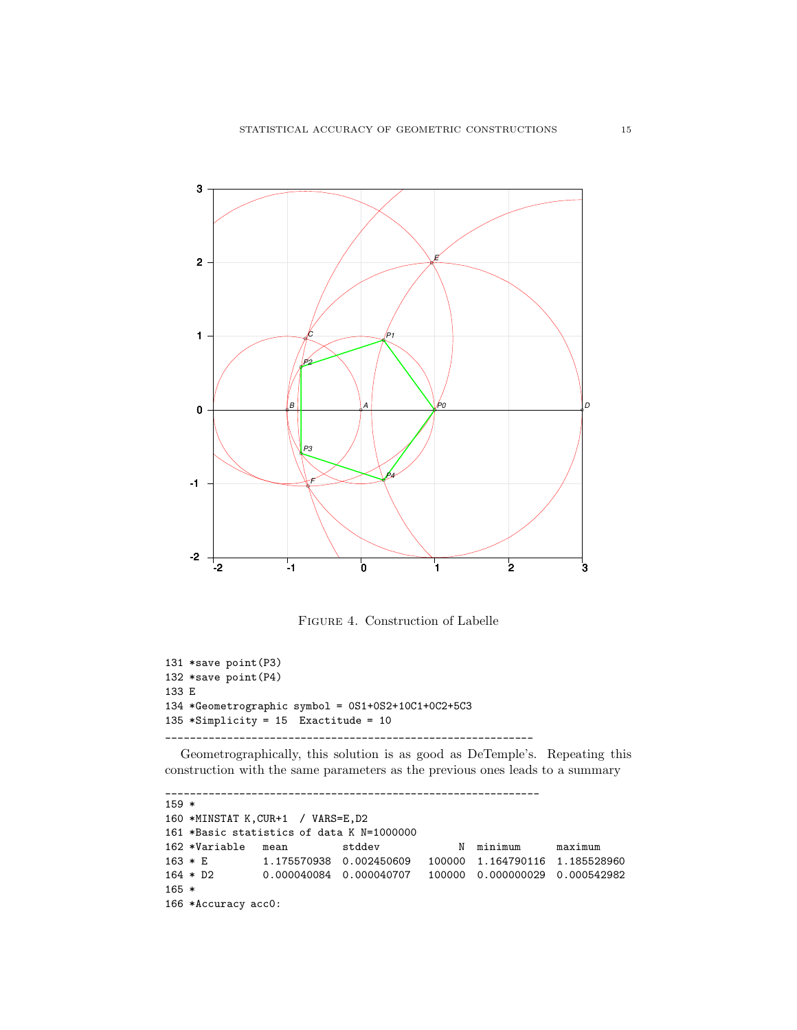Figure 4. Construction of Labelle

```
131 *save point(P3)
132 *save point(P4)
133 E
134 *Geometrographic symbol = 0S1+0S2+10C1+0C2+5C3
135 *Simplicity = 15  Exactitude = 10
-------------------------------------------------------------
```

Geometrographically, this solution is as good as DeTemple's. Repeating this construction with the same parameters as the previous ones leads to a summary

```
-------------------------------------------------------------
159 *
160 *MINSTAT K,CUR+1  / VARS=E,D2
161 *Basic statistics of data K N=1000000
162 *Variable   mean         stddev            N  minimum      maximum
163 * E         1.175570938  0.002450609   100000  1.164790116  1.185528960
164 * D2        0.000040084  0.000040707   100000  0.000000029  0.000542982
165 *
166 *Accuracy acc0:
```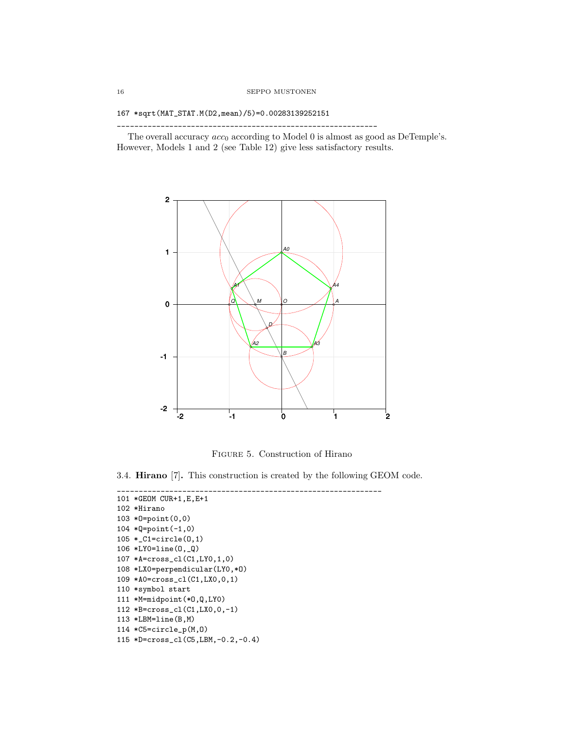```
167 *sqrt(MAT_STAT.M(D2,mean)/5)=0.00283139252151
_____________________________________________________________
```

The overall accuracy $acc_0$ according to Model 0 is almost as good as DeTemple's. However, Models 1 and 2 (see Table 12) give less satisfactory results.

Figure 5. Construction of Hirano

3.4. **Hirano** [7]. This construction is created by the following GEOM code.

```
_____________________________________________________________
101 *GEOM CUR+1,E,E+1
102 *Hirano
103 *O=point(0,0)
104 *Q=point(-1,0)
105 *_C1=circle(O,1)
106 *LY0=line(O,_Q)
107 *A=cross_cl(C1,LY0,1,0)
108 *LX0=perpendicular(LY0,*O)
109 *A0=cross_cl(C1,LX0,0,1)
110 *symbol start
111 *M=midpoint(*O,Q,LY0)
112 *B=cross_cl(C1,LX0,0,-1)
113 *LBM=line(B,M)
114 *C5=circle_p(M,O)
115 *D=cross_cl(C5,LBM,-0.2,-0.4)
```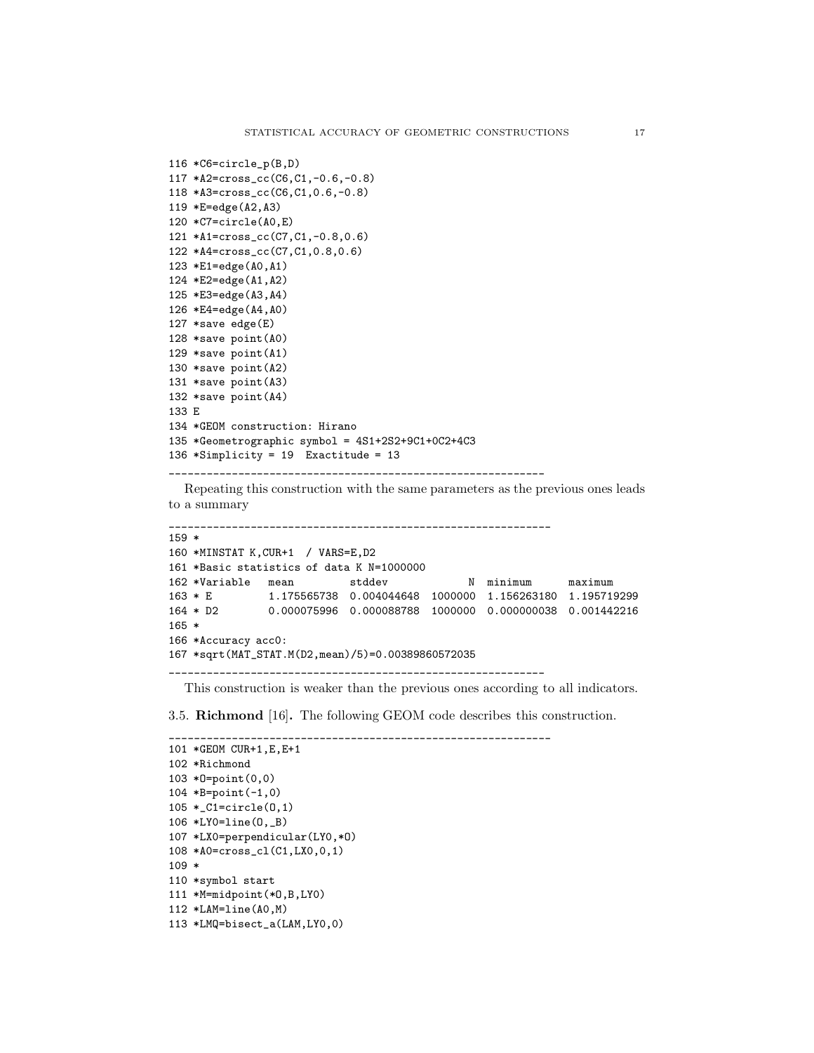```
116 *C6=circle_p(B,D)
117 *A2=cross_cc(C6,C1,-0.6,-0.8)
118 *A3=cross_cc(C6,C1,0.6,-0.8)
119 *E=edge(A2,A3)
120 *C7=circle(A0,E)
121 *A1=cross_cc(C7,C1,-0.8,0.6)
122 *A4=cross_cc(C7,C1,0.8,0.6)
123 *E1=edge(A0,A1)
124 *E2=edge(A1,A2)
125 *E3=edge(A3,A4)
126 *E4=edge(A4,A0)
127 *save edge(E)
128 *save point(A0)
129 *save point(A1)
130 *save point(A2)
131 *save point(A3)
132 *save point(A4)
133 E
134 *GEOM construction: Hirano
135 *Geometrographic symbol = 4S1+2S2+9C1+0C2+4C3
136 *Simplicity = 19  Exactitude = 13
```

Repeating this construction with the same parameters as the previous ones leads to a summary

```
159 *
160 *MINSTAT K,CUR+1  / VARS=E,D2
161 *Basic statistics of data K N=1000000
162 *Variable   mean         stddev            N  minimum      maximum
163 * E         1.175565738  0.004044648  1000000  1.156263180  1.195719299
164 * D2        0.000075996  0.000088788  1000000  0.000000038  0.001442216
165 *
166 *Accuracy acc0:
167 *sqrt(MAT_STAT.M(D2,mean)/5)=0.00389860572035
```

This construction is weaker than the previous ones according to all indicators.

### 3.5. **Richmond** [16].

The following GEOM code describes this construction.

```
101 *GEOM CUR+1,E,E+1
102 *Richmond
103 *O=point(0,0)
104 *B=point(-1,0)
105 *_C1=circle(O,1)
106 *LY0=line(O,_B)
107 *LX0=perpendicular(LY0,*O)
108 *A0=cross_cl(C1,LX0,0,1)
109 *
110 *symbol start
111 *M=midpoint(*O,B,LY0)
112 *LAM=line(A0,M)
113 *LMQ=bisect_a(LAM,LY0,0)
```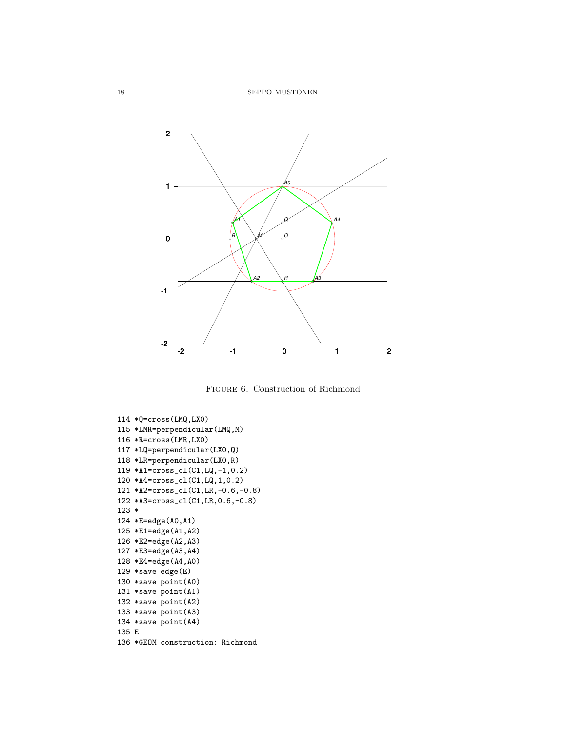Figure 6. Construction of Richmond

```
114 *Q=cross(LMQ,LX0)
115 *LMR=perpendicular(LMQ,M)
116 *R=cross(LMR,LX0)
117 *LQ=perpendicular(LX0,Q)
118 *LR=perpendicular(LX0,R)
119 *A1=cross_cl(C1,LQ,-1,0.2)
120 *A4=cross_cl(C1,LQ,1,0.2)
121 *A2=cross_cl(C1,LR,-0.6,-0.8)
122 *A3=cross_cl(C1,LR,0.6,-0.8)
123 *
124 *E=edge(A0,A1)
125 *E1=edge(A1,A2)
126 *E2=edge(A2,A3)
127 *E3=edge(A3,A4)
128 *E4=edge(A4,A0)
129 *save edge(E)
130 *save point(A0)
131 *save point(A1)
132 *save point(A2)
133 *save point(A3)
134 *save point(A4)
135 E
136 *GEOM construction: Richmond
```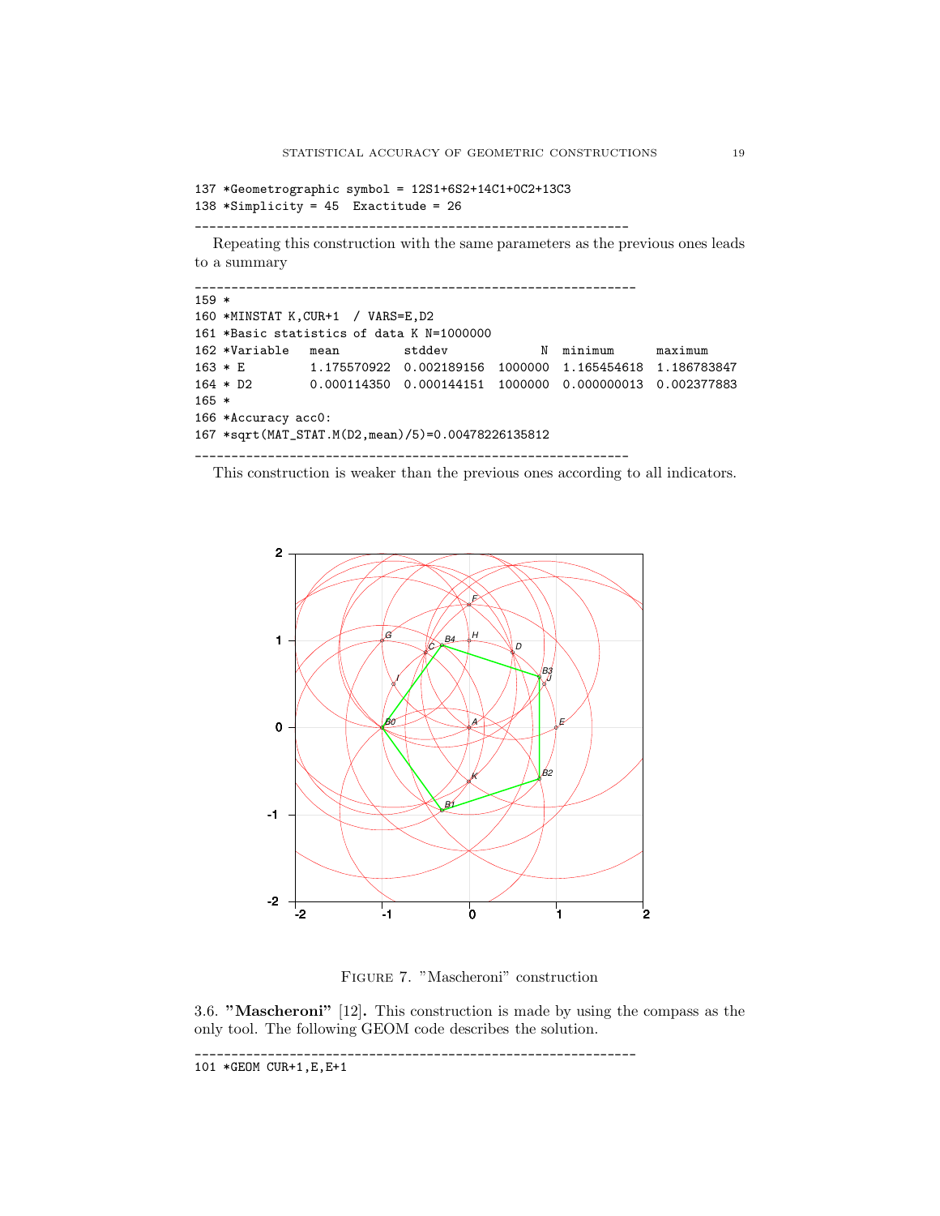```
137 *Geometrographic symbol = 12S1+6S2+14C1+0C2+13C3
138 *Simplicity = 45  Exactitude = 26
```

---

Repeating this construction with the same parameters as the previous ones leads to a summary

---

```
159 *
160 *MINSTAT K,CUR+1  / VARS=E,D2
161 *Basic statistics of data K N=1000000
162 *Variable   mean         stddev             N  minimum      maximum
163 * E         1.175570922  0.002189156  1000000  1.165454618  1.186783847
164 * D2        0.000114350  0.000144151  1000000  0.000000013  0.002377883
165 *
166 *Accuracy acc0:
167 *sqrt(MAT_STAT.M(D2,mean)/5)=0.00478226135812
```

---

This construction is weaker than the previous ones according to all indicators.

Figure 7. "Mascheroni" construction

3.6. **"Mascheroni"** [12]**.** This construction is made by using the compass as the only tool. The following GEOM code describes the solution.

---

```
101 *GEOM CUR+1,E,E+1
```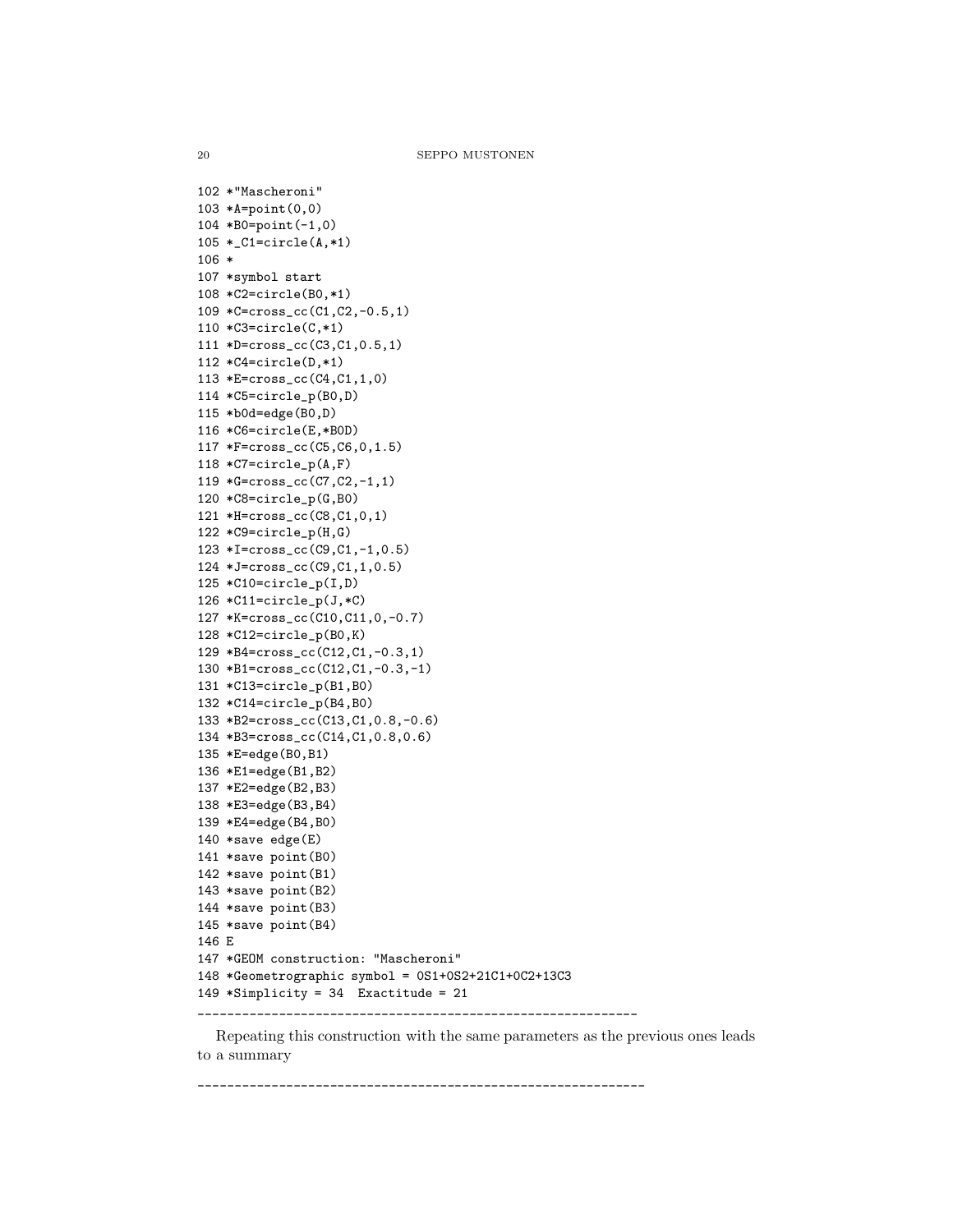```
102 *"Mascheroni"
103 *A=point(0,0)
104 *B0=point(-1,0)
105 *_C1=circle(A,*1)
106 *
107 *symbol start
108 *C2=circle(B0,*1)
109 *C=cross_cc(C1,C2,-0.5,1)
110 *C3=circle(C,*1)
111 *D=cross_cc(C3,C1,0.5,1)
112 *C4=circle(D,*1)
113 *E=cross_cc(C4,C1,1,0)
114 *C5=circle_p(B0,D)
115 *b0d=edge(B0,D)
116 *C6=circle(E,*B0D)
117 *F=cross_cc(C5,C6,0,1.5)
118 *C7=circle_p(A,F)
119 *G=cross_cc(C7,C2,-1,1)
120 *C8=circle_p(G,B0)
121 *H=cross_cc(C8,C1,0,1)
122 *C9=circle_p(H,G)
123 *I=cross_cc(C9,C1,-1,0.5)
124 *J=cross_cc(C9,C1,1,0.5)
125 *C10=circle_p(I,D)
126 *C11=circle_p(J,*C)
127 *K=cross_cc(C10,C11,0,-0.7)
128 *C12=circle_p(B0,K)
129 *B4=cross_cc(C12,C1,-0.3,1)
130 *B1=cross_cc(C12,C1,-0.3,-1)
131 *C13=circle_p(B1,B0)
132 *C14=circle_p(B4,B0)
133 *B2=cross_cc(C13,C1,0.8,-0.6)
134 *B3=cross_cc(C14,C1,0.8,0.6)
135 *E=edge(B0,B1)
136 *E1=edge(B1,B2)
137 *E2=edge(B2,B3)
138 *E3=edge(B3,B4)
139 *E4=edge(B4,B0)
140 *save edge(E)
141 *save point(B0)
142 *save point(B1)
143 *save point(B2)
144 *save point(B3)
145 *save point(B4)
146 E
147 *GEOM construction: "Mascheroni"
148 *Geometrographic symbol = 0S1+0S2+21C1+0C2+13C3
149 *Simplicity = 34  Exactitude = 21
```

---

Repeating this construction with the same parameters as the previous ones leads to a summary

---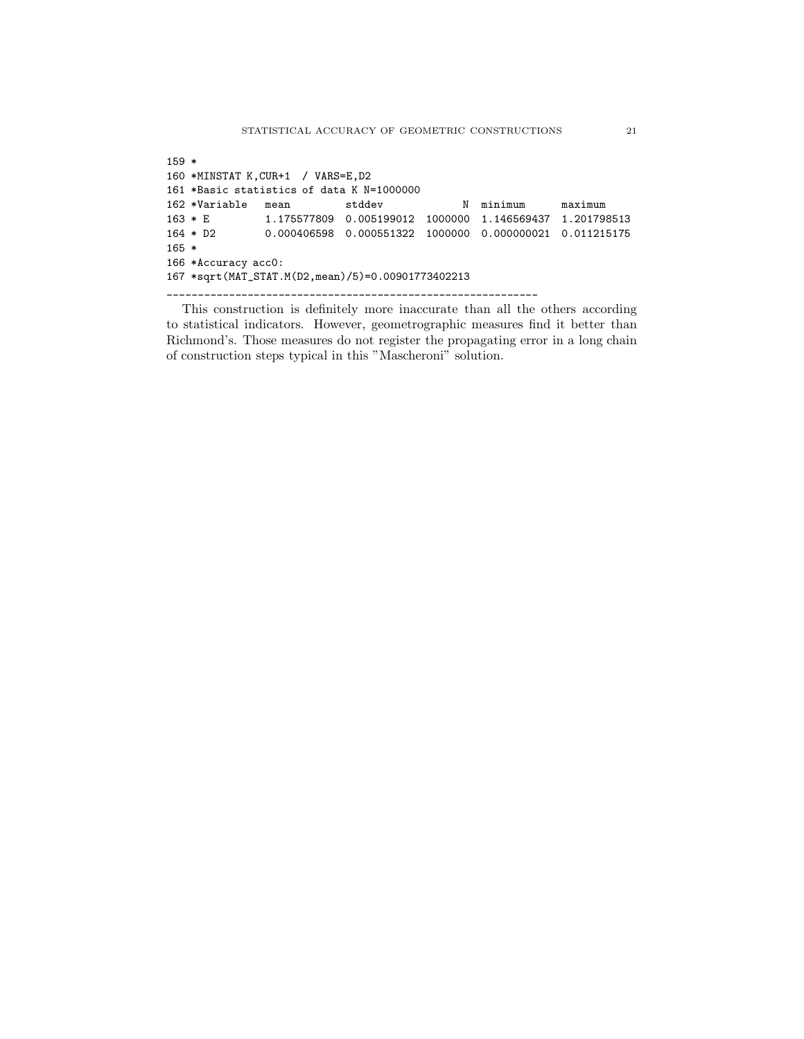```
159 *
160 *MINSTAT K,CUR+1  / VARS=E,D2
161 *Basic statistics of data K N=1000000
162 *Variable   mean         stddev            N  minimum      maximum
163 * E         1.175577809  0.005199012  1000000  1.146569437  1.201798513
164 * D2        0.000406598  0.000551322  1000000  0.000000021  0.011215175
165 *
166 *Accuracy acc0:
167 *sqrt(MAT_STAT.M(D2,mean)/5)=0.00901773402213
-------------------------------------------------------------
```

This construction is definitely more inaccurate than all the others according to statistical indicators. However, geometrographic measures find it better than Richmond's. Those measures do not register the propagating error in a long chain of construction steps typical in this "Mascheroni" solution.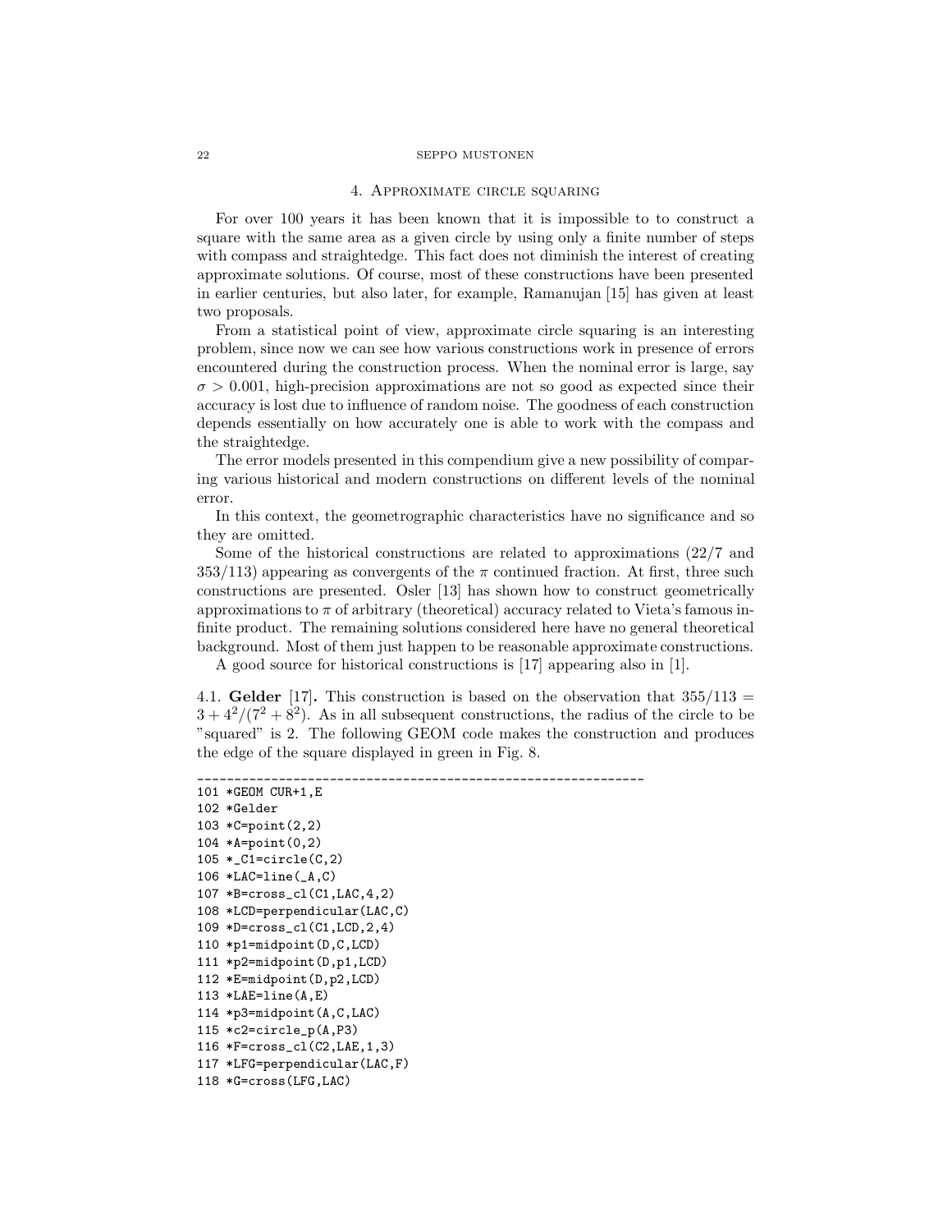## 4. Approximate circle squaring

For over 100 years it has been known that it is impossible to to construct a square with the same area as a given circle by using only a finite number of steps with compass and straightedge. This fact does not diminish the interest of creating approximate solutions. Of course, most of these constructions have been presented in earlier centuries, but also later, for example, Ramanujan [15] has given at least two proposals.

From a statistical point of view, approximate circle squaring is an interesting problem, since now we can see how various constructions work in presence of errors encountered during the construction process. When the nominal error is large, say $\sigma > 0.001$, high-precision approximations are not so good as expected since their accuracy is lost due to influence of random noise. The goodness of each construction depends essentially on how accurately one is able to work with the compass and the straightedge.

The error models presented in this compendium give a new possibility of comparing various historical and modern constructions on different levels of the nominal error.

In this context, the geometrographic characteristics have no significance and so they are omitted.

Some of the historical constructions are related to approximations (22/7 and 353/113) appearing as convergents of the $\pi$ continued fraction. At first, three such constructions are presented. Osler [13] has shown how to construct geometrically approximations to $\pi$ of arbitrary (theoretical) accuracy related to Vieta's famous infinite product. The remaining solutions considered here have no general theoretical background. Most of them just happen to be reasonable approximate constructions.

A good source for historical constructions is [17] appearing also in [1].

4.1. **Gelder** [17]**.** This construction is based on the observation that $355/113 = 3 + 4^2/(7^2 + 8^2)$. As in all subsequent constructions, the radius of the circle to be "squared" is 2. The following GEOM code makes the construction and produces the edge of the square displayed in green in Fig. 8.

```
_____________________________________________________________
101 *GEOM CUR+1,E
102 *Gelder
103 *C=point(2,2)
104 *A=point(0,2)
105 *_C1=circle(C,2)
106 *LAC=line(_A,C)
107 *B=cross_cl(C1,LAC,4,2)
108 *LCD=perpendicular(LAC,C)
109 *D=cross_cl(C1,LCD,2,4)
110 *p1=midpoint(D,C,LCD)
111 *p2=midpoint(D,p1,LCD)
112 *E=midpoint(D,p2,LCD)
113 *LAE=line(A,E)
114 *p3=midpoint(A,C,LAC)
115 *c2=circle_p(A,P3)
116 *F=cross_cl(C2,LAE,1,3)
117 *LFG=perpendicular(LAC,F)
118 *G=cross(LFG,LAC)
```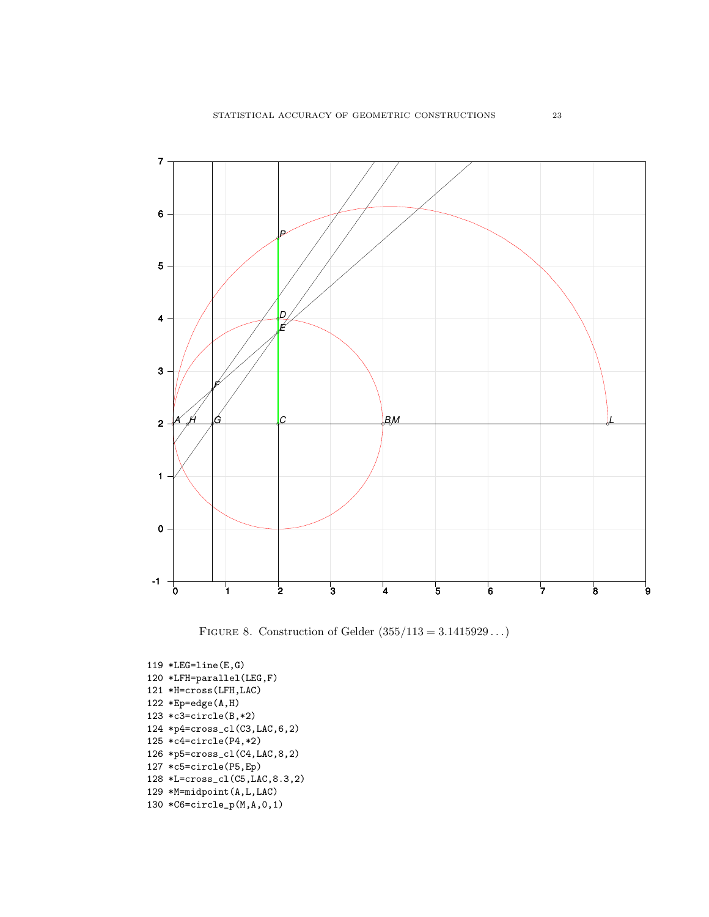Figure 8. Construction of Gelder ($355/113 = 3.1415929\ldots$)

```
119 *LEG=line(E,G)
120 *LFH=parallel(LEG,F)
121 *H=cross(LFH,LAC)
122 *Ep=edge(A,H)
123 *c3=circle(B,*2)
124 *p4=cross_cl(C3,LAC,6,2)
125 *c4=circle(P4,*2)
126 *p5=cross_cl(C4,LAC,8,2)
127 *c5=circle(P5,Ep)
128 *L=cross_cl(C5,LAC,8.3,2)
129 *M=midpoint(A,L,LAC)
130 *C6=circle_p(M,A,0,1)
```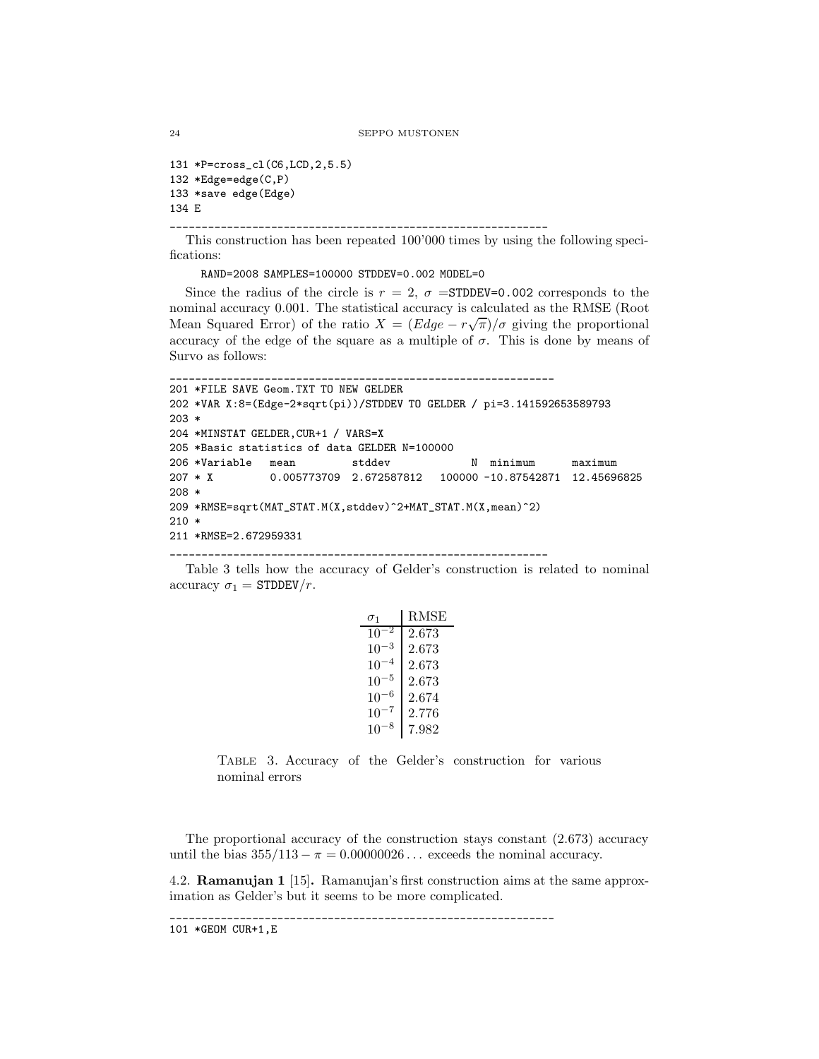```
131 *P=cross_cl(C6,LCD,2,5.5)
132 *Edge=edge(C,P)
133 *save edge(Edge)
134 E
____________________________________________________________
```

This construction has been repeated 100'000 times by using the following specifications:

`RAND=2008 SAMPLES=100000 STDDEV=0.002 MODEL=0`

Since the radius of the circle is $r = 2$, $\sigma$ =`STDDEV=0.002` corresponds to the nominal accuracy 0.001. The statistical accuracy is calculated as the RMSE (Root Mean Squared Error) of the ratio $X = (Edge - r\sqrt{\pi})/\sigma$ giving the proportional accuracy of the edge of the square as a multiple of $\sigma$. This is done by means of Survo as follows:

```
____________________________________________________________
201 *FILE SAVE Geom.TXT TO NEW GELDER
202 *VAR X:8=(Edge-2*sqrt(pi))/STDDEV TO GELDER / pi=3.141592653589793
203 *
204 *MINSTAT GELDER,CUR+1 / VARS=X
205 *Basic statistics of data GELDER N=100000
206 *Variable   mean         stddev            N  minimum      maximum
207 * X         0.005773709  2.672587812   100000 -10.87542871  12.45696825
208 *
209 *RMSE=sqrt(MAT_STAT.M(X,stddev)^2+MAT_STAT.M(X,mean)^2)
210 *
211 *RMSE=2.672959331
____________________________________________________________
```

Table 3 tells how the accuracy of Gelder's construction is related to nominal accuracy $\sigma_1 =$ `STDDEV`$/r$.

| $\sigma_1$ | RMSE |
|---|---|
| $10^{-2}$ | 2.673 |
| $10^{-3}$ | 2.673 |
| $10^{-4}$ | 2.673 |
| $10^{-5}$ | 2.673 |
| $10^{-6}$ | 2.674 |
| $10^{-7}$ | 2.776 |
| $10^{-8}$ | 7.982 |

Table 3. Accuracy of the Gelder's construction for various nominal errors

The proportional accuracy of the construction stays constant (2.673) accuracy until the bias $355/113 - \pi = 0.00000026\ldots$ exceeds the nominal accuracy.

4.2. **Ramanujan 1** [15]**.** Ramanujan's first construction aims at the same approximation as Gelder's but it seems to be more complicated.

```
____________________________________________________________
101 *GEOM CUR+1,E
```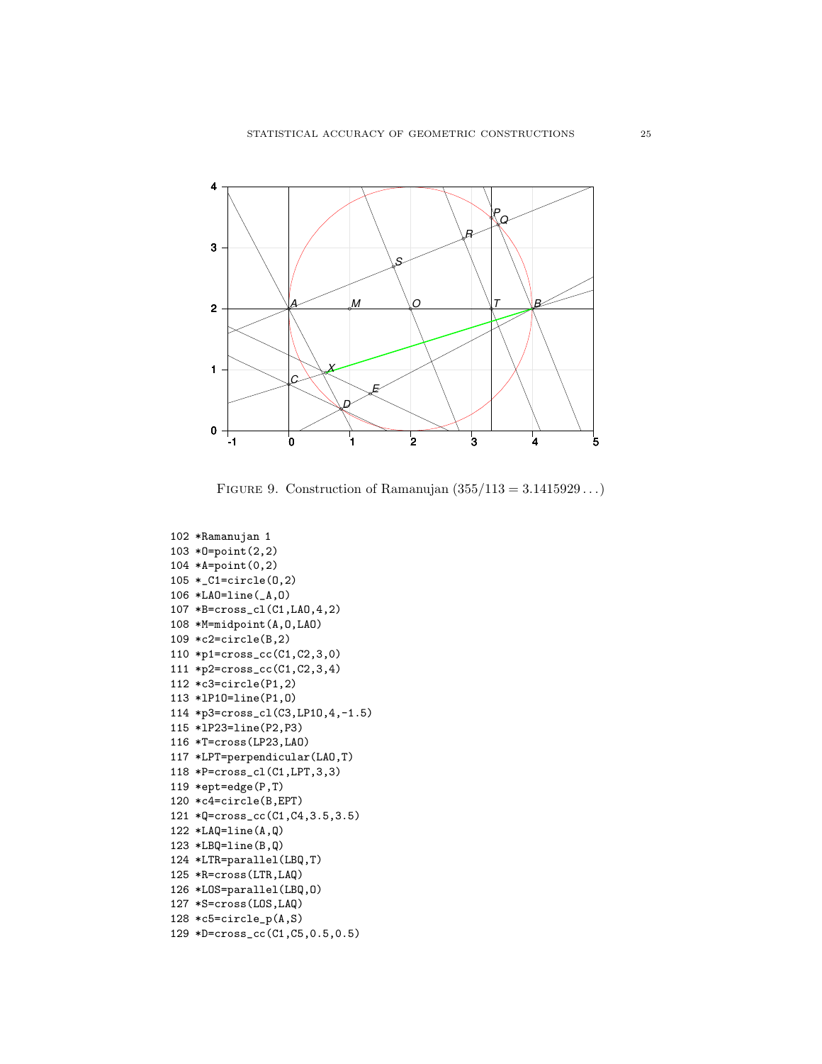Figure 9. Construction of Ramanujan ($355/113 = 3.1415929\ldots$)

```
102 *Ramanujan 1
103 *O=point(2,2)
104 *A=point(0,2)
105 *_C1=circle(O,2)
106 *LAO=line(_A,O)
107 *B=cross_cl(C1,LAO,4,2)
108 *M=midpoint(A,O,LAO)
109 *c2=circle(B,2)
110 *p1=cross_cc(C1,C2,3,0)
111 *p2=cross_cc(C1,C2,3,4)
112 *c3=circle(P1,2)
113 *lP1O=line(P1,O)
114 *p3=cross_cl(C3,LP1O,4,-1.5)
115 *lP23=line(P2,P3)
116 *T=cross(LP23,LAO)
117 *LPT=perpendicular(LAO,T)
118 *P=cross_cl(C1,LPT,3,3)
119 *ept=edge(P,T)
120 *c4=circle(B,EPT)
121 *Q=cross_cc(C1,C4,3.5,3.5)
122 *LAQ=line(A,Q)
123 *LBQ=line(B,Q)
124 *LTR=parallel(LBQ,T)
125 *R=cross(LTR,LAQ)
126 *LOS=parallel(LBQ,O)
127 *S=cross(LOS,LAQ)
128 *c5=circle_p(A,S)
129 *D=cross_cc(C1,C5,0.5,0.5)
```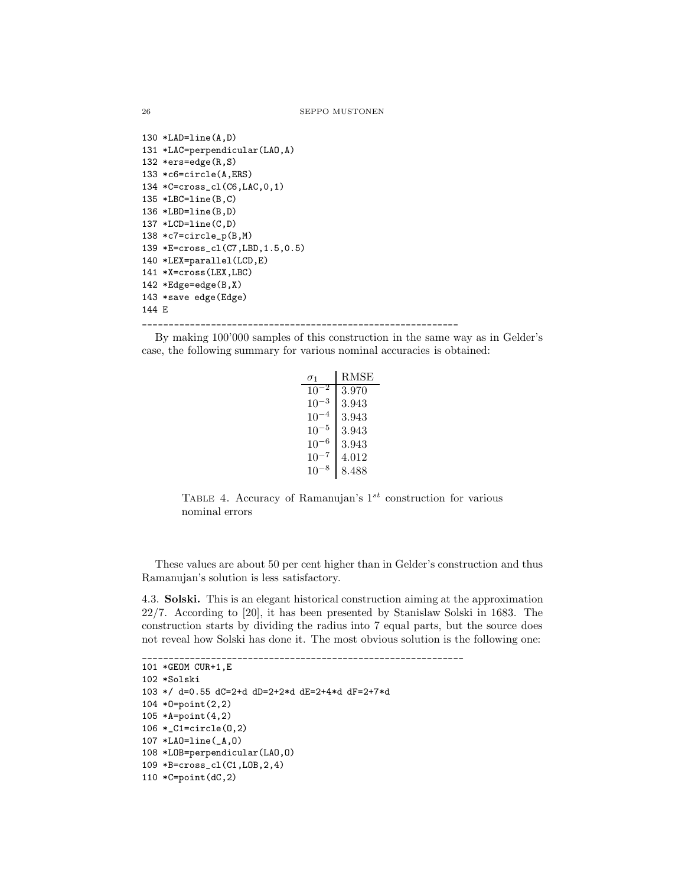```
130 *LAD=line(A,D)
131 *LAC=perpendicular(LAO,A)
132 *ers=edge(R,S)
133 *c6=circle(A,ERS)
134 *C=cross_cl(C6,LAC,0,1)
135 *LBC=line(B,C)
136 *LBD=line(B,D)
137 *LCD=line(C,D)
138 *c7=circle_p(B,M)
139 *E=cross_cl(C7,LBD,1.5,0.5)
140 *LEX=parallel(LCD,E)
141 *X=cross(LEX,LBC)
142 *Edge=edge(B,X)
143 *save edge(Edge)
144 E
------------------------------------------------------------
```

By making 100'000 samples of this construction in the same way as in Gelder's case, the following summary for various nominal accuracies is obtained:

| $\sigma_1$ | RMSE |
|---|---|
| $10^{-2}$ | 3.970 |
| $10^{-3}$ | 3.943 |
| $10^{-4}$ | 3.943 |
| $10^{-5}$ | 3.943 |
| $10^{-6}$ | 3.943 |
| $10^{-7}$ | 4.012 |
| $10^{-8}$ | 8.488 |

Table 4. Accuracy of Ramanujan's $1^{st}$ construction for various nominal errors

These values are about 50 per cent higher than in Gelder's construction and thus Ramanujan's solution is less satisfactory.

4.3. **Solski.** This is an elegant historical construction aiming at the approximation 22/7. According to [20], it has been presented by Stanislaw Solski in 1683. The construction starts by dividing the radius into 7 equal parts, but the source does not reveal how Solski has done it. The most obvious solution is the following one:

```
------------------------------------------------------------
101 *GEOM CUR+1,E
102 *Solski
103 */ d=0.55 dC=2+d dD=2+2*d dE=2+4*d dF=2+7*d
104 *O=point(2,2)
105 *A=point(4,2)
106 *_C1=circle(O,2)
107 *LAO=line(_A,O)
108 *LOB=perpendicular(LAO,O)
109 *B=cross_cl(C1,LOB,2,4)
110 *C=point(dC,2)
```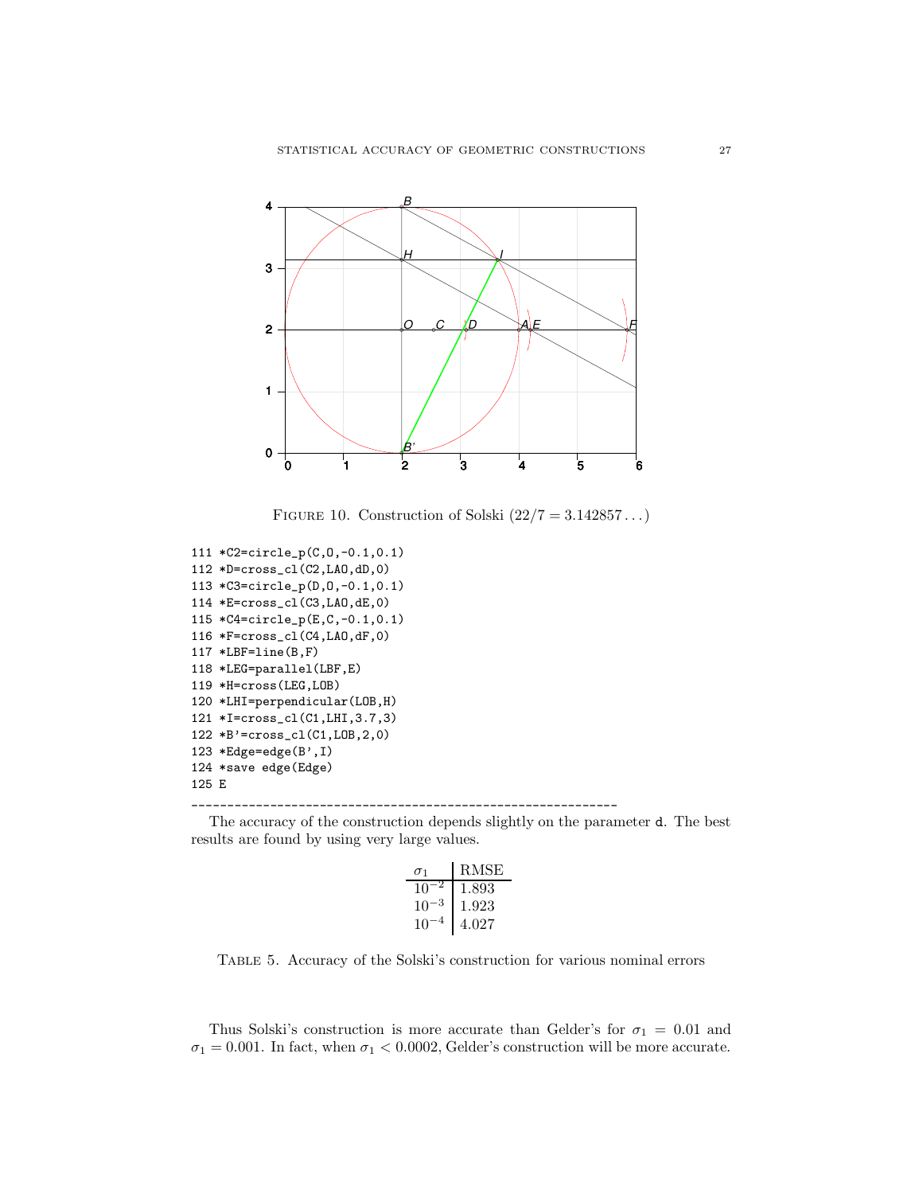FIGURE 10. Construction of Solski ($22/7 = 3.142857\ldots$)

```
111 *C2=circle_p(C,O,-0.1,0.1)
112 *D=cross_cl(C2,LAO,dD,0)
113 *C3=circle_p(D,O,-0.1,0.1)
114 *E=cross_cl(C3,LAO,dE,0)
115 *C4=circle_p(E,C,-0.1,0.1)
116 *F=cross_cl(C4,LAO,dF,0)
117 *LBF=line(B,F)
118 *LEG=parallel(LBF,E)
119 *H=cross(LEG,LOB)
120 *LHI=perpendicular(LOB,H)
121 *I=cross_cl(C1,LHI,3.7,3)
122 *B'=cross_cl(C1,LOB,2,0)
123 *Edge=edge(B',I)
124 *save edge(Edge)
125 E
```

---

The accuracy of the construction depends slightly on the parameter d. The best results are found by using very large values.

| $\sigma_1$ | RMSE |
|---|---|
| $10^{-2}$ | 1.893 |
| $10^{-3}$ | 1.923 |
| $10^{-4}$ | 4.027 |

TABLE 5. Accuracy of the Solski's construction for various nominal errors

Thus Solski's construction is more accurate than Gelder's for $\sigma_1 = 0.01$ and $\sigma_1 = 0.001$. In fact, when $\sigma_1 < 0.0002$, Gelder's construction will be more accurate.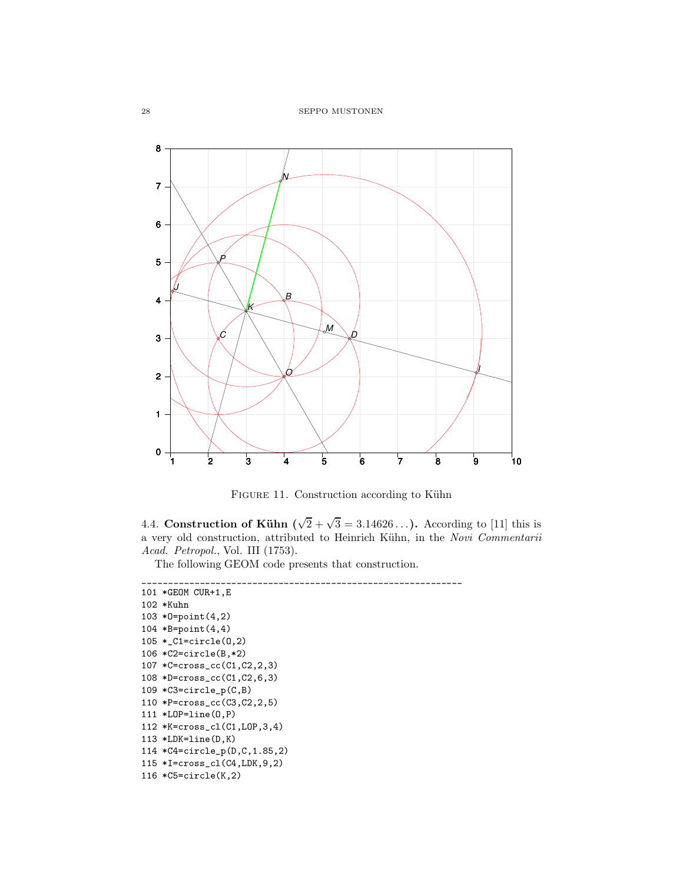Figure 11. Construction according to Kühn

4.4. **Construction of Kühn ($\sqrt{2}+\sqrt{3} = 3.14626\ldots$).** According to [11] this is a very old construction, attributed to Heinrich Kühn, in the *Novi Commentarii Acad. Petropol.*, Vol. III (1753).

The following GEOM code presents that construction.

```
_____________________________________________________________
101 *GEOM CUR+1,E
102 *Kuhn
103 *O=point(4,2)
104 *B=point(4,4)
105 *_C1=circle(O,2)
106 *C2=circle(B,*2)
107 *C=cross_cc(C1,C2,2,3)
108 *D=cross_cc(C1,C2,6,3)
109 *C3=circle_p(C,B)
110 *P=cross_cc(C3,C2,2,5)
111 *LOP=line(O,P)
112 *K=cross_cl(C1,LOP,3,4)
113 *LDK=line(D,K)
114 *C4=circle_p(D,C,1.85,2)
115 *I=cross_cl(C4,LDK,9,2)
116 *C5=circle(K,2)
```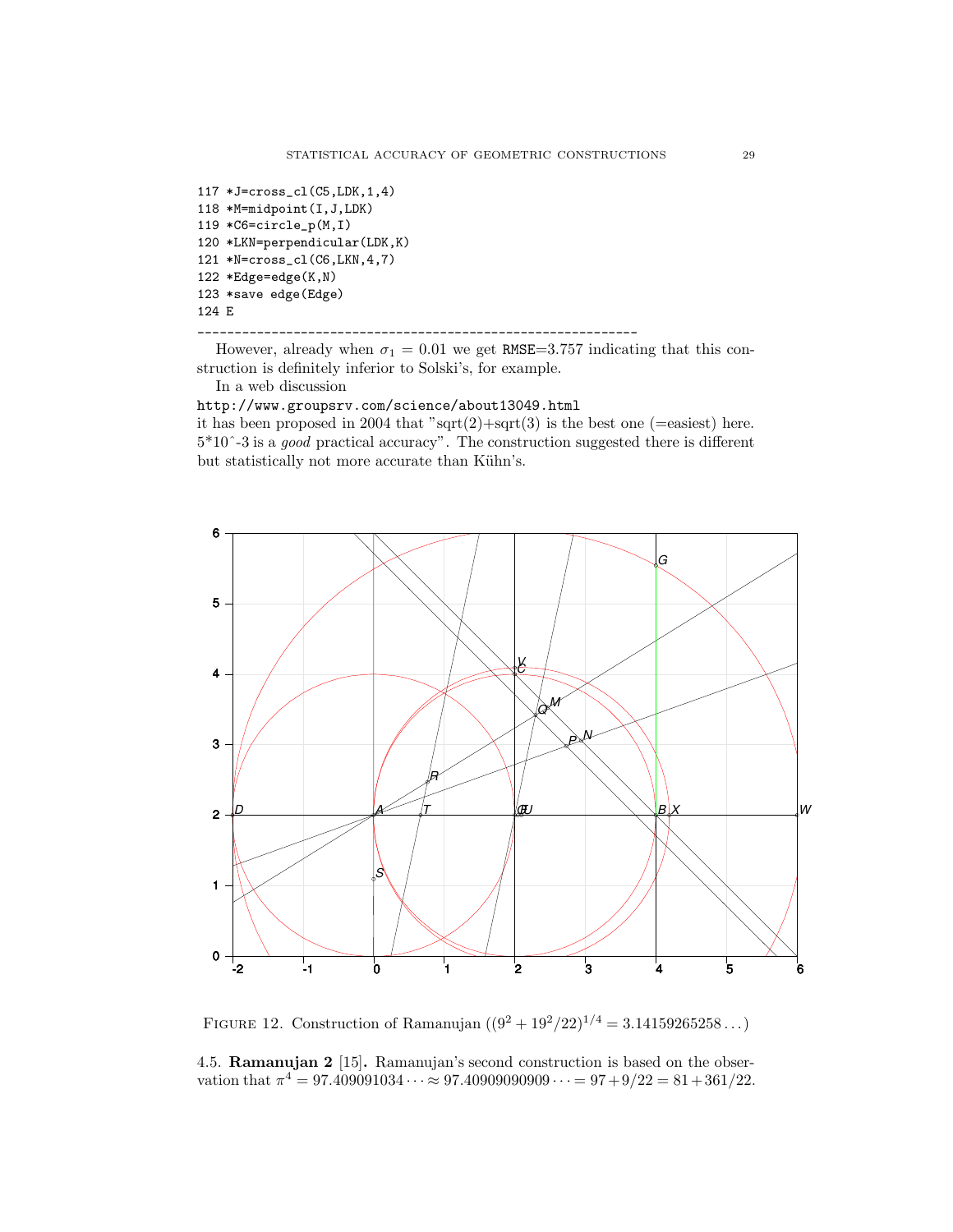```
117 *J=cross_cl(C5,LDK,1,4)
118 *M=midpoint(I,J,LDK)
119 *C6=circle_p(M,I)
120 *LKN=perpendicular(LDK,K)
121 *N=cross_cl(C6,LKN,4,7)
122 *Edge=edge(K,N)
123 *save edge(Edge)
124 E
------------------------------------------------------------
```

However, already when $\sigma_1 = 0.01$ we get `RMSE=3.757` indicating that this construction is definitely inferior to Solski's, for example.

In a web discussion
`http://www.groupsrv.com/science/about13049.html`
it has been proposed in 2004 that "sqrt(2)+sqrt(3) is the best one (=easiest) here. 5*10ˆ-3 is a *good* practical accuracy". The construction suggested there is different but statistically not more accurate than Kühn's.

Figure 12. Construction of Ramanujan ($(9^2 + 19^2/22)^{1/4} = 3.14159265258\ldots$)

**4.5. Ramanujan 2 [15].** Ramanujan's second construction is based on the observation that $\pi^4 = 97.409091034\cdots \approx 97.40909090909\cdots = 97 + 9/22 = 81 + 361/22$.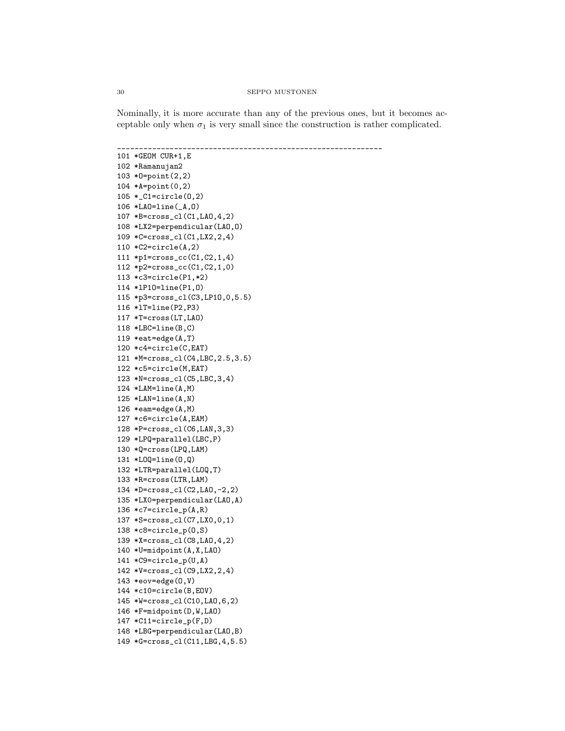Nominally, it is more accurate than any of the previous ones, but it becomes acceptable only when $\sigma_1$ is very small since the construction is rather complicated.

```
____________________________________________________________
101 *GEOM CUR+1,E
102 *Ramanujan2
103 *O=point(2,2)
104 *A=point(0,2)
105 *_C1=circle(O,2)
106 *LAO=line(_A,O)
107 *B=cross_cl(C1,LAO,4,2)
108 *LX2=perpendicular(LAO,O)
109 *C=cross_cl(C1,LX2,2,4)
110 *C2=circle(A,2)
111 *p1=cross_cc(C1,C2,1,4)
112 *p2=cross_cc(C1,C2,1,0)
113 *c3=circle(P1,*2)
114 *lP1O=line(P1,O)
115 *p3=cross_cl(C3,LP1O,0,5.5)
116 *lT=line(P2,P3)
117 *T=cross(LT,LAO)
118 *LBC=line(B,C)
119 *eat=edge(A,T)
120 *c4=circle(C,EAT)
121 *M=cross_cl(C4,LBC,2.5,3.5)
122 *c5=circle(M,EAT)
123 *N=cross_cl(C5,LBC,3,4)
124 *LAM=line(A,M)
125 *LAN=line(A,N)
126 *eam=edge(A,M)
127 *c6=circle(A,EAM)
128 *P=cross_cl(C6,LAN,3,3)
129 *LPQ=parallel(LBC,P)
130 *Q=cross(LPQ,LAM)
131 *LOQ=line(O,Q)
132 *LTR=parallel(LOQ,T)
133 *R=cross(LTR,LAM)
134 *D=cross_cl(C2,LAO,-2,2)
135 *LX0=perpendicular(LAO,A)
136 *c7=circle_p(A,R)
137 *S=cross_cl(C7,LX0,0,1)
138 *c8=circle_p(O,S)
139 *X=cross_cl(C8,LAO,4,2)
140 *U=midpoint(A,X,LAO)
141 *C9=circle_p(U,A)
142 *V=cross_cl(C9,LX2,2,4)
143 *eov=edge(O,V)
144 *c10=circle(B,EOV)
145 *W=cross_cl(C10,LAO,6,2)
146 *F=midpoint(D,W,LAO)
147 *C11=circle_p(F,D)
148 *LBG=perpendicular(LAO,B)
149 *G=cross_cl(C11,LBG,4,5.5)
```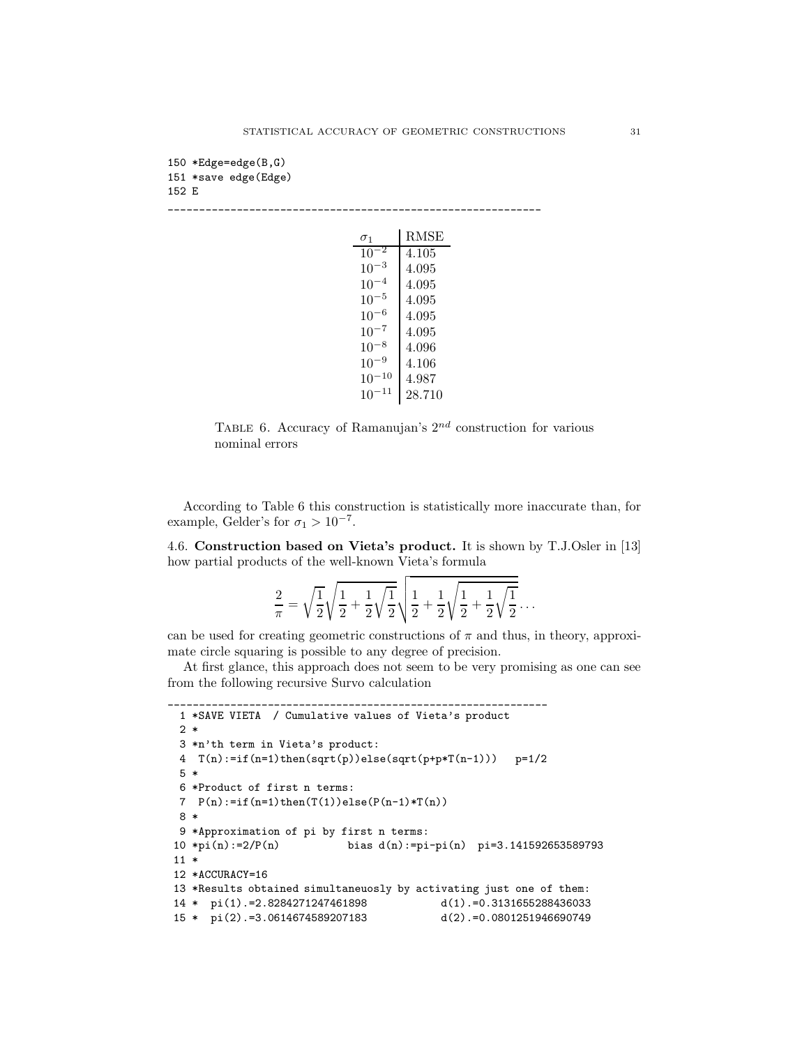```
150 *Edge=edge(B,G)
151 *save edge(Edge)
152 E
-------------------------------------------------------------
```

| $\sigma_1$ | RMSE |
|---|---|
| $10^{-2}$ | 4.105 |
| $10^{-3}$ | 4.095 |
| $10^{-4}$ | 4.095 |
| $10^{-5}$ | 4.095 |
| $10^{-6}$ | 4.095 |
| $10^{-7}$ | 4.095 |
| $10^{-8}$ | 4.096 |
| $10^{-9}$ | 4.106 |
| $10^{-10}$ | 4.987 |
| $10^{-11}$ | 28.710 |

Table 6. Accuracy of Ramanujan's $2^{nd}$ construction for various nominal errors

According to Table 6 this construction is statistically more inaccurate than, for example, Gelder's for $\sigma_1 > 10^{-7}$.

4.6. **Construction based on Vieta's product.** It is shown by T.J.Osler in [13] how partial products of the well-known Vieta's formula

$$\frac{2}{\pi} = \sqrt{\frac{1}{2}}\sqrt{\frac{1}{2}+\frac{1}{2}\sqrt{\frac{1}{2}}}\sqrt{\frac{1}{2}+\frac{1}{2}\sqrt{\frac{1}{2}+\frac{1}{2}\sqrt{\frac{1}{2}}}}\cdots$$

can be used for creating geometric constructions of $\pi$ and thus, in theory, approximate circle squaring is possible to any degree of precision.

At first glance, this approach does not seem to be very promising as one can see from the following recursive Survo calculation

```
-------------------------------------------------------------
  1 *SAVE VIETA  / Cumulative values of Vieta's product
  2 *
  3 *n'th term in Vieta's product:
  4  T(n):=if(n=1)then(sqrt(p))else(sqrt(p+p*T(n-1)))   p=1/2
  5 *
  6 *Product of first n terms:
  7  P(n):=if(n=1)then(T(1))else(P(n-1)*T(n))
  8 *
  9 *Approximation of pi by first n terms:
 10 *pi(n):=2/P(n)           bias d(n):=pi-pi(n)  pi=3.141592653589793
 11 *
 12 *ACCURACY=16
 13 *Results obtained simultaneuosly by activating just one of them:
 14 *  pi(1).=2.8284271247461898           d(1).=0.3131655288436033
 15 *  pi(2).=3.0614674589207183           d(2).=0.0801251946690749
```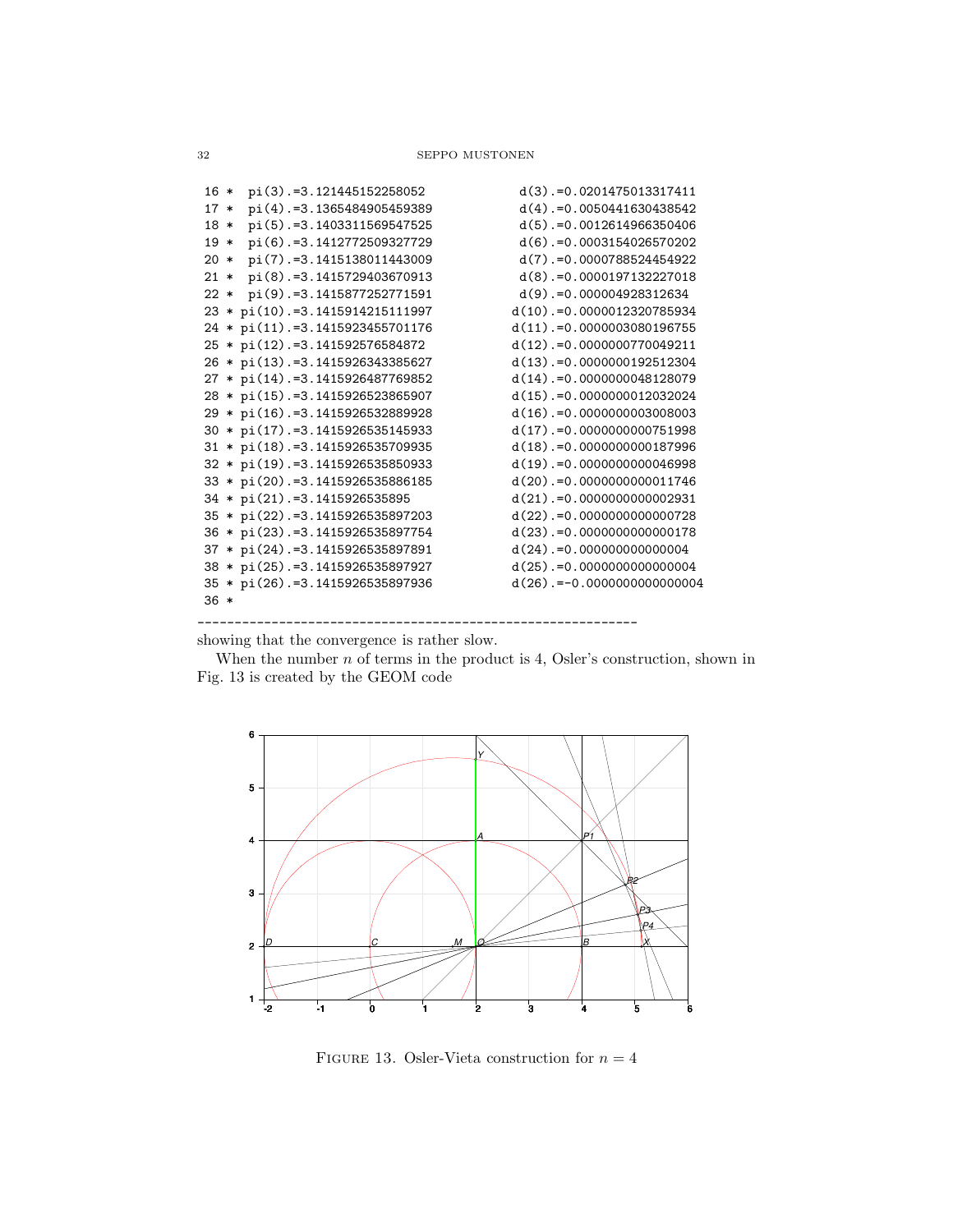```
16 *  pi(3).=3.121445152258052             d(3).=0.0201475013317411
17 *  pi(4).=3.1365484905459389            d(4).=0.0050441630438542
18 *  pi(5).=3.1403311569547525            d(5).=0.0012614966350406
19 *  pi(6).=3.1412772509327729            d(6).=0.0003154026570202
20 *  pi(7).=3.1415138011443009            d(7).=0.0000788524454922
21 *  pi(8).=3.1415729403670913            d(8).=0.0000197132227018
22 *  pi(9).=3.1415877252771591            d(9).=0.000004928312634
23 * pi(10).=3.1415914215111997           d(10).=0.0000012320785934
24 * pi(11).=3.1415923455701176           d(11).=0.0000003080196755
25 * pi(12).=3.141592576584872            d(12).=0.0000000770049211
26 * pi(13).=3.1415926343385627           d(13).=0.0000000192512304
27 * pi(14).=3.1415926487769852           d(14).=0.0000000048128079
28 * pi(15).=3.1415926523865907           d(15).=0.0000000012032024
29 * pi(16).=3.1415926532889928           d(16).=0.0000000003008003
30 * pi(17).=3.1415926535145933           d(17).=0.0000000000751998
31 * pi(18).=3.1415926535709935           d(18).=0.0000000000187996
32 * pi(19).=3.1415926535850933           d(19).=0.0000000000046998
33 * pi(20).=3.1415926535886185           d(20).=0.0000000000011746
34 * pi(21).=3.1415926535895              d(21).=0.0000000000002931
35 * pi(22).=3.1415926535897203           d(22).=0.0000000000000728
36 * pi(23).=3.1415926535897754           d(23).=0.0000000000000178
37 * pi(24).=3.1415926535897891           d(24).=0.000000000000004
38 * pi(25).=3.1415926535897927           d(25).=0.0000000000000004
35 * pi(26).=3.1415926535897936           d(26).=-0.0000000000000004
36 *
----------------------------------------------------------------
```

showing that the convergence is rather slow.

When the number $n$ of terms in the product is 4, Osler's construction, shown in Fig. 13 is created by the GEOM code

FIGURE 13. Osler-Vieta construction for $n = 4$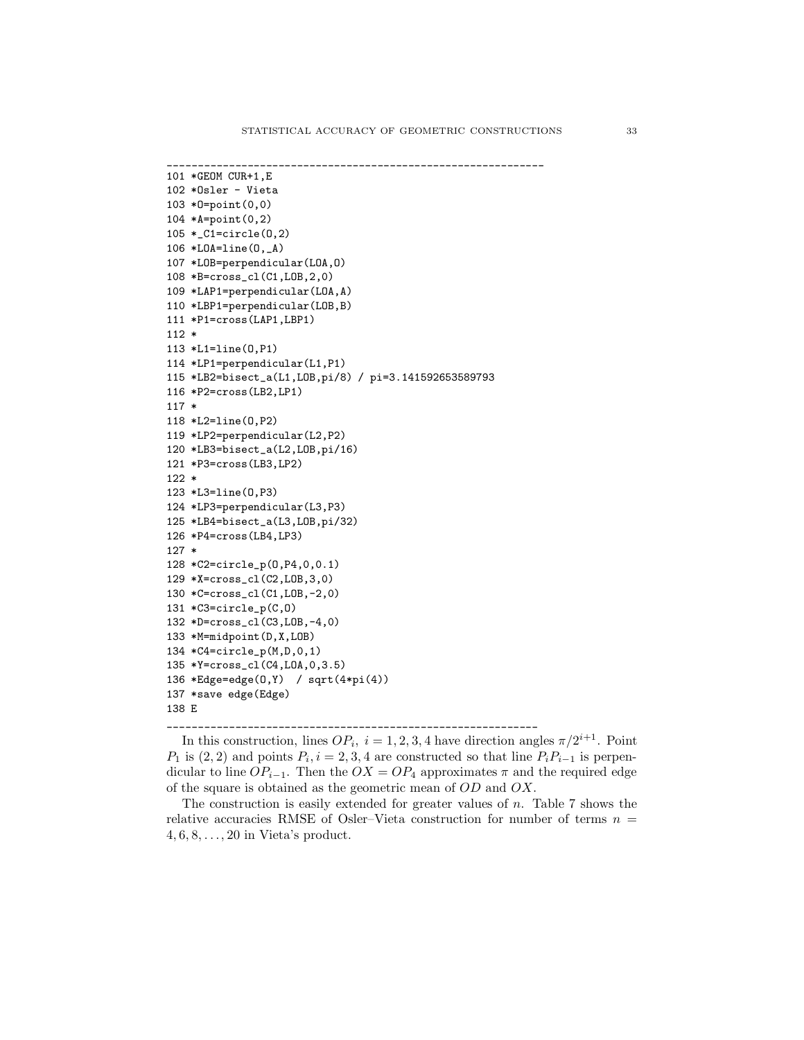```
-------------------------------------------------------------
101 *GEOM CUR+1,E
102 *Osler - Vieta
103 *O=point(0,0)
104 *A=point(0,2)
105 *_C1=circle(O,2)
106 *LOA=line(O,_A)
107 *LOB=perpendicular(LOA,O)
108 *B=cross_cl(C1,LOB,2,0)
109 *LAP1=perpendicular(LOA,A)
110 *LBP1=perpendicular(LOB,B)
111 *P1=cross(LAP1,LBP1)
112 *
113 *L1=line(O,P1)
114 *LP1=perpendicular(L1,P1)
115 *LB2=bisect_a(L1,LOB,pi/8) / pi=3.141592653589793
116 *P2=cross(LB2,LP1)
117 *
118 *L2=line(O,P2)
119 *LP2=perpendicular(L2,P2)
120 *LB3=bisect_a(L2,LOB,pi/16)
121 *P3=cross(LB3,LP2)
122 *
123 *L3=line(O,P3)
124 *LP3=perpendicular(L3,P3)
125 *LB4=bisect_a(L3,LOB,pi/32)
126 *P4=cross(LB4,LP3)
127 *
128 *C2=circle_p(O,P4,0,0.1)
129 *X=cross_cl(C2,LOB,3,0)
130 *C=cross_cl(C1,LOB,-2,0)
131 *C3=circle_p(C,O)
132 *D=cross_cl(C3,LOB,-4,0)
133 *M=midpoint(D,X,LOB)
134 *C4=circle_p(M,D,0,1)
135 *Y=cross_cl(C4,LOA,0,3.5)
136 *Edge=edge(O,Y)  / sqrt(4*pi(4))
137 *save edge(Edge)
138 E
-------------------------------------------------------------
```

In this construction, lines $OP_i,\ i = 1, 2, 3, 4$ have direction angles $\pi/2^{i+1}$. Point $P_1$ is $(2, 2)$ and points $P_i, i = 2, 3, 4$ are constructed so that line $P_iP_{i-1}$ is perpendicular to line $OP_{i-1}$. Then the $OX = OP_4$ approximates $\pi$ and the required edge of the square is obtained as the geometric mean of $OD$ and $OX$.

The construction is easily extended for greater values of $n$. Table 7 shows the relative accuracies RMSE of Osler–Vieta construction for number of terms $n = 4, 6, 8, \ldots, 20$ in Vieta's product.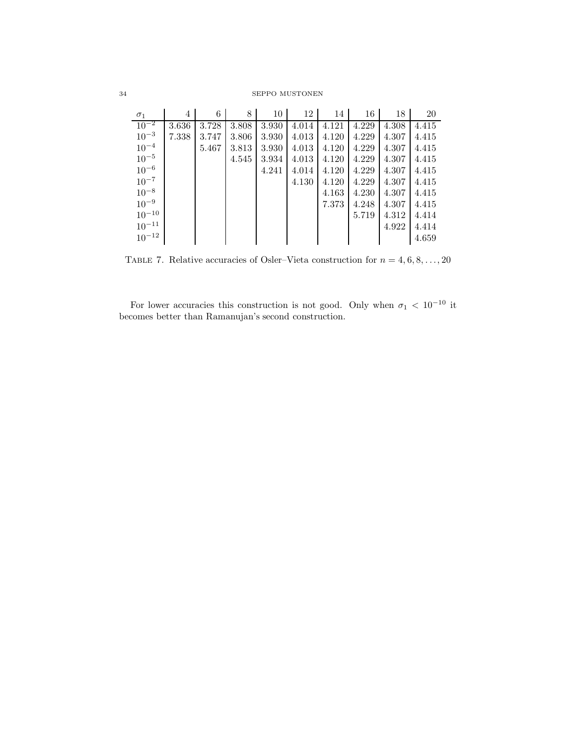| $\sigma_1$ | 4 | 6 | 8 | 10 | 12 | 14 | 16 | 18 | 20 |
|---|---|---|---|---|---|---|---|---|---|
| $10^{-2}$ | 3.636 | 3.728 | 3.808 | 3.930 | 4.014 | 4.121 | 4.229 | 4.308 | 4.415 |
| $10^{-3}$ | 7.338 | 3.747 | 3.806 | 3.930 | 4.013 | 4.120 | 4.229 | 4.307 | 4.415 |
| $10^{-4}$ | | 5.467 | 3.813 | 3.930 | 4.013 | 4.120 | 4.229 | 4.307 | 4.415 |
| $10^{-5}$ | | | 4.545 | 3.934 | 4.013 | 4.120 | 4.229 | 4.307 | 4.415 |
| $10^{-6}$ | | | | 4.241 | 4.014 | 4.120 | 4.229 | 4.307 | 4.415 |
| $10^{-7}$ | | | | | 4.130 | 4.120 | 4.229 | 4.307 | 4.415 |
| $10^{-8}$ | | | | | | 4.163 | 4.230 | 4.307 | 4.415 |
| $10^{-9}$ | | | | | | 7.373 | 4.248 | 4.307 | 4.415 |
| $10^{-10}$ | | | | | | | 5.719 | 4.312 | 4.414 |
| $10^{-11}$ | | | | | | | | 4.922 | 4.414 |
| $10^{-12}$ | | | | | | | | | 4.659 |

TABLE 7. Relative accuracies of Osler–Vieta construction for $n = 4, 6, 8, \ldots, 20$

For lower accuracies this construction is not good. Only when $\sigma_1 < 10^{-10}$ it becomes better than Ramanujan's second construction.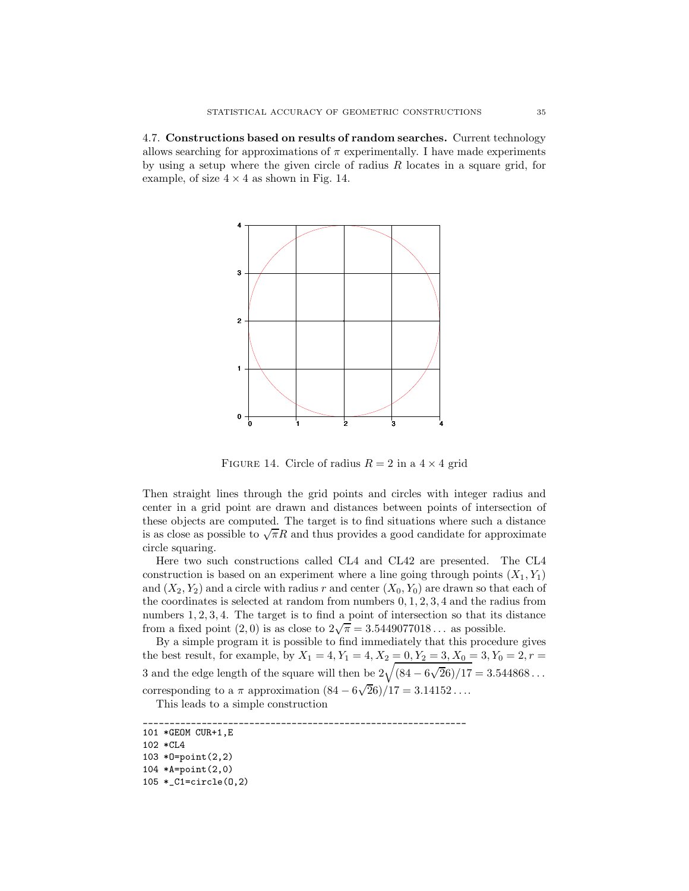4.7. **Constructions based on results of random searches.** Current technology allows searching for approximations of $\pi$ experimentally. I have made experiments by using a setup where the given circle of radius $R$ locates in a square grid, for example, of size $4 \times 4$ as shown in Fig. 14.

FIGURE 14. Circle of radius $R = 2$ in a $4 \times 4$ grid

Then straight lines through the grid points and circles with integer radius and center in a grid point are drawn and distances between points of intersection of these objects are computed. The target is to find situations where such a distance is as close as possible to $\sqrt{\pi}R$ and thus provides a good candidate for approximate circle squaring.

Here two such constructions called CL4 and CL42 are presented. The CL4 construction is based on an experiment where a line going through points $(X_1, Y_1)$ and $(X_2, Y_2)$ and a circle with radius $r$ and center $(X_0, Y_0)$ are drawn so that each of the coordinates is selected at random from numbers $0, 1, 2, 3, 4$ and the radius from numbers $1, 2, 3, 4$. The target is to find a point of intersection so that its distance from a fixed point $(2, 0)$ is as close to $2\sqrt{\pi} = 3.5449077018\ldots$ as possible.

By a simple program it is possible to find immediately that this procedure gives the best result, for example, by $X_1 = 4, Y_1 = 4, X_2 = 0, Y_2 = 3, X_0 = 3, Y_0 = 2, r = 3$ and the edge length of the square will then be $2\sqrt{(84 - 6\sqrt{26})/17} = 3.544868\ldots$ corresponding to a $\pi$ approximation $(84 - 6\sqrt{26})/17 = 3.14152\ldots$.

This leads to a simple construction

```
------------------------------------------------------------
101 *GEOM CUR+1,E
102 *CL4
103 *O=point(2,2)
104 *A=point(2,0)
105 *_C1=circle(O,2)
```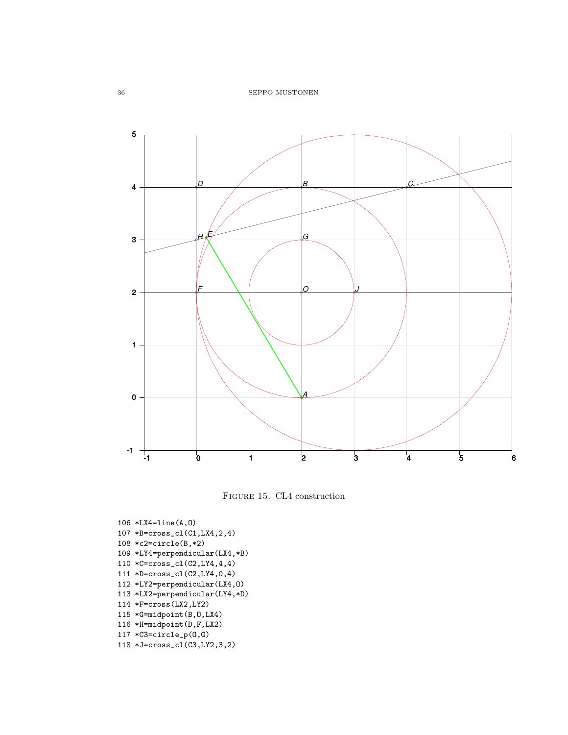Figure 15. CL4 construction

```
106 *LX4=line(A,O)
107 *B=cross_cl(C1,LX4,2,4)
108 *c2=circle(B,*2)
109 *LY4=perpendicular(LX4,*B)
110 *C=cross_cl(C2,LY4,4,4)
111 *D=cross_cl(C2,LY4,0,4)
112 *LY2=perpendicular(LX4,O)
113 *LX2=perpendicular(LY4,*D)
114 *F=cross(LX2,LY2)
115 *G=midpoint(B,O,LX4)
116 *H=midpoint(D,F,LX2)
117 *C3=circle_p(O,G)
118 *J=cross_cl(C3,LY2,3,2)
```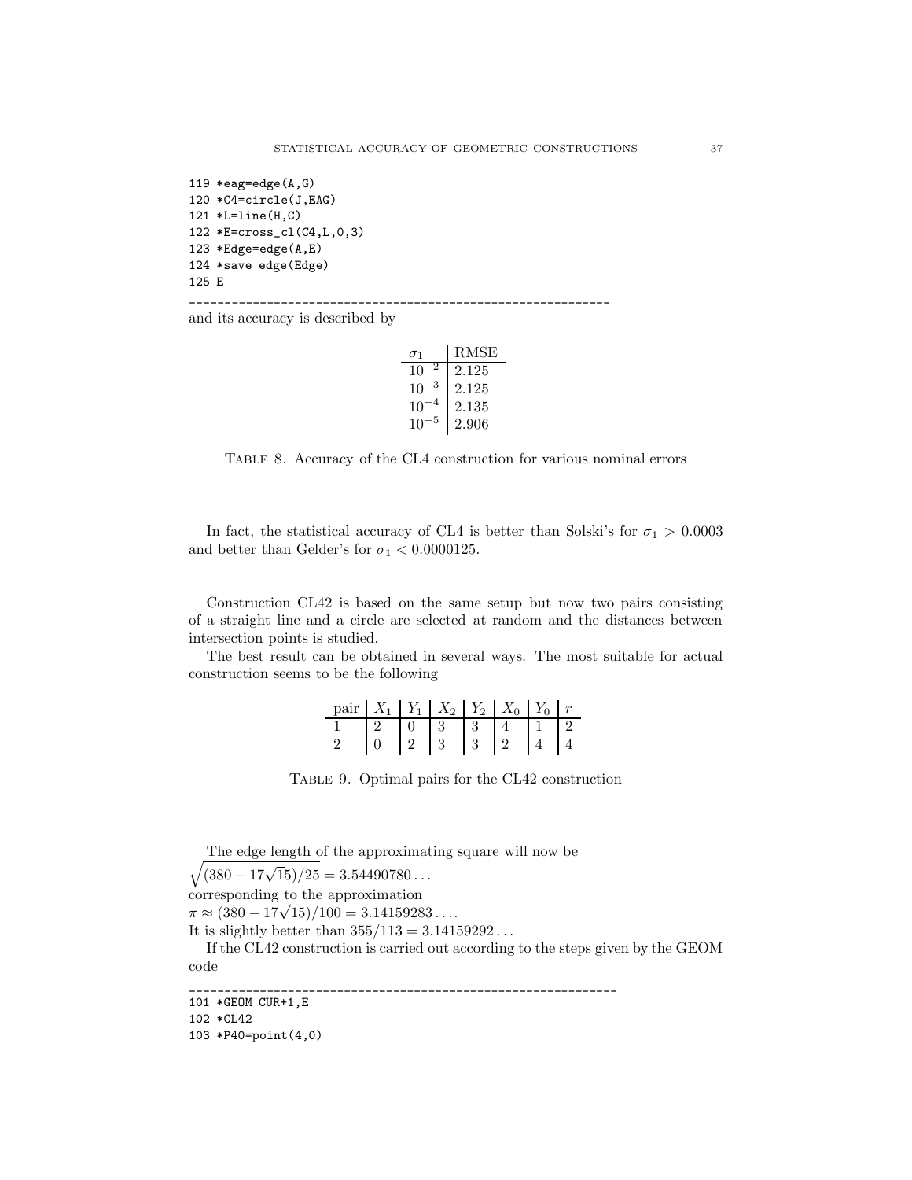```
119 *eag=edge(A,G)
120 *C4=circle(J,EAG)
121 *L=line(H,C)
122 *E=cross_cl(C4,L,0,3)
123 *Edge=edge(A,E)
124 *save edge(Edge)
125 E
-------------------------------------------------------------
```

and its accuracy is described by

| $\sigma_1$ | RMSE |
|---|---|
| $10^{-2}$ | 2.125 |
| $10^{-3}$ | 2.125 |
| $10^{-4}$ | 2.135 |
| $10^{-5}$ | 2.906 |

Table 8. Accuracy of the CL4 construction for various nominal errors

In fact, the statistical accuracy of CL4 is better than Solski's for $\sigma_1 > 0.0003$ and better than Gelder's for $\sigma_1 < 0.0000125$.

Construction CL42 is based on the same setup but now two pairs consisting of a straight line and a circle are selected at random and the distances between intersection points is studied.

The best result can be obtained in several ways. The most suitable for actual construction seems to be the following

| pair | $X_1$ | $Y_1$ | $X_2$ | $Y_2$ | $X_0$ | $Y_0$ | $r$ |
|---|---|---|---|---|---|---|---|
| 1 | 2 | 0 | 3 | 3 | 4 | 1 | 2 |
| 2 | 0 | 2 | 3 | 3 | 2 | 4 | 4 |

Table 9. Optimal pairs for the CL42 construction

The edge length of the approximating square will now be
$\sqrt{(380 - 17\sqrt{15})/25} = 3.54490780\ldots$
corresponding to the approximation
$\pi \approx (380 - 17\sqrt{15})/100 = 3.14159283\ldots$.
It is slightly better than $355/113 = 3.14159292\ldots$

If the CL42 construction is carried out according to the steps given by the GEOM code

```
-------------------------------------------------------------
101 *GEOM CUR+1,E
102 *CL42
103 *P40=point(4,0)
```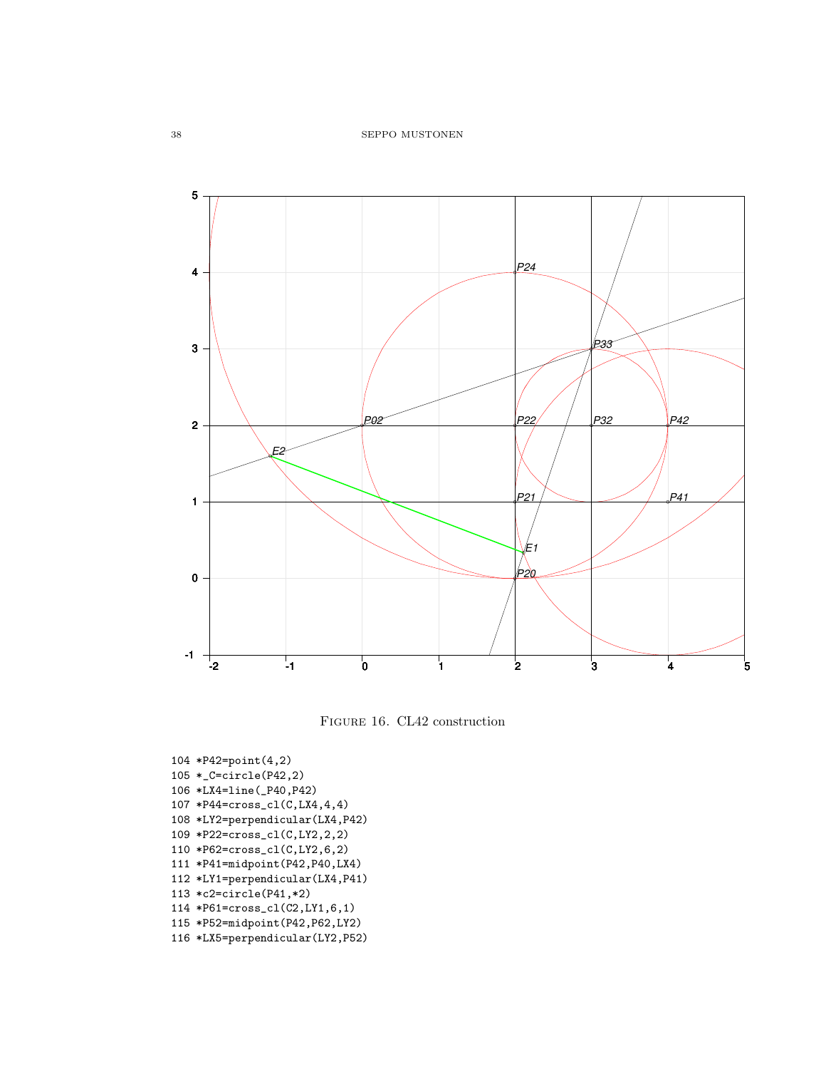FIGURE 16. CL42 construction

```
104 *P42=point(4,2)
105 *_C=circle(P42,2)
106 *LX4=line(_P40,P42)
107 *P44=cross_cl(C,LX4,4,4)
108 *LY2=perpendicular(LX4,P42)
109 *P22=cross_cl(C,LY2,2,2)
110 *P62=cross_cl(C,LY2,6,2)
111 *P41=midpoint(P42,P40,LX4)
112 *LY1=perpendicular(LX4,P41)
113 *c2=circle(P41,*2)
114 *P61=cross_cl(C2,LY1,6,1)
115 *P52=midpoint(P42,P62,LY2)
116 *LX5=perpendicular(LY2,P52)
```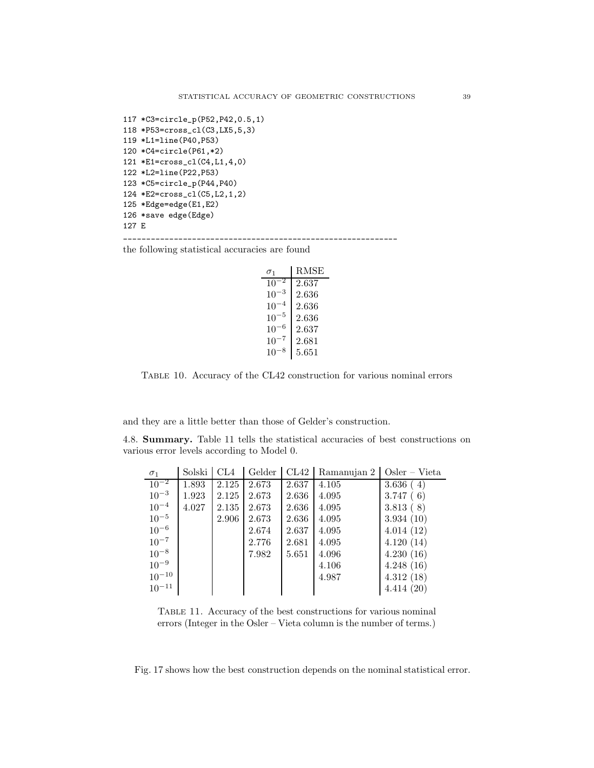```
117 *C3=circle_p(P52,P42,0.5,1)
118 *P53=cross_cl(C3,LX5,5,3)
119 *L1=line(P40,P53)
120 *C4=circle(P61,*2)
121 *E1=cross_cl(C4,L1,4,0)
122 *L2=line(P22,P53)
123 *C5=circle_p(P44,P40)
124 *E2=cross_cl(C5,L2,1,2)
125 *Edge=edge(E1,E2)
126 *save edge(Edge)
127 E
------------------------------------------------------------
```

the following statistical accuracies are found

| $\sigma_1$ | RMSE |
|---|---|
| $10^{-2}$ | 2.637 |
| $10^{-3}$ | 2.636 |
| $10^{-4}$ | 2.636 |
| $10^{-5}$ | 2.636 |
| $10^{-6}$ | 2.637 |
| $10^{-7}$ | 2.681 |
| $10^{-8}$ | 5.651 |

TABLE 10. Accuracy of the CL42 construction for various nominal errors

and they are a little better than those of Gelder's construction.

4.8. **Summary.** Table 11 tells the statistical accuracies of best constructions on various error levels according to Model 0.

| $\sigma_1$ | Solski | CL4 | Gelder | CL42 | Ramanujan 2 | Osler – Vieta |
|---|---|---|---|---|---|---|
| $10^{-2}$ | 1.893 | 2.125 | 2.673 | 2.637 | 4.105 | 3.636 ( 4) |
| $10^{-3}$ | 1.923 | 2.125 | 2.673 | 2.636 | 4.095 | 3.747 ( 6) |
| $10^{-4}$ | 4.027 | 2.135 | 2.673 | 2.636 | 4.095 | 3.813 ( 8) |
| $10^{-5}$ | | 2.906 | 2.673 | 2.636 | 4.095 | 3.934 (10) |
| $10^{-6}$ | | | 2.674 | 2.637 | 4.095 | 4.014 (12) |
| $10^{-7}$ | | | 2.776 | 2.681 | 4.095 | 4.120 (14) |
| $10^{-8}$ | | | 7.982 | 5.651 | 4.096 | 4.230 (16) |
| $10^{-9}$ | | | | | 4.106 | 4.248 (16) |
| $10^{-10}$ | | | | | 4.987 | 4.312 (18) |
| $10^{-11}$ | | | | | | 4.414 (20) |

TABLE 11. Accuracy of the best constructions for various nominal errors (Integer in the Osler – Vieta column is the number of terms.)

Fig. 17 shows how the best construction depends on the nominal statistical error.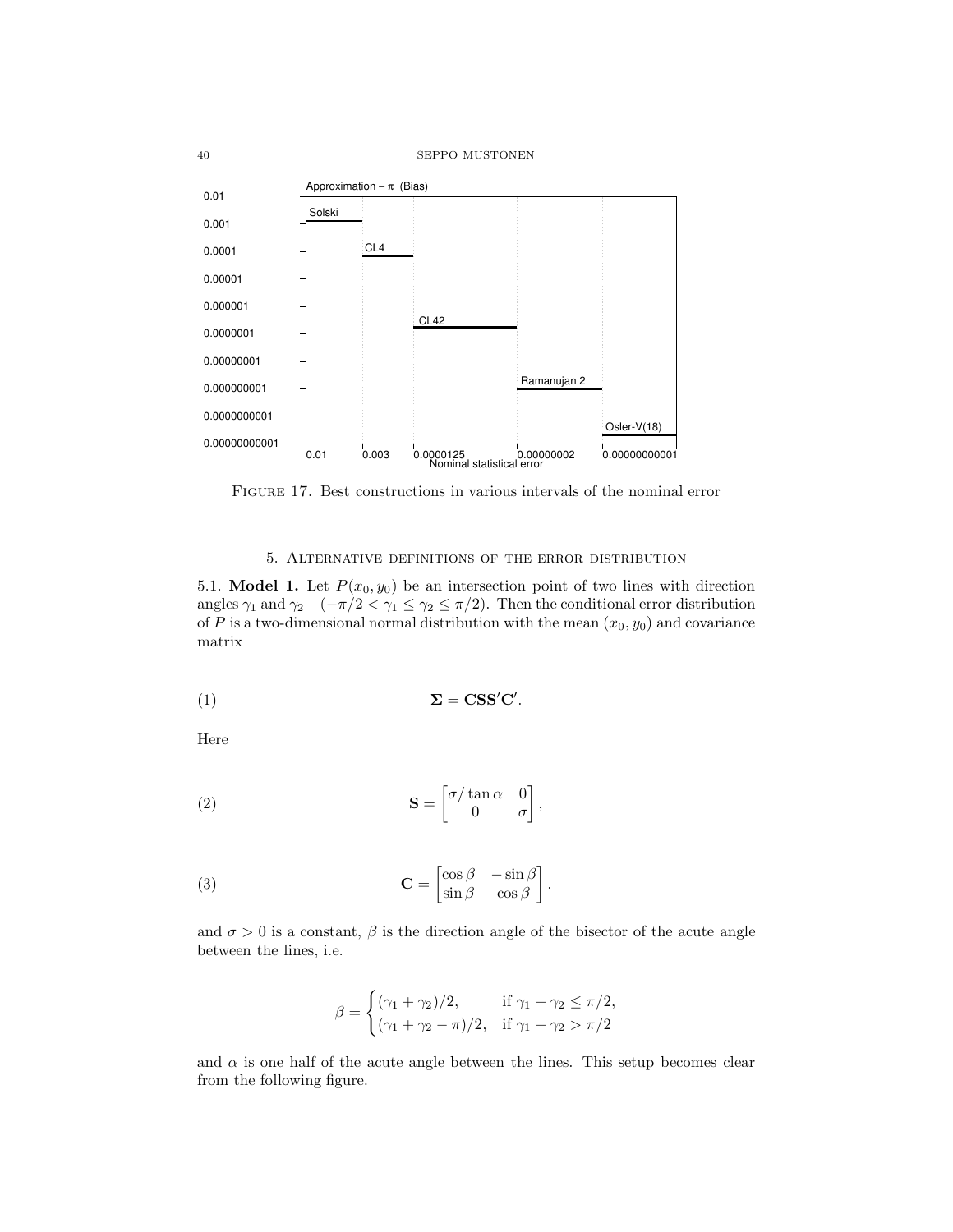Approximation – π (Bias)

FIGURE 17. Best constructions in various intervals of the nominal error

## 5. Alternative definitions of the error distribution

5.1. **Model 1.** Let $P(x_0, y_0)$ be an intersection point of two lines with direction angles $\gamma_1$ and $\gamma_2$ $\quad (-\pi/2 < \gamma_1 \le \gamma_2 \le \pi/2)$. Then the conditional error distribution of $P$ is a two-dimensional normal distribution with the mean $(x_0, y_0)$ and covariance matrix

$$\mathbf{\Sigma} = \mathbf{CSS'C'}. \tag{1}$$

Here

$$\mathbf{S} = \begin{bmatrix} \sigma/\tan\alpha & 0 \\ 0 & \sigma \end{bmatrix}, \tag{2}$$

$$\mathbf{C} = \begin{bmatrix} \cos\beta & -\sin\beta \\ \sin\beta & \cos\beta \end{bmatrix}. \tag{3}$$

and $\sigma > 0$ is a constant, $\beta$ is the direction angle of the bisector of the acute angle between the lines, i.e.

$$\beta = \begin{cases} (\gamma_1 + \gamma_2)/2, & \text{if } \gamma_1 + \gamma_2 \le \pi/2, \\ (\gamma_1 + \gamma_2 - \pi)/2, & \text{if } \gamma_1 + \gamma_2 > \pi/2 \end{cases}$$

and $\alpha$ is one half of the acute angle between the lines. This setup becomes clear from the following figure.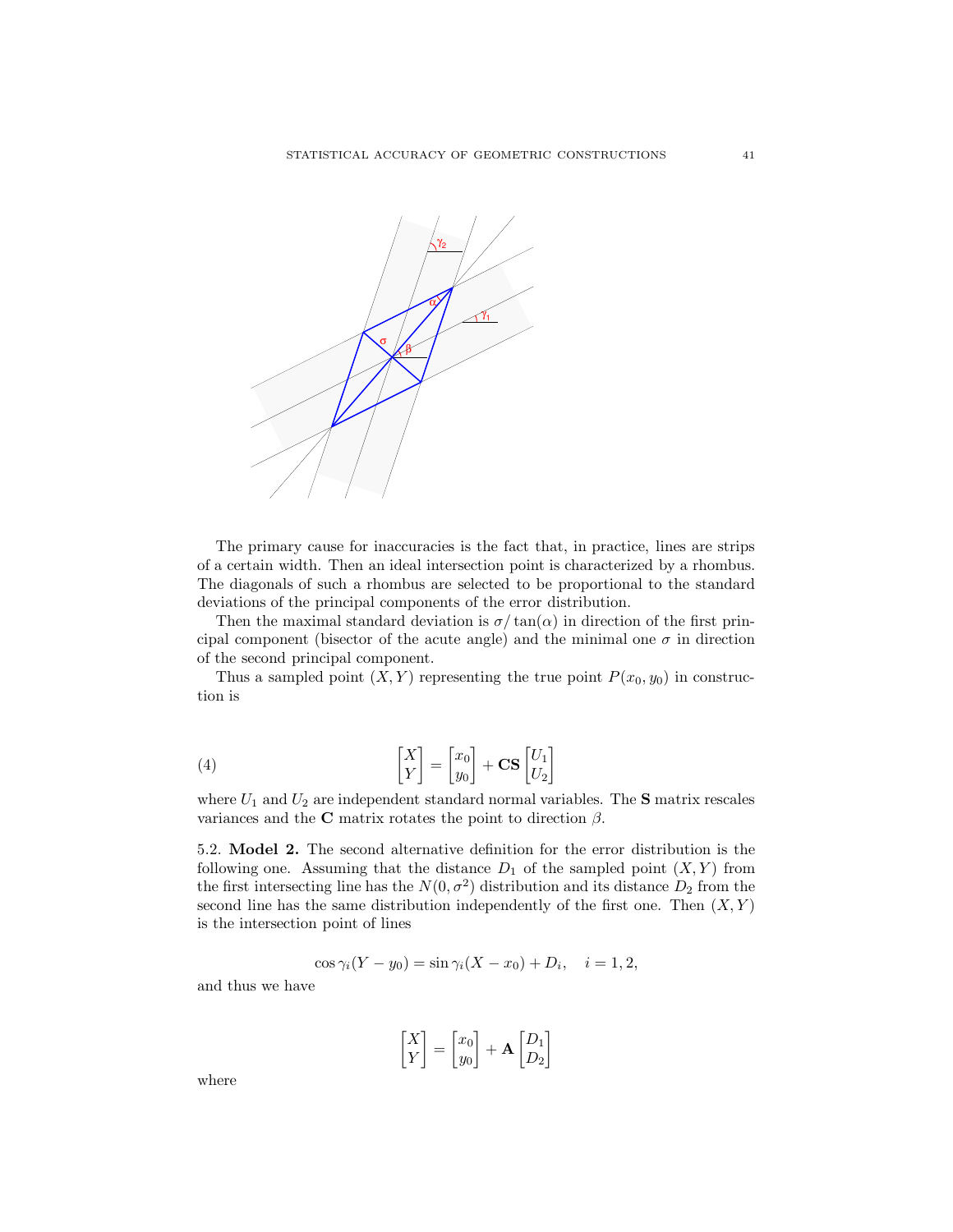The primary cause for inaccuracies is the fact that, in practice, lines are strips of a certain width. Then an ideal intersection point is characterized by a rhombus. The diagonals of such a rhombus are selected to be proportional to the standard deviations of the principal components of the error distribution.

Then the maximal standard deviation is $\sigma/\tan(\alpha)$ in direction of the first principal component (bisector of the acute angle) and the minimal one $\sigma$ in direction of the second principal component.

Thus a sampled point $(X, Y)$ representing the true point $P(x_0, y_0)$ in construction is

$$\begin{bmatrix} X \\ Y \end{bmatrix} = \begin{bmatrix} x_0 \\ y_0 \end{bmatrix} + \mathbf{CS} \begin{bmatrix} U_1 \\ U_2 \end{bmatrix} \tag{4}$$

where $U_1$ and $U_2$ are independent standard normal variables. The $\mathbf{S}$ matrix rescales variances and the $\mathbf{C}$ matrix rotates the point to direction $\beta$.

5.2. **Model 2.** The second alternative definition for the error distribution is the following one. Assuming that the distance $D_1$ of the sampled point $(X, Y)$ from the first intersecting line has the $N(0, \sigma^2)$ distribution and its distance $D_2$ from the second line has the same distribution independently of the first one. Then $(X, Y)$ is the intersection point of lines

$$\cos \gamma_i (Y - y_0) = \sin \gamma_i (X - x_0) + D_i, \quad i = 1, 2,$$

and thus we have

$$\begin{bmatrix} X \\ Y \end{bmatrix} = \begin{bmatrix} x_0 \\ y_0 \end{bmatrix} + \mathbf{A} \begin{bmatrix} D_1 \\ D_2 \end{bmatrix}$$

where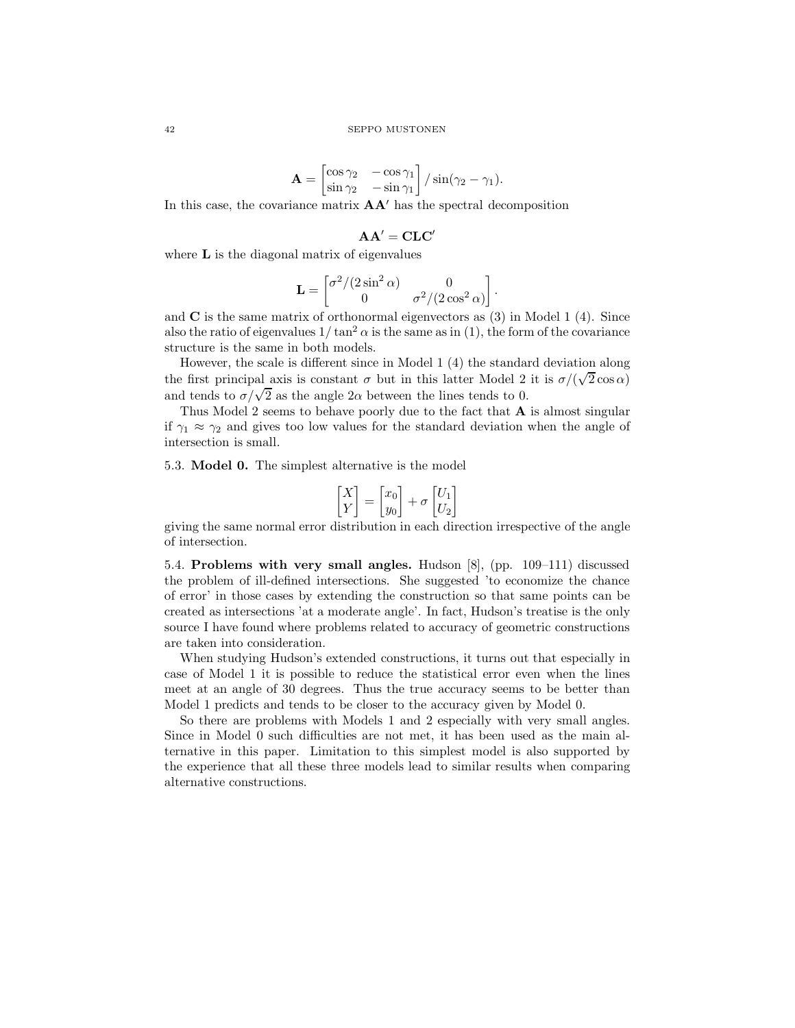$$\mathbf{A} = \begin{bmatrix} \cos\gamma_2 & -\cos\gamma_1 \\ \sin\gamma_2 & -\sin\gamma_1 \end{bmatrix} / \sin(\gamma_2 - \gamma_1).$$

In this case, the covariance matrix $\mathbf{AA'}$ has the spectral decomposition

$$\mathbf{AA'} = \mathbf{CLC'}$$

where $\mathbf{L}$ is the diagonal matrix of eigenvalues

$$\mathbf{L} = \begin{bmatrix} \sigma^2/(2\sin^2\alpha) & 0 \\ 0 & \sigma^2/(2\cos^2\alpha) \end{bmatrix}.$$

and $\mathbf{C}$ is the same matrix of orthonormal eigenvectors as (3) in Model 1 (4). Since also the ratio of eigenvalues $1/\tan^2\alpha$ is the same as in (1), the form of the covariance structure is the same in both models.

However, the scale is different since in Model 1 (4) the standard deviation along the first principal axis is constant $\sigma$ but in this latter Model 2 it is $\sigma/(\sqrt{2}\cos\alpha)$ and tends to $\sigma/\sqrt{2}$ as the angle $2\alpha$ between the lines tends to 0.

Thus Model 2 seems to behave poorly due to the fact that $\mathbf{A}$ is almost singular if $\gamma_1 \approx \gamma_2$ and gives too low values for the standard deviation when the angle of intersection is small.

5.3. **Model 0.** The simplest alternative is the model

$$\begin{bmatrix} X \\ Y \end{bmatrix} = \begin{bmatrix} x_0 \\ y_0 \end{bmatrix} + \sigma \begin{bmatrix} U_1 \\ U_2 \end{bmatrix}$$

giving the same normal error distribution in each direction irrespective of the angle of intersection.

5.4. **Problems with very small angles.** Hudson [8], (pp. 109–111) discussed the problem of ill-defined intersections. She suggested 'to economize the chance of error' in those cases by extending the construction so that same points can be created as intersections 'at a moderate angle'. In fact, Hudson's treatise is the only source I have found where problems related to accuracy of geometric constructions are taken into consideration.

When studying Hudson's extended constructions, it turns out that especially in case of Model 1 it is possible to reduce the statistical error even when the lines meet at an angle of 30 degrees. Thus the true accuracy seems to be better than Model 1 predicts and tends to be closer to the accuracy given by Model 0.

So there are problems with Models 1 and 2 especially with very small angles. Since in Model 0 such difficulties are not met, it has been used as the main alternative in this paper. Limitation to this simplest model is also supported by the experience that all these three models lead to similar results when comparing alternative constructions.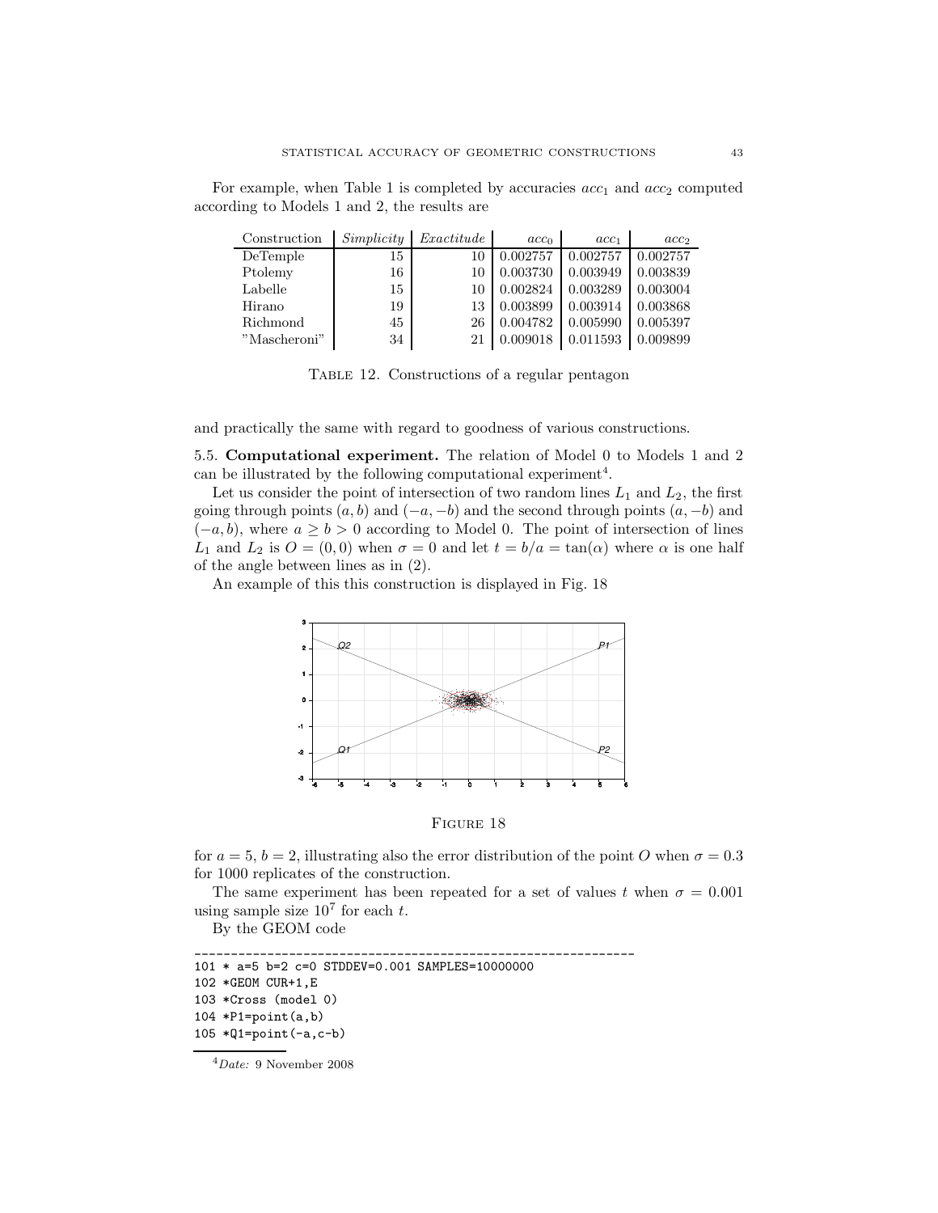For example, when Table 1 is completed by accuracies $acc_1$ and $acc_2$ computed according to Models 1 and 2, the results are

| Construction | *Simplicity* | *Exactitude* | $acc_0$ | $acc_1$ | $acc_2$ |
|---|---|---|---|---|---|
| DeTemple | 15 | 10 | 0.002757 | 0.002757 | 0.002757 |
| Ptolemy | 16 | 10 | 0.003730 | 0.003949 | 0.003839 |
| Labelle | 15 | 10 | 0.002824 | 0.003289 | 0.003004 |
| Hirano | 19 | 13 | 0.003899 | 0.003914 | 0.003868 |
| Richmond | 45 | 26 | 0.004782 | 0.005990 | 0.005397 |
| "Mascheroni" | 34 | 21 | 0.009018 | 0.011593 | 0.009899 |

TABLE 12. Constructions of a regular pentagon

and practically the same with regard to goodness of various constructions.

5.5. **Computational experiment.** The relation of Model 0 to Models 1 and 2 can be illustrated by the following computational experiment[4].

Let us consider the point of intersection of two random lines $L_1$ and $L_2$, the first going through points $(a, b)$ and $(-a, -b)$ and the second through points $(a, -b)$ and $(-a, b)$, where $a \geq b > 0$ according to Model 0. The point of intersection of lines $L_1$ and $L_2$ is $O = (0, 0)$ when $\sigma = 0$ and let $t = b/a = \tan(\alpha)$ where $\alpha$ is one half of the angle between lines as in (2).

An example of this this construction is displayed in Fig. 18

FIGURE 18

for $a = 5$, $b = 2$, illustrating also the error distribution of the point $O$ when $\sigma = 0.3$ for 1000 replicates of the construction.

The same experiment has been repeated for a set of values $t$ when $\sigma = 0.001$ using sample size $10^7$ for each $t$.

By the GEOM code

```
-------------------------------------------------------------
101 * a=5 b=2 c=0 STDDEV=0.001 SAMPLES=10000000
102 *GEOM CUR+1,E
103 *Cross (model 0)
104 *P1=point(a,b)
105 *Q1=point(-a,c-b)
```

[4] *Date:* 9 November 2008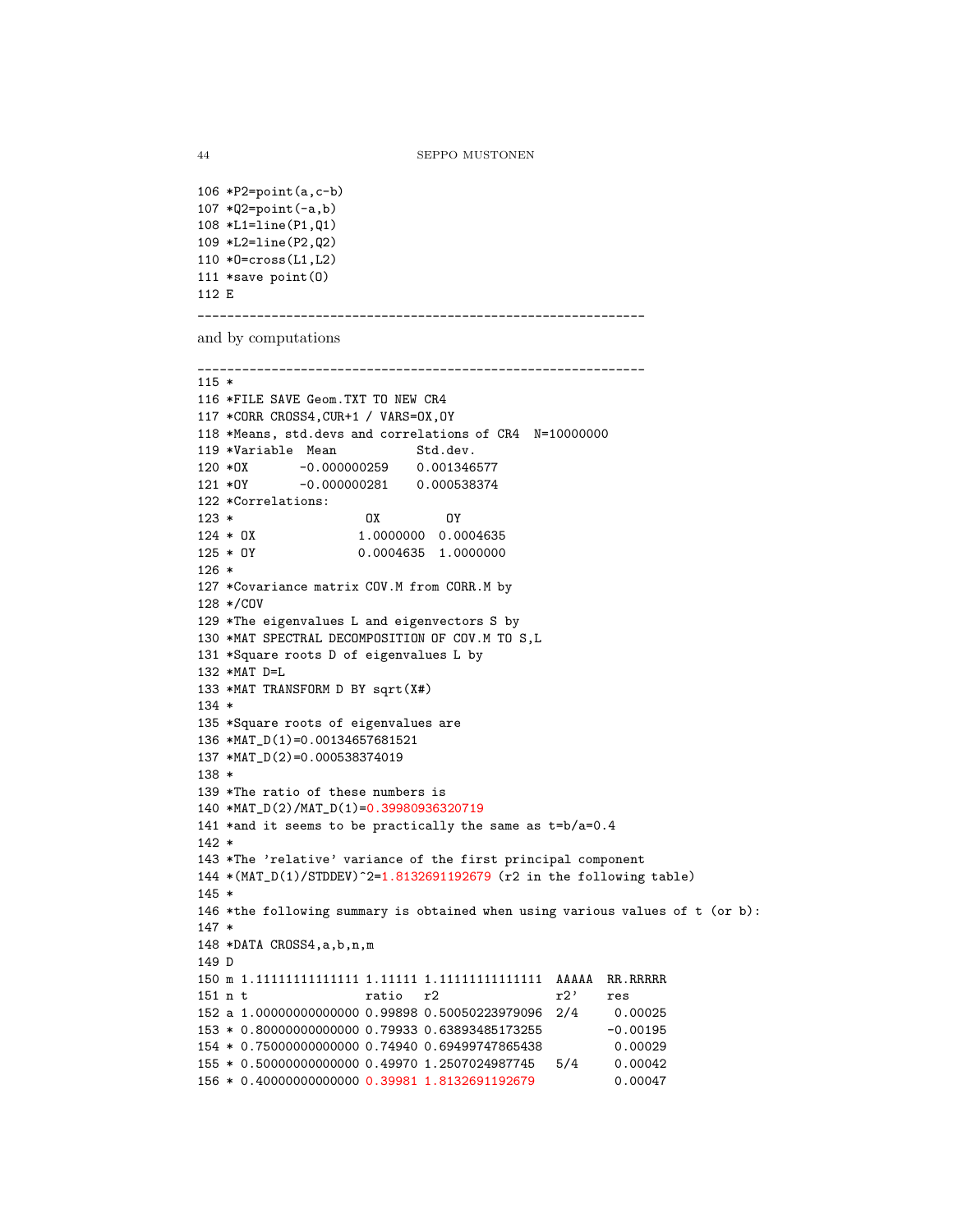```
106 *P2=point(a,c-b)
107 *Q2=point(-a,b)
108 *L1=line(P1,Q1)
109 *L2=line(P2,Q2)
110 *O=cross(L1,L2)
111 *save point(O)
112 E
```

and by computations

```
115 *
116 *FILE SAVE Geom.TXT TO NEW CR4
117 *CORR CROSS4,CUR+1 / VARS=OX,OY
118 *Means, std.devs and correlations of CR4  N=10000000
119 *Variable  Mean           Std.dev.
120 *OX       -0.000000259    0.001346577
121 *OY       -0.000000281    0.000538374
122 *Correlations:
123 *                  OX         OY
124 * OX             1.0000000  0.0004635
125 * OY             0.0004635  1.0000000
126 *
127 *Covariance matrix COV.M from CORR.M by
128 */COV
129 *The eigenvalues L and eigenvectors S by
130 *MAT SPECTRAL DECOMPOSITION OF COV.M TO S,L
131 *Square roots D of eigenvalues L by
132 *MAT D=L
133 *MAT TRANSFORM D BY sqrt(X#)
134 *
135 *Square roots of eigenvalues are
136 *MAT_D(1)=0.00134657681521
137 *MAT_D(2)=0.000538374019
138 *
139 *The ratio of these numbers is
140 *MAT_D(2)/MAT_D(1)=0.39980936320719
141 *and it seems to be practically the same as t=b/a=0.4
142 *
143 *The 'relative' variance of the first principal component
144 *(MAT_D(1)/STDDEV)^2=1.8132691192679 (r2 in the following table)
145 *
146 *the following summary is obtained when using various values of t (or b):
147 *
148 *DATA CROSS4,a,b,n,m
149 D
150 m 1.11111111111111 1.11111 1.11111111111111  AAAAA  RR.RRRRR
151 n t                ratio   r2                r2'    res
152 a 1.00000000000000 0.99898 0.50050223979096  2/4     0.00025
153 * 0.80000000000000 0.79933 0.63893485173255         -0.00195
154 * 0.75000000000000 0.74940 0.69499747865438          0.00029
155 * 0.50000000000000 0.49970 1.2507024987745   5/4     0.00042
156 * 0.40000000000000 0.39981 1.8132691192679           0.00047
```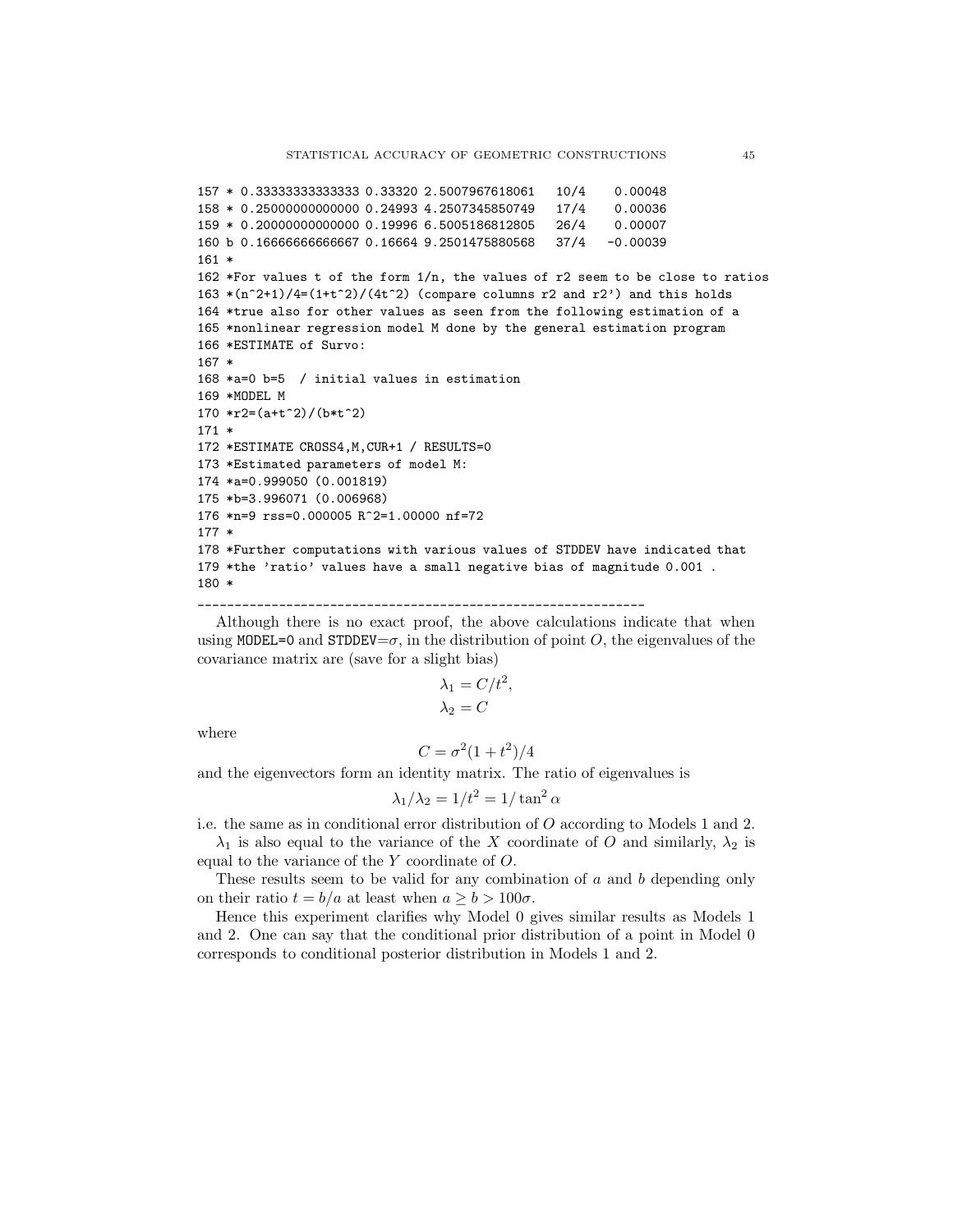```
157 * 0.33333333333333 0.33320 2.5007967618061   10/4    0.00048
158 * 0.25000000000000 0.24993 4.2507345850749   17/4    0.00036
159 * 0.20000000000000 0.19996 6.5005186812805   26/4    0.00007
160 b 0.16666666666667 0.16664 9.2501475880568   37/4   -0.00039
161 *
162 *For values t of the form 1/n, the values of r2 seem to be close to ratios
163 *(n^2+1)/4=(1+t^2)/(4t^2) (compare columns r2 and r2') and this holds
164 *true also for other values as seen from the following estimation of a
165 *nonlinear regression model M done by the general estimation program
166 *ESTIMATE of Survo:
167 *
168 *a=0 b=5  / initial values in estimation
169 *MODEL M
170 *r2=(a+t^2)/(b*t^2)
171 *
172 *ESTIMATE CROSS4,M,CUR+1 / RESULTS=0
173 *Estimated parameters of model M:
174 *a=0.999050 (0.001819)
175 *b=3.996071 (0.006968)
176 *n=9 rss=0.000005 R^2=1.00000 nf=72
177 *
178 *Further computations with various values of STDDEV have indicated that
179 *the 'ratio' values have a small negative bias of magnitude 0.001 .
180 *
```

---

Although there is no exact proof, the above calculations indicate that when using `MODEL=0` and `STDDEV`$=\sigma$, in the distribution of point $O$, the eigenvalues of the covariance matrix are (save for a slight bias)

$$\lambda_1 = C/t^2,$$
$$\lambda_2 = C$$

where

$$C = \sigma^2(1+t^2)/4$$

and the eigenvectors form an identity matrix. The ratio of eigenvalues is

$$\lambda_1/\lambda_2 = 1/t^2 = 1/\tan^2\alpha$$

i.e. the same as in conditional error distribution of $O$ according to Models 1 and 2.

$\lambda_1$ is also equal to the variance of the $X$ coordinate of $O$ and similarly, $\lambda_2$ is equal to the variance of the $Y$ coordinate of $O$.

These results seem to be valid for any combination of $a$ and $b$ depending only on their ratio $t = b/a$ at least when $a \geq b > 100\sigma$.

Hence this experiment clarifies why Model 0 gives similar results as Models 1 and 2. One can say that the conditional prior distribution of a point in Model 0 corresponds to conditional posterior distribution in Models 1 and 2.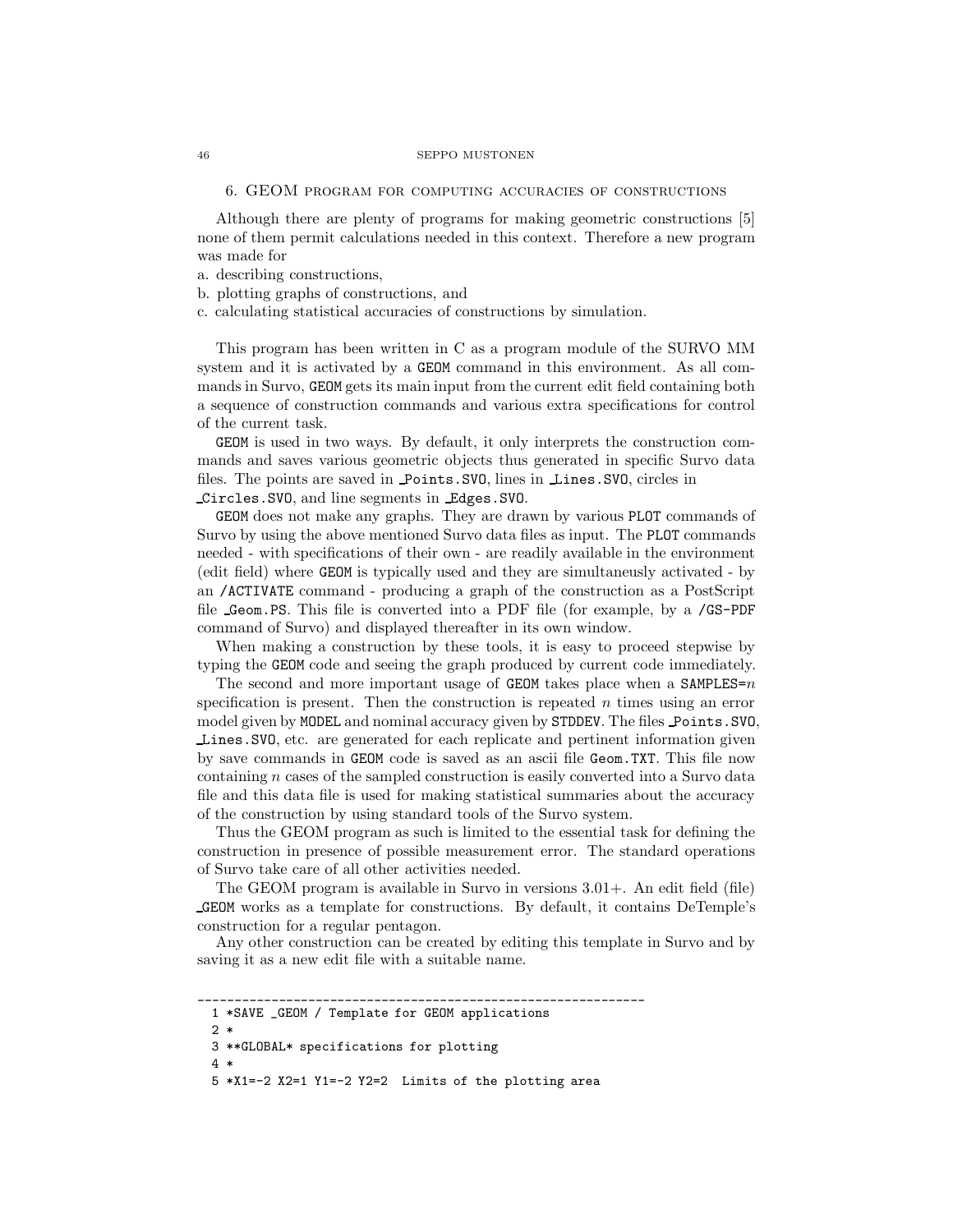## 6. GEOM program for computing accuracies of constructions

Although there are plenty of programs for making geometric constructions [5] none of them permit calculations needed in this context. Therefore a new program was made for

a. describing constructions,
b. plotting graphs of constructions, and
c. calculating statistical accuracies of constructions by simulation.

This program has been written in C as a program module of the SURVO MM system and it is activated by a `GEOM` command in this environment. As all commands in Survo, `GEOM` gets its main input from the current edit field containing both a sequence of construction commands and various extra specifications for control of the current task.

`GEOM` is used in two ways. By default, it only interprets the construction commands and saves various geometric objects thus generated in specific Survo data files. The points are saved in `_Points.SVO`, lines in `_Lines.SVO`, circles in `_Circles.SVO`, and line segments in `_Edges.SVO`.

`GEOM` does not make any graphs. They are drawn by various `PLOT` commands of Survo by using the above mentioned Survo data files as input. The `PLOT` commands needed - with specifications of their own - are readily available in the environment (edit field) where `GEOM` is typically used and they are simultaneusly activated - by an `/ACTIVATE` command - producing a graph of the construction as a PostScript file `_Geom.PS`. This file is converted into a PDF file (for example, by a `/GS-PDF` command of Survo) and displayed thereafter in its own window.

When making a construction by these tools, it is easy to proceed stepwise by typing the `GEOM` code and seeing the graph produced by current code immediately.

The second and more important usage of `GEOM` takes place when a `SAMPLES=`$n$ specification is present. Then the construction is repeated $n$ times using an error model given by `MODEL` and nominal accuracy given by `STDDEV`. The files `_Points.SVO`, `_Lines.SVO`, etc. are generated for each replicate and pertinent information given by save commands in `GEOM` code is saved as an ascii file `Geom.TXT`. This file now containing $n$ cases of the sampled construction is easily converted into a Survo data file and this data file is used for making statistical summaries about the accuracy of the construction by using standard tools of the Survo system.

Thus the GEOM program as such is limited to the essential task for defining the construction in presence of possible measurement error. The standard operations of Survo take care of all other activities needed.

The GEOM program is available in Survo in versions 3.01+. An edit field (file) `_GEOM` works as a template for constructions. By default, it contains DeTemple's construction for a regular pentagon.

Any other construction can be created by editing this template in Survo and by saving it as a new edit file with a suitable name.

```
____________________________________________________________
  1 *SAVE _GEOM / Template for GEOM applications
  2 *
  3 **GLOBAL* specifications for plotting
  4 *
  5 *X1=-2 X2=1 Y1=-2 Y2=2  Limits of the plotting area
```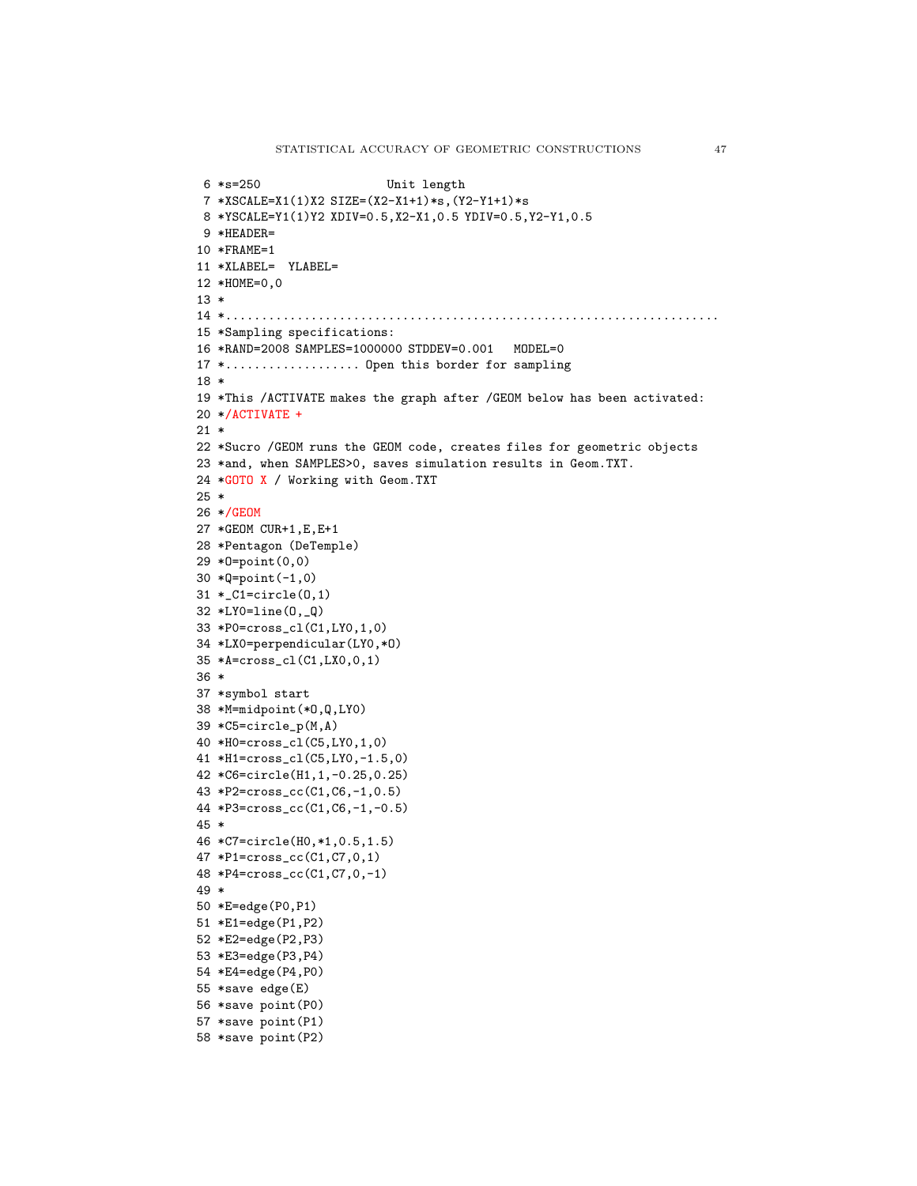```
 6 *s=250                  Unit length
 7 *XSCALE=X1(1)X2 SIZE=(X2-X1+1)*s,(Y2-Y1+1)*s
 8 *YSCALE=Y1(1)Y2 XDIV=0.5,X2-X1,0.5 YDIV=0.5,Y2-Y1,0.5
 9 *HEADER=
10 *FRAME=1
11 *XLABEL=  YLABEL=
12 *HOME=0,0
13 *
14 *.....................................................................
15 *Sampling specifications:
16 *RAND=2008 SAMPLES=1000000 STDDEV=0.001   MODEL=0
17 *.................. Open this border for sampling
18 *
19 *This /ACTIVATE makes the graph after /GEOM below has been activated:
20 */ACTIVATE +
21 *
22 *Sucro /GEOM runs the GEOM code, creates files for geometric objects
23 *and, when SAMPLES>0, saves simulation results in Geom.TXT.
24 *GOTO X / Working with Geom.TXT
25 *
26 */GEOM
27 *GEOM CUR+1,E,E+1
28 *Pentagon (DeTemple)
29 *O=point(0,0)
30 *Q=point(-1,0)
31 *_C1=circle(O,1)
32 *LY0=line(O,_Q)
33 *P0=cross_cl(C1,LY0,1,0)
34 *LX0=perpendicular(LY0,*O)
35 *A=cross_cl(C1,LX0,0,1)
36 *
37 *symbol start
38 *M=midpoint(*O,Q,LY0)
39 *C5=circle_p(M,A)
40 *H0=cross_cl(C5,LY0,1,0)
41 *H1=cross_cl(C5,LY0,-1.5,0)
42 *C6=circle(H1,1,-0.25,0.25)
43 *P2=cross_cc(C1,C6,-1,0.5)
44 *P3=cross_cc(C1,C6,-1,-0.5)
45 *
46 *C7=circle(H0,*1,0.5,1.5)
47 *P1=cross_cc(C1,C7,0,1)
48 *P4=cross_cc(C1,C7,0,-1)
49 *
50 *E=edge(P0,P1)
51 *E1=edge(P1,P2)
52 *E2=edge(P2,P3)
53 *E3=edge(P3,P4)
54 *E4=edge(P4,P0)
55 *save edge(E)
56 *save point(P0)
57 *save point(P1)
58 *save point(P2)
```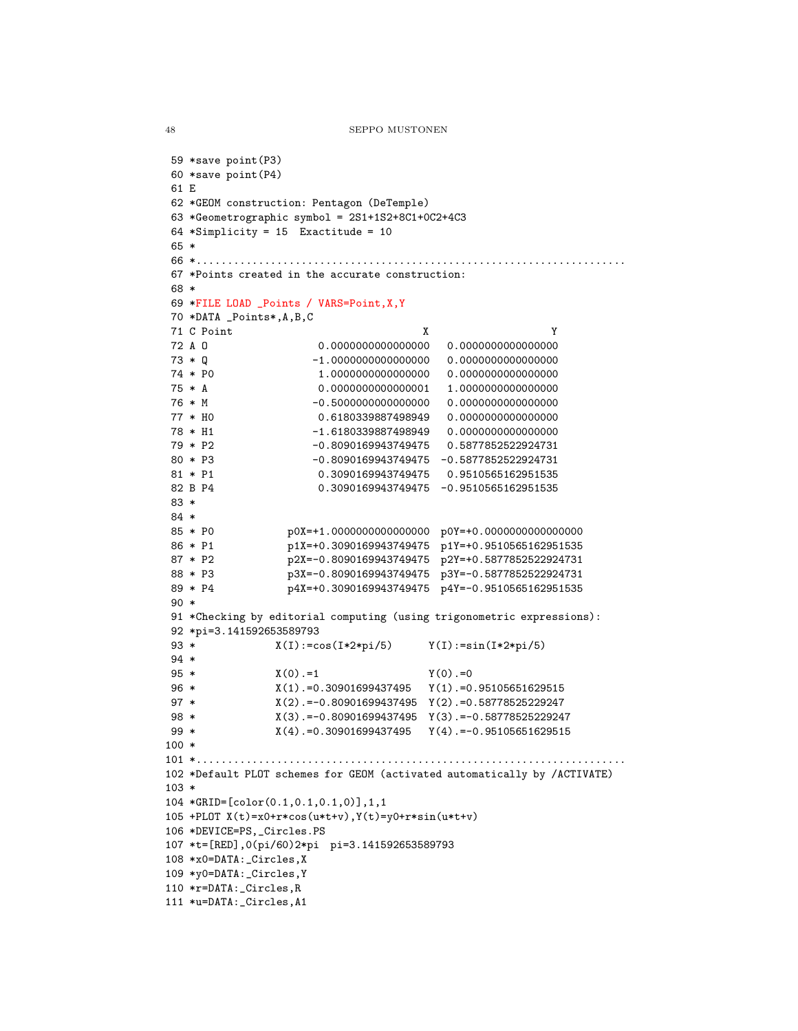```
 59 *save point(P3)
 60 *save point(P4)
 61 E
 62 *GEOM construction: Pentagon (DeTemple)
 63 *Geometrographic symbol = 2S1+1S2+8C1+0C2+4C3
 64 *Simplicity = 15  Exactitude = 10
 65 *
 66 *..................................................................
 67 *Points created in the accurate construction:
 68 *
 69 *FILE LOAD _Points / VARS=Point,X,Y
 70 *DATA _Points*,A,B,C
 71 C Point                           X                   Y
 72 A O                  0.0000000000000000   0.0000000000000000
 73 * Q                 -1.0000000000000000   0.0000000000000000
 74 * P0                 1.0000000000000000   0.0000000000000000
 75 * A                  0.0000000000000001   1.0000000000000000
 76 * M                 -0.5000000000000000   0.0000000000000000
 77 * H0                 0.6180339887498949   0.0000000000000000
 78 * H1                -1.6180339887498949   0.0000000000000000
 79 * P2                -0.8090169943749475   0.5877852522924731
 80 * P3                -0.8090169943749475  -0.5877852522924731
 81 * P1                 0.3090169943749475   0.9510565162951535
 82 B P4                 0.3090169943749475  -0.9510565162951535
 83 *
 84 *
 85 * P0            p0X=+1.0000000000000000  p0Y=+0.0000000000000000
 86 * P1            p1X=+0.3090169943749475  p1Y=+0.9510565162951535
 87 * P2            p2X=-0.8090169943749475  p2Y=+0.5877852522924731
 88 * P3            p3X=-0.8090169943749475  p3Y=-0.5877852522924731
 89 * P4            p4X=+0.3090169943749475  p4Y=-0.9510565162951535
 90 *
 91 *Checking by editorial computing (using trigonometric expressions):
 92 *pi=3.141592653589793
 93 *             X(I):=cos(I*2*pi/5)      Y(I):=sin(I*2*pi/5)
 94 *
 95 *             X(0).=1                  Y(0).=0
 96 *             X(1).=0.30901699437495   Y(1).=0.95105651629515
 97 *             X(2).=-0.80901699437495  Y(2).=0.58778525229247
 98 *             X(3).=-0.80901699437495  Y(3).=-0.58778525229247
 99 *             X(4).=0.30901699437495   Y(4).=-0.95105651629515
100 *
101 *..................................................................
102 *Default PLOT schemes for GEOM (activated automatically by /ACTIVATE)
103 *
104 *GRID=[color(0.1,0.1,0.1,0)],1,1
105 +PLOT X(t)=x0+r*cos(u*t+v),Y(t)=y0+r*sin(u*t+v)
106 *DEVICE=PS,_Circles.PS
107 *t=[RED],0(pi/60)2*pi  pi=3.141592653589793
108 *x0=DATA:_Circles,X
109 *y0=DATA:_Circles,Y
110 *r=DATA:_Circles,R
111 *u=DATA:_Circles,A1
```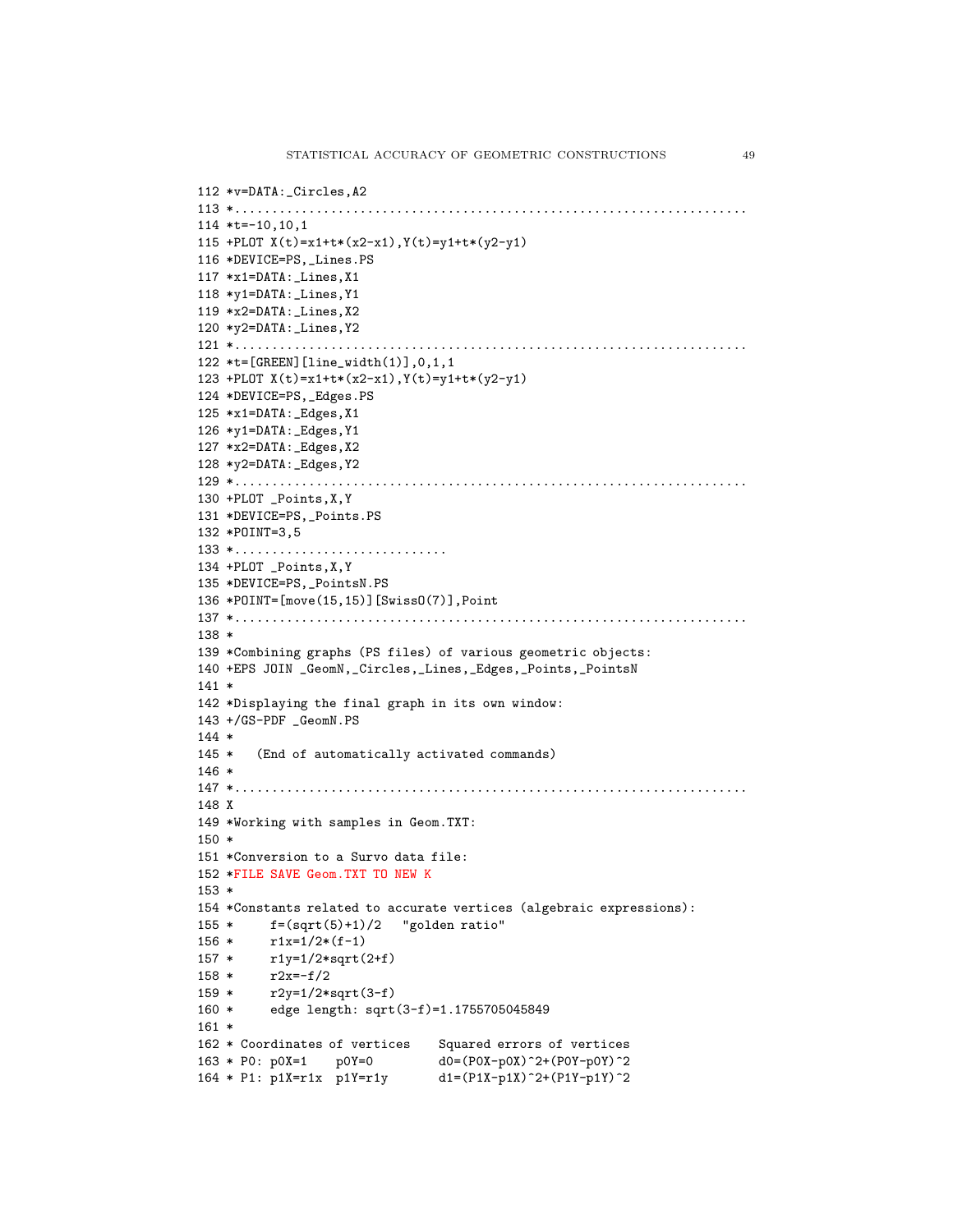```
112 *v=DATA:_Circles,A2
113 *...................................................................
114 *t=-10,10,1
115 +PLOT X(t)=x1+t*(x2-x1),Y(t)=y1+t*(y2-y1)
116 *DEVICE=PS,_Lines.PS
117 *x1=DATA:_Lines,X1
118 *y1=DATA:_Lines,Y1
119 *x2=DATA:_Lines,X2
120 *y2=DATA:_Lines,Y2
121 *...................................................................
122 *t=[GREEN][line_width(1)],0,1,1
123 +PLOT X(t)=x1+t*(x2-x1),Y(t)=y1+t*(y2-y1)
124 *DEVICE=PS,_Edges.PS
125 *x1=DATA:_Edges,X1
126 *y1=DATA:_Edges,Y1
127 *x2=DATA:_Edges,X2
128 *y2=DATA:_Edges,Y2
129 *...................................................................
130 +PLOT _Points,X,Y
131 *DEVICE=PS,_Points.PS
132 *POINT=3,5
133 *............................
134 +PLOT _Points,X,Y
135 *DEVICE=PS,_PointsN.PS
136 *POINT=[move(15,15)][SwissO(7)],Point
137 *...................................................................
138 *
139 *Combining graphs (PS files) of various geometric objects:
140 +EPS JOIN _GeomN,_Circles,_Lines,_Edges,_Points,_PointsN
141 *
142 *Displaying the final graph in its own window:
143 +/GS-PDF _GeomN.PS
144 *
145 *   (End of automatically activated commands)
146 *
147 *...................................................................
148 X
149 *Working with samples in Geom.TXT:
150 *
151 *Conversion to a Survo data file:
152 *FILE SAVE Geom.TXT TO NEW K
153 *
154 *Constants related to accurate vertices (algebraic expressions):
155 *     f=(sqrt(5)+1)/2   "golden ratio"
156 *     r1x=1/2*(f-1)
157 *     r1y=1/2*sqrt(2+f)
158 *     r2x=-f/2
159 *     r2y=1/2*sqrt(3-f)
160 *     edge length: sqrt(3-f)=1.1755705045849
161 *
162 * Coordinates of vertices    Squared errors of vertices
163 * P0: p0X=1    p0Y=0         d0=(P0X-p0X)^2+(P0Y-p0Y)^2
164 * P1: p1X=r1x  p1Y=r1y       d1=(P1X-p1X)^2+(P1Y-p1Y)^2
```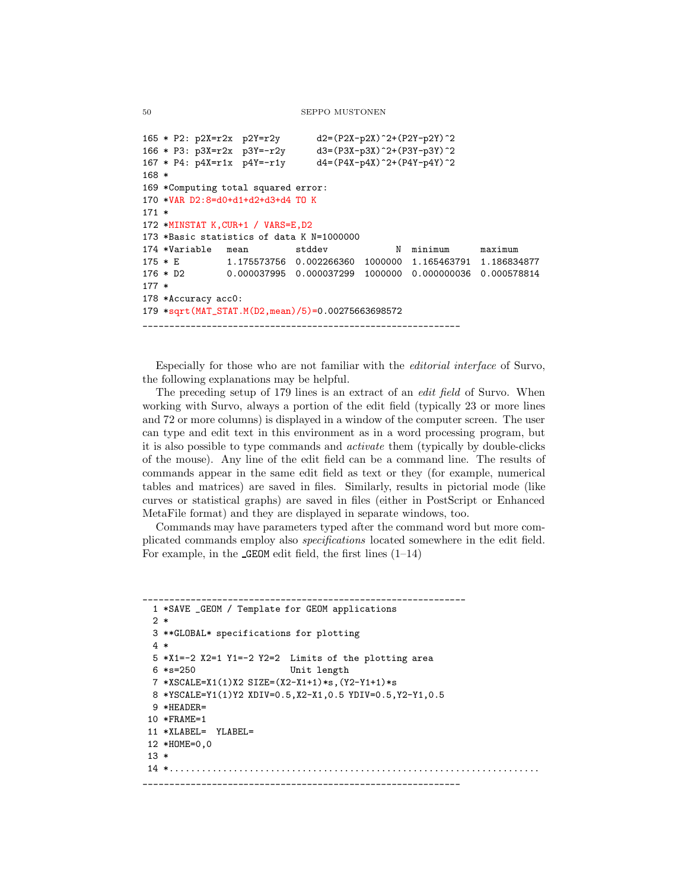```
165 * P2: p2X=r2x  p2Y=r2y       d2=(P2X-p2X)^2+(P2Y-p2Y)^2
166 * P3: p3X=r2x  p3Y=-r2y      d3=(P3X-p3X)^2+(P3Y-p3Y)^2
167 * P4: p4X=r1x  p4Y=-r1y      d4=(P4X-p4X)^2+(P4Y-p4Y)^2
168 *
169 *Computing total squared error:
170 *VAR D2:8=d0+d1+d2+d3+d4 TO K
171 *
172 *MINSTAT K,CUR+1 / VARS=E,D2
173 *Basic statistics of data K N=1000000
174 *Variable   mean        stddev            N  minimum      maximum
175 * E         1.175573756  0.002266360  1000000  1.165463791  1.186834877
176 * D2        0.000037995  0.000037299  1000000  0.000000036  0.000578814
177 *
178 *Accuracy acc0:
179 *sqrt(MAT_STAT.M(D2,mean)/5)=0.00275663698572
------------------------------------------------------------
```

Especially for those who are not familiar with the *editorial interface* of Survo, the following explanations may be helpful.

The preceding setup of 179 lines is an extract of an *edit field* of Survo. When working with Survo, always a portion of the edit field (typically 23 or more lines and 72 or more columns) is displayed in a window of the computer screen. The user can type and edit text in this environment as in a word processing program, but it is also possible to type commands and *activate* them (typically by double-clicks of the mouse). Any line of the edit field can be a command line. The results of commands appear in the same edit field as text or they (for example, numerical tables and matrices) are saved in files. Similarly, results in pictorial mode (like curves or statistical graphs) are saved in files (either in PostScript or Enhanced MetaFile format) and they are displayed in separate windows, too.

Commands may have parameters typed after the command word but more complicated commands employ also *specifications* located somewhere in the edit field. For example, in the _GEOM edit field, the first lines (1–14)

```
------------------------------------------------------------
  1 *SAVE _GEOM / Template for GEOM applications
  2 *
  3 **GLOBAL* specifications for plotting
  4 *
  5 *X1=-2 X2=1 Y1=-2 Y2=2  Limits of the plotting area
  6 *s=250                  Unit length
  7 *XSCALE=X1(1)X2 SIZE=(X2-X1+1)*s,(Y2-Y1+1)*s
  8 *YSCALE=Y1(1)Y2 XDIV=0.5,X2-X1,0.5 YDIV=0.5,Y2-Y1,0.5
  9 *HEADER=
 10 *FRAME=1
 11 *XLABEL=  YLABEL=
 12 *HOME=0,0
 13 *
 14 *......................................................................
------------------------------------------------------------
```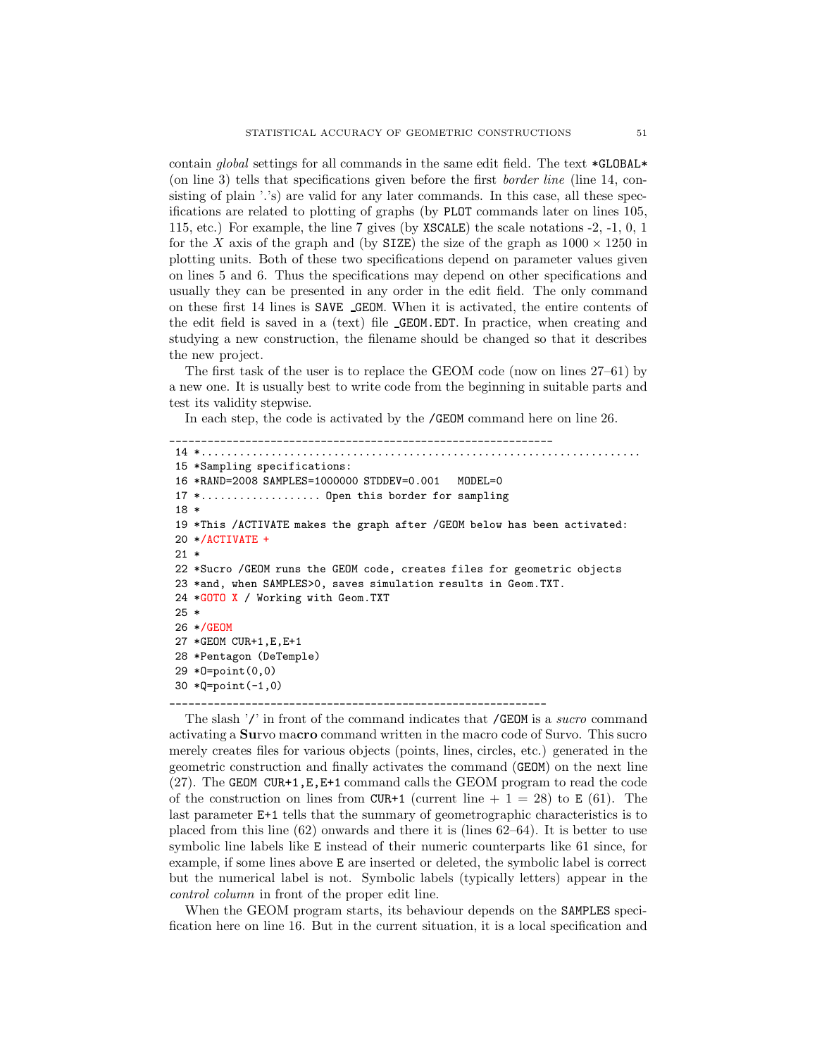contain *global* settings for all commands in the same edit field. The text *GLOBAL* (on line 3) tells that specifications given before the first *border line* (line 14, consisting of plain '.'s) are valid for any later commands. In this case, all these specifications are related to plotting of graphs (by PLOT commands later on lines 105, 115, etc.) For example, the line 7 gives (by XSCALE) the scale notations -2, -1, 0, 1 for the $X$ axis of the graph and (by SIZE) the size of the graph as $1000 \times 1250$ in plotting units. Both of these two specifications depend on parameter values given on lines 5 and 6. Thus the specifications may depend on other specifications and usually they can be presented in any order in the edit field. The only command on these first 14 lines is SAVE _GEOM. When it is activated, the entire contents of the edit field is saved in a (text) file _GEOM.EDT. In practice, when creating and studying a new construction, the filename should be changed so that it describes the new project.

The first task of the user is to replace the GEOM code (now on lines 27–61) by a new one. It is usually best to write code from the beginning in suitable parts and test its validity stepwise.

In each step, the code is activated by the /GEOM command here on line 26.

```
____________________________________________________________
 14 *......................................................................
 15 *Sampling specifications:
 16 *RAND=2008 SAMPLES=1000000 STDDEV=0.001   MODEL=0
 17 *.................. Open this border for sampling
 18 *
 19 *This /ACTIVATE makes the graph after /GEOM below has been activated:
 20 */ACTIVATE +
 21 *
 22 *Sucro /GEOM runs the GEOM code, creates files for geometric objects
 23 *and, when SAMPLES>0, saves simulation results in Geom.TXT.
 24 *GOTO X / Working with Geom.TXT
 25 *
 26 */GEOM
 27 *GEOM CUR+1,E,E+1
 28 *Pentagon (DeTemple)
 29 *O=point(0,0)
 30 *Q=point(-1,0)
____________________________________________________________
```

The slash '/' in front of the command indicates that /GEOM is a *sucro* command activating a **Su**rvo ma**cro** command written in the macro code of Survo. This sucro merely creates files for various objects (points, lines, circles, etc.) generated in the geometric construction and finally activates the command (GEOM) on the next line (27). The GEOM CUR+1,E,E+1 command calls the GEOM program to read the code of the construction on lines from CUR+1 (current line + 1 = 28) to E (61). The last parameter E+1 tells that the summary of geometrographic characteristics is to placed from this line (62) onwards and there it is (lines 62–64). It is better to use symbolic line labels like E instead of their numeric counterparts like 61 since, for example, if some lines above E are inserted or deleted, the symbolic label is correct but the numerical label is not. Symbolic labels (typically letters) appear in the *control column* in front of the proper edit line.

When the GEOM program starts, its behaviour depends on the SAMPLES specification here on line 16. But in the current situation, it is a local specification and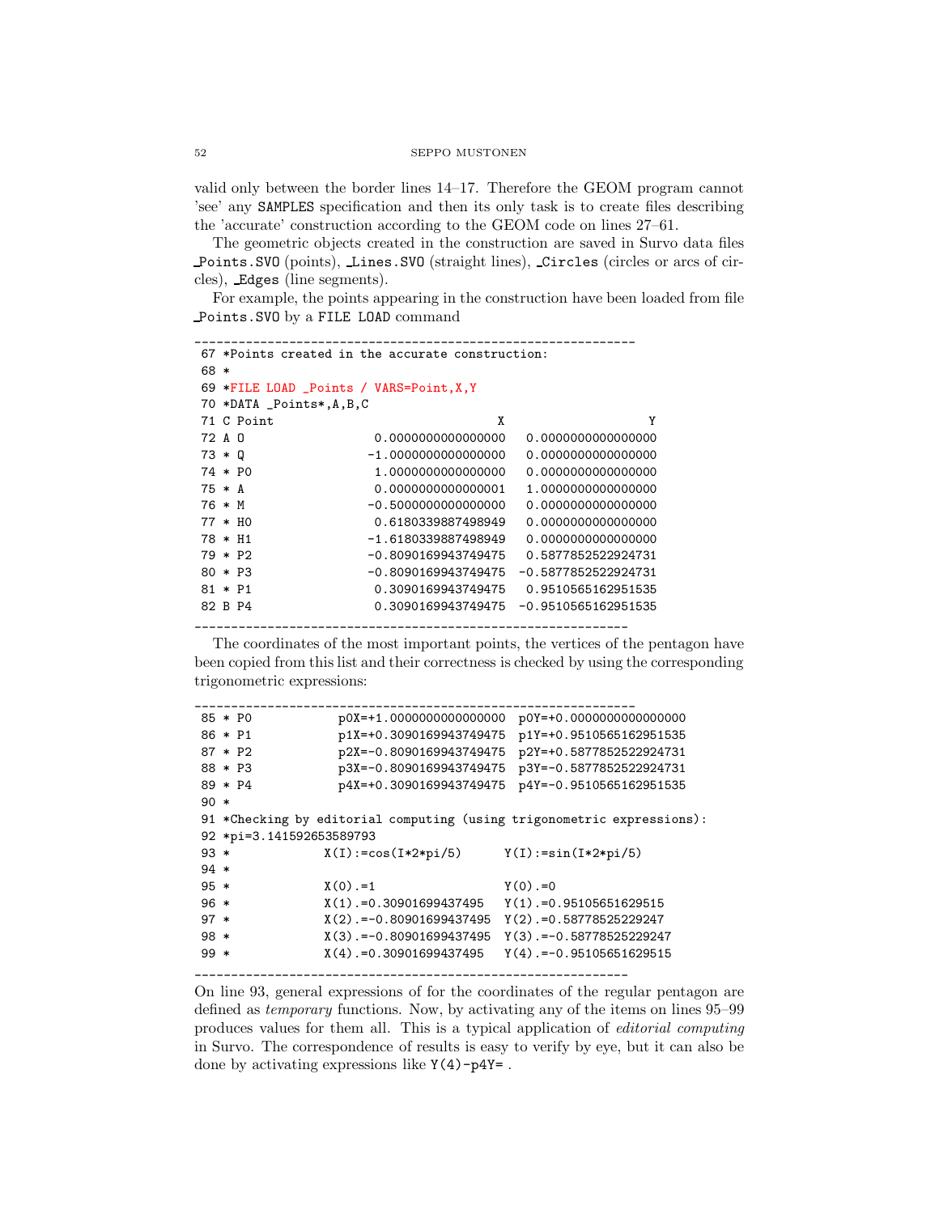valid only between the border lines 14–17. Therefore the GEOM program cannot 'see' any `SAMPLES` specification and then its only task is to create files describing the 'accurate' construction according to the GEOM code on lines 27–61.

The geometric objects created in the construction are saved in Survo data files `_Points.SVO` (points), `_Lines.SVO` (straight lines), `_Circles` (circles or arcs of circles), `_Edges` (line segments).

For example, the points appearing in the construction have been loaded from file `_Points.SVO` by a `FILE LOAD` command

```
______________________________________________________________
 67 *Points created in the accurate construction:
 68 *
 69 *FILE LOAD _Points / VARS=Point,X,Y
 70 *DATA _Points*,A,B,C
 71 C Point                            X                   Y
 72 A O                 0.0000000000000000  0.0000000000000000
 73 * Q                -1.0000000000000000  0.0000000000000000
 74 * P0                1.0000000000000000  0.0000000000000000
 75 * A                 0.0000000000000001  1.0000000000000000
 76 * M                -0.5000000000000000  0.0000000000000000
 77 * H0                0.6180339887498949  0.0000000000000000
 78 * H1               -1.6180339887498949  0.0000000000000000
 79 * P2               -0.8090169943749475  0.5877852522924731
 80 * P3               -0.8090169943749475 -0.5877852522924731
 81 * P1                0.3090169943749475  0.9510565162951535
 82 B P4                0.3090169943749475 -0.9510565162951535
______________________________________________________________
```

The coordinates of the most important points, the vertices of the pentagon have been copied from this list and their correctness is checked by using the corresponding trigonometric expressions:

```
______________________________________________________________
 85 * P0           p0X=+1.0000000000000000  p0Y=+0.0000000000000000
 86 * P1           p1X=+0.3090169943749475  p1Y=+0.9510565162951535
 87 * P2           p2X=-0.8090169943749475  p2Y=+0.5877852522924731
 88 * P3           p3X=-0.8090169943749475  p3Y=-0.5877852522924731
 89 * P4           p4X=+0.3090169943749475  p4Y=-0.9510565162951535
 90 *
 91 *Checking by editorial computing (using trigonometric expressions):
 92 *pi=3.141592653589793
 93 *            X(I):=cos(I*2*pi/5)      Y(I):=sin(I*2*pi/5)
 94 *
 95 *            X(0).=1                  Y(0).=0
 96 *            X(1).=0.30901699437495   Y(1).=0.95105651629515
 97 *            X(2).=-0.80901699437495  Y(2).=0.58778525229247
 98 *            X(3).=-0.80901699437495  Y(3).=-0.58778525229247
 99 *            X(4).=0.30901699437495   Y(4).=-0.95105651629515
______________________________________________________________
```

On line 93, general expressions of for the coordinates of the regular pentagon are defined as *temporary* functions. Now, by activating any of the items on lines 95–99 produces values for them all. This is a typical application of *editorial computing* in Survo. The correspondence of results is easy to verify by eye, but it can also be done by activating expressions like `Y(4)-p4Y=` .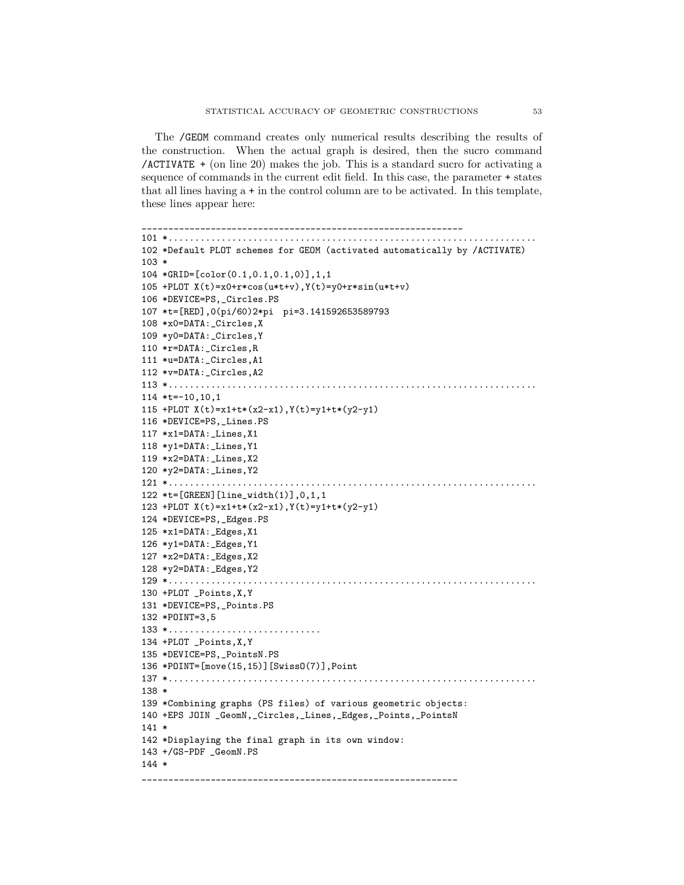The `/GEOM` command creates only numerical results describing the results of the construction. When the actual graph is desired, then the sucro command `/ACTIVATE +` (on line 20) makes the job. This is a standard sucro for activating a sequence of commands in the current edit field. In this case, the parameter `+` states that all lines having a `+` in the control column are to be activated. In this template, these lines appear here:

```
------------------------------------------------------------
101 *...................................................................
102 *Default PLOT schemes for GEOM (activated automatically by /ACTIVATE)
103 *
104 *GRID=[color(0.1,0.1,0.1,0)],1,1
105 +PLOT X(t)=x0+r*cos(u*t+v),Y(t)=y0+r*sin(u*t+v)
106 *DEVICE=PS,_Circles.PS
107 *t=[RED],0(pi/60)2*pi  pi=3.141592653589793
108 *x0=DATA:_Circles,X
109 *y0=DATA:_Circles,Y
110 *r=DATA:_Circles,R
111 *u=DATA:_Circles,A1
112 *v=DATA:_Circles,A2
113 *...................................................................
114 *t=-10,10,1
115 +PLOT X(t)=x1+t*(x2-x1),Y(t)=y1+t*(y2-y1)
116 *DEVICE=PS,_Lines.PS
117 *x1=DATA:_Lines,X1
118 *y1=DATA:_Lines,Y1
119 *x2=DATA:_Lines,X2
120 *y2=DATA:_Lines,Y2
121 *...................................................................
122 *t=[GREEN][line_width(1)],0,1,1
123 +PLOT X(t)=x1+t*(x2-x1),Y(t)=y1+t*(y2-y1)
124 *DEVICE=PS,_Edges.PS
125 *x1=DATA:_Edges,X1
126 *y1=DATA:_Edges,Y1
127 *x2=DATA:_Edges,X2
128 *y2=DATA:_Edges,Y2
129 *...................................................................
130 +PLOT _Points,X,Y
131 *DEVICE=PS,_Points.PS
132 *POINT=3,5
133 *............................
134 +PLOT _Points,X,Y
135 *DEVICE=PS,_PointsN.PS
136 *POINT=[move(15,15)][SwissO(7)],Point
137 *...................................................................
138 *
139 *Combining graphs (PS files) of various geometric objects:
140 +EPS JOIN _GeomN,_Circles,_Lines,_Edges,_Points,_PointsN
141 *
142 *Displaying the final graph in its own window:
143 +/GS-PDF _GeomN.PS
144 *
------------------------------------------------------------
```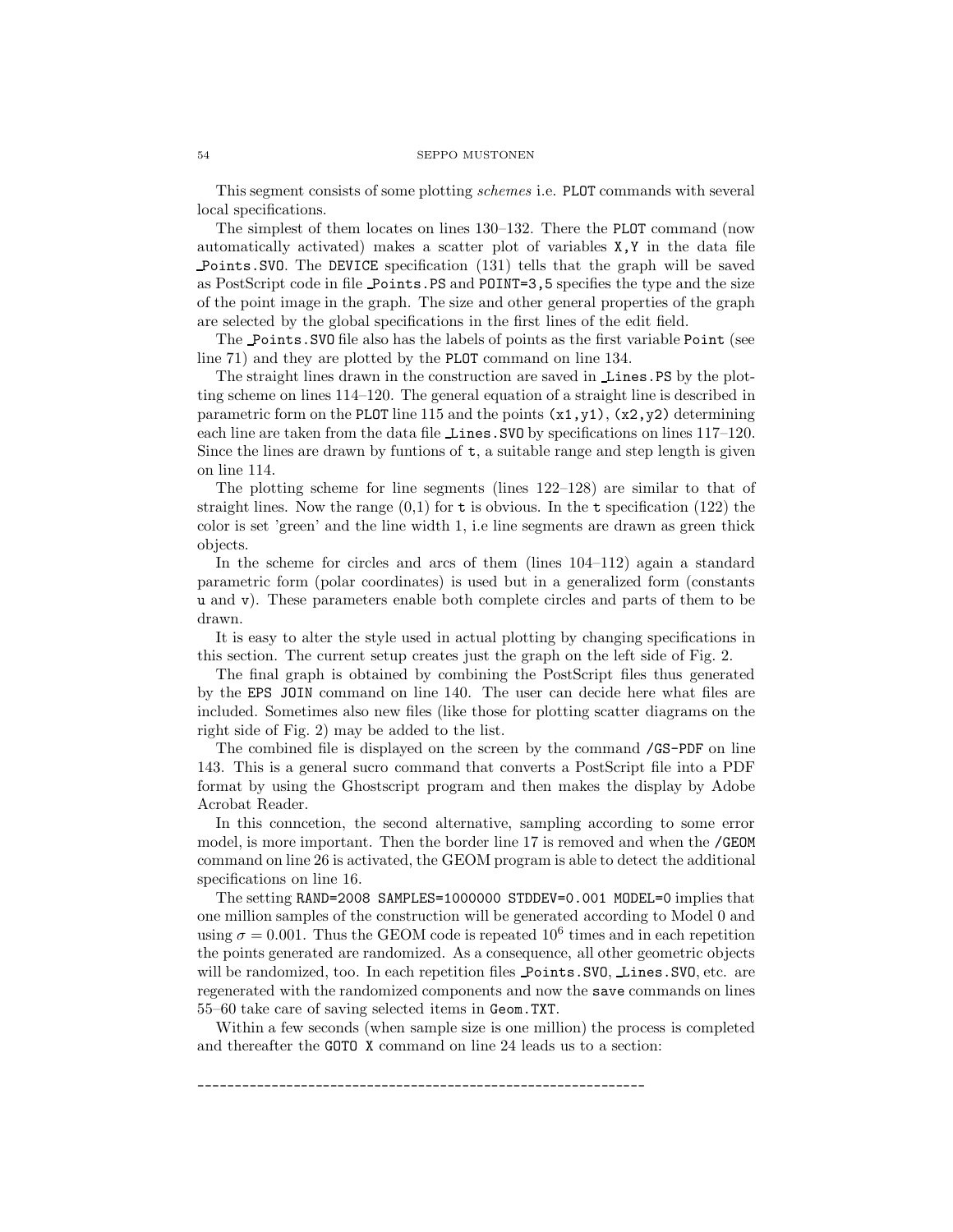This segment consists of some plotting *schemes* i.e. `PLOT` commands with several local specifications.

The simplest of them locates on lines 130–132. There the `PLOT` command (now automatically activated) makes a scatter plot of variables `X,Y` in the data file `_Points.SVO`. The `DEVICE` specification (131) tells that the graph will be saved as PostScript code in file `_Points.PS` and `POINT=3,5` specifies the type and the size of the point image in the graph. The size and other general properties of the graph are selected by the global specifications in the first lines of the edit field.

The `_Points.SVO` file also has the labels of points as the first variable `Point` (see line 71) and they are plotted by the `PLOT` command on line 134.

The straight lines drawn in the construction are saved in `_Lines.PS` by the plotting scheme on lines 114–120. The general equation of a straight line is described in parametric form on the `PLOT` line 115 and the points `(x1,y1)`, `(x2,y2)` determining each line are taken from the data file `_Lines.SVO` by specifications on lines 117–120. Since the lines are drawn by funtions of `t`, a suitable range and step length is given on line 114.

The plotting scheme for line segments (lines 122–128) are similar to that of straight lines. Now the range (0,1) for `t` is obvious. In the `t` specification (122) the color is set 'green' and the line width 1, i.e line segments are drawn as green thick objects.

In the scheme for circles and arcs of them (lines 104–112) again a standard parametric form (polar coordinates) is used but in a generalized form (constants `u` and `v`). These parameters enable both complete circles and parts of them to be drawn.

It is easy to alter the style used in actual plotting by changing specifications in this section. The current setup creates just the graph on the left side of Fig. 2.

The final graph is obtained by combining the PostScript files thus generated by the `EPS JOIN` command on line 140. The user can decide here what files are included. Sometimes also new files (like those for plotting scatter diagrams on the right side of Fig. 2) may be added to the list.

The combined file is displayed on the screen by the command `/GS-PDF` on line 143. This is a general sucro command that converts a PostScript file into a PDF format by using the Ghostscript program and then makes the display by Adobe Acrobat Reader.

In this conncetion, the second alternative, sampling according to some error model, is more important. Then the border line 17 is removed and when the `/GEOM` command on line 26 is activated, the GEOM program is able to detect the additional specifications on line 16.

The setting `RAND=2008 SAMPLES=1000000 STDDEV=0.001 MODEL=0` implies that one million samples of the construction will be generated according to Model 0 and using $\sigma = 0.001$. Thus the GEOM code is repeated $10^6$ times and in each repetition the points generated are randomized. As a consequence, all other geometric objects will be randomized, too. In each repetition files `_Points.SVO`, `_Lines.SVO`, etc. are regenerated with the randomized components and now the `save` commands on lines 55–60 take care of saving selected items in `Geom.TXT`.

Within a few seconds (when sample size is one million) the process is completed and thereafter the `GOTO X` command on line 24 leads us to a section:

```
____________________________________________________________
```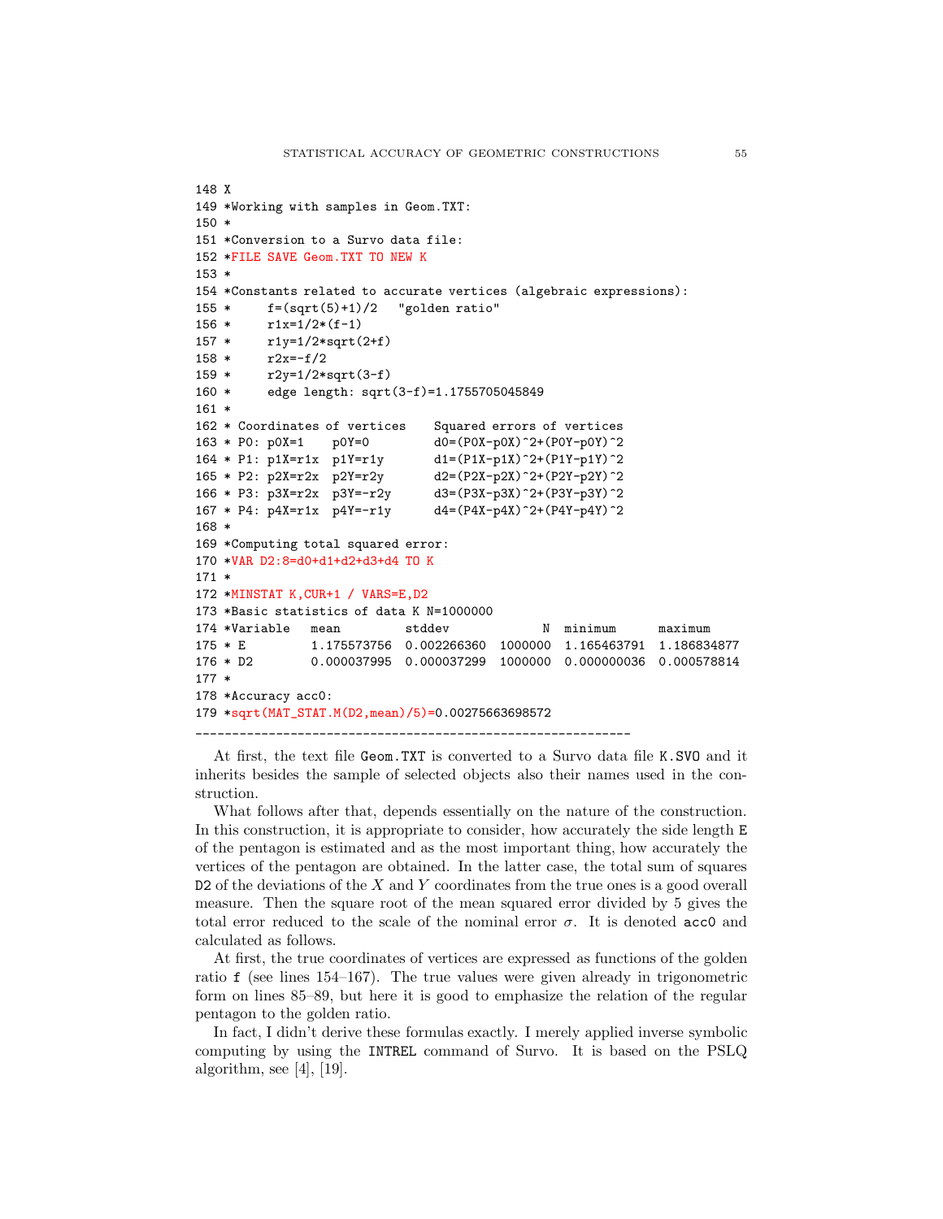```
148 X
149 *Working with samples in Geom.TXT:
150 *
151 *Conversion to a Survo data file:
152 *FILE SAVE Geom.TXT TO NEW K
153 *
154 *Constants related to accurate vertices (algebraic expressions):
155 *     f=(sqrt(5)+1)/2   "golden ratio"
156 *     r1x=1/2*(f-1)
157 *     r1y=1/2*sqrt(2+f)
158 *     r2x=-f/2
159 *     r2y=1/2*sqrt(3-f)
160 *     edge length: sqrt(3-f)=1.1755705045849
161 *
162 * Coordinates of vertices    Squared errors of vertices
163 * P0: p0X=1    p0Y=0         d0=(P0X-p0X)^2+(P0Y-p0Y)^2
164 * P1: p1X=r1x  p1Y=r1y       d1=(P1X-p1X)^2+(P1Y-p1Y)^2
165 * P2: p2X=r2x  p2Y=r2y       d2=(P2X-p2X)^2+(P2Y-p2Y)^2
166 * P3: p3X=r2x  p3Y=-r2y      d3=(P3X-p3X)^2+(P3Y-p3Y)^2
167 * P4: p4X=r1x  p4Y=-r1y      d4=(P4X-p4X)^2+(P4Y-p4Y)^2
168 *
169 *Computing total squared error:
170 *VAR D2:8=d0+d1+d2+d3+d4 TO K
171 *
172 *MINSTAT K,CUR+1 / VARS=E,D2
173 *Basic statistics of data K N=1000000
174 *Variable   mean         stddev             N  minimum      maximum
175 * E         1.175573756  0.002266360  1000000  1.165463791  1.186834877
176 * D2        0.000037995  0.000037299  1000000  0.000000036  0.000578814
177 *
178 *Accuracy acc0:
179 *sqrt(MAT_STAT.M(D2,mean)/5)=0.00275663698572
--------------------------------------------------------------
```

At first, the text file Geom.TXT is converted to a Survo data file K.SVO and it inherits besides the sample of selected objects also their names used in the construction.

What follows after that, depends essentially on the nature of the construction. In this construction, it is appropriate to consider, how accurately the side length E of the pentagon is estimated and as the most important thing, how accurately the vertices of the pentagon are obtained. In the latter case, the total sum of squares D2 of the deviations of the $X$ and $Y$ coordinates from the true ones is a good overall measure. Then the square root of the mean squared error divided by 5 gives the total error reduced to the scale of the nominal error $\sigma$. It is denoted acc0 and calculated as follows.

At first, the true coordinates of vertices are expressed as functions of the golden ratio f (see lines 154–167). The true values were given already in trigonometric form on lines 85–89, but here it is good to emphasize the relation of the regular pentagon to the golden ratio.

In fact, I didn't derive these formulas exactly. I merely applied inverse symbolic computing by using the INTREL command of Survo. It is based on the PSLQ algorithm, see [4], [19].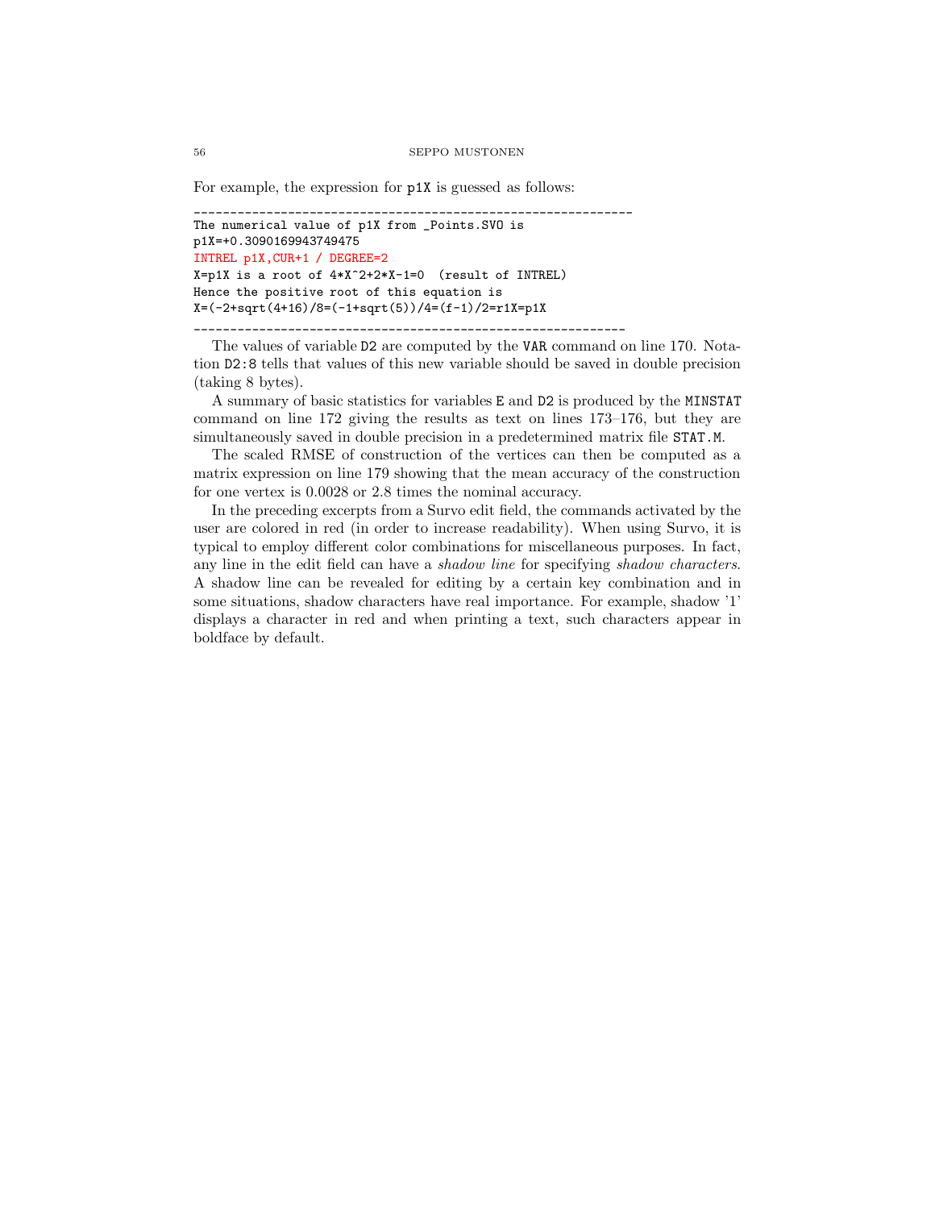For example, the expression for `p1X` is guessed as follows:

```
______________________________________________________________
The numerical value of p1X from _Points.SVO is
p1X=+0.3090169943749475
INTREL p1X,CUR+1 / DEGREE=2
X=p1X is a root of 4*X^2+2*X-1=0  (result of INTREL)
Hence the positive root of this equation is
X=(-2+sqrt(4+16)/8=(-1+sqrt(5))/4=(f-1)/2=r1X=p1X
_____________________________________________________________
```

The values of variable `D2` are computed by the `VAR` command on line 170. Notation `D2:8` tells that values of this new variable should be saved in double precision (taking 8 bytes).

A summary of basic statistics for variables `E` and `D2` is produced by the `MINSTAT` command on line 172 giving the results as text on lines 173–176, but they are simultaneously saved in double precision in a predetermined matrix file `STAT.M`.

The scaled RMSE of construction of the vertices can then be computed as a matrix expression on line 179 showing that the mean accuracy of the construction for one vertex is 0.0028 or 2.8 times the nominal accuracy.

In the preceding excerpts from a Survo edit field, the commands activated by the user are colored in red (in order to increase readability). When using Survo, it is typical to employ different color combinations for miscellaneous purposes. In fact, any line in the edit field can have a *shadow line* for specifying *shadow characters*. A shadow line can be revealed for editing by a certain key combination and in some situations, shadow characters have real importance. For example, shadow '1' displays a character in red and when printing a text, such characters appear in boldface by default.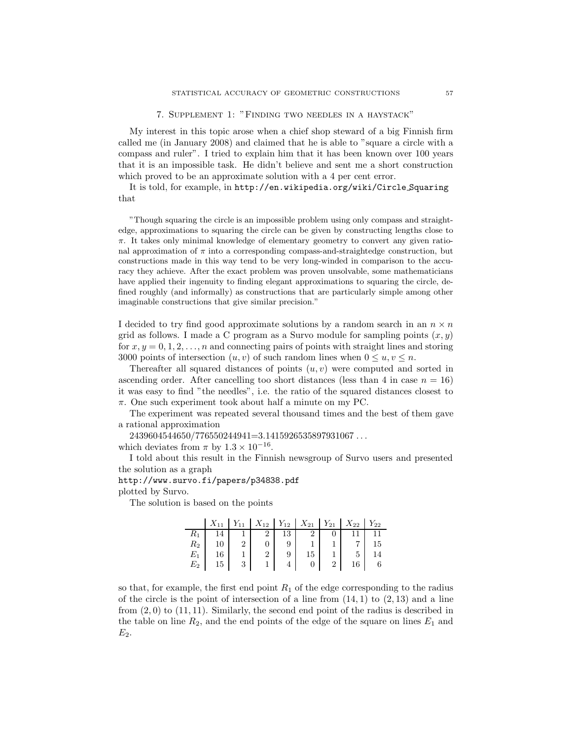## 7. Supplement 1: "Finding two needles in a haystack"

My interest in this topic arose when a chief shop steward of a big Finnish firm called me (in January 2008) and claimed that he is able to "square a circle with a compass and ruler". I tried to explain him that it has been known over 100 years that it is an impossible task. He didn't believe and sent me a short construction which proved to be an approximate solution with a 4 per cent error.

It is told, for example, in http://en.wikipedia.org/wiki/Circle_Squaring that

> "Though squaring the circle is an impossible problem using only compass and straightedge, approximations to squaring the circle can be given by constructing lengths close to $\pi$. It takes only minimal knowledge of elementary geometry to convert any given rational approximation of $\pi$ into a corresponding compass-and-straightedge construction, but constructions made in this way tend to be very long-winded in comparison to the accuracy they achieve. After the exact problem was proven unsolvable, some mathematicians have applied their ingenuity to finding elegant approximations to squaring the circle, defined roughly (and informally) as constructions that are particularly simple among other imaginable constructions that give similar precision."

I decided to try find good approximate solutions by a random search in an $n \times n$ grid as follows. I made a C program as a Survo module for sampling points $(x, y)$ for $x, y = 0, 1, 2, \ldots, n$ and connecting pairs of points with straight lines and storing 3000 points of intersection $(u, v)$ of such random lines when $0 \leq u, v \leq n$.

Thereafter all squared distances of points $(u, v)$ were computed and sorted in ascending order. After cancelling too short distances (less than 4 in case $n = 16$) it was easy to find "the needles", i.e. the ratio of the squared distances closest to $\pi$. One such experiment took about half a minute on my PC.

The experiment was repeated several thousand times and the best of them gave a rational approximation

2439604544650/776550244941=3.1415926535897931067 ...
which deviates from $\pi$ by $1.3 \times 10^{-16}$.

I told about this result in the Finnish newsgroup of Survo users and presented the solution as a graph
http://www.survo.fi/papers/p34838.pdf
plotted by Survo.

The solution is based on the points

| | $X_{11}$ | $Y_{11}$ | $X_{12}$ | $Y_{12}$ | $X_{21}$ | $Y_{21}$ | $X_{22}$ | $Y_{22}$ |
|---|---|---|---|---|---|---|---|---|
| $R_1$ | 14 | 1 | 2 | 13 | 2 | 0 | 11 | 11 |
| $R_2$ | 10 | 2 | 0 | 9 | 1 | 1 | 7 | 15 |
| $E_1$ | 16 | 1 | 2 | 9 | 15 | 1 | 5 | 14 |
| $E_2$ | 15 | 3 | 1 | 4 | 0 | 2 | 16 | 6 |

so that, for example, the first end point $R_1$ of the edge corresponding to the radius of the circle is the point of intersection of a line from $(14, 1)$ to $(2, 13)$ and a line from $(2, 0)$ to $(11, 11)$. Similarly, the second end point of the radius is described in the table on line $R_2$, and the end points of the edge of the square on lines $E_1$ and $E_2$.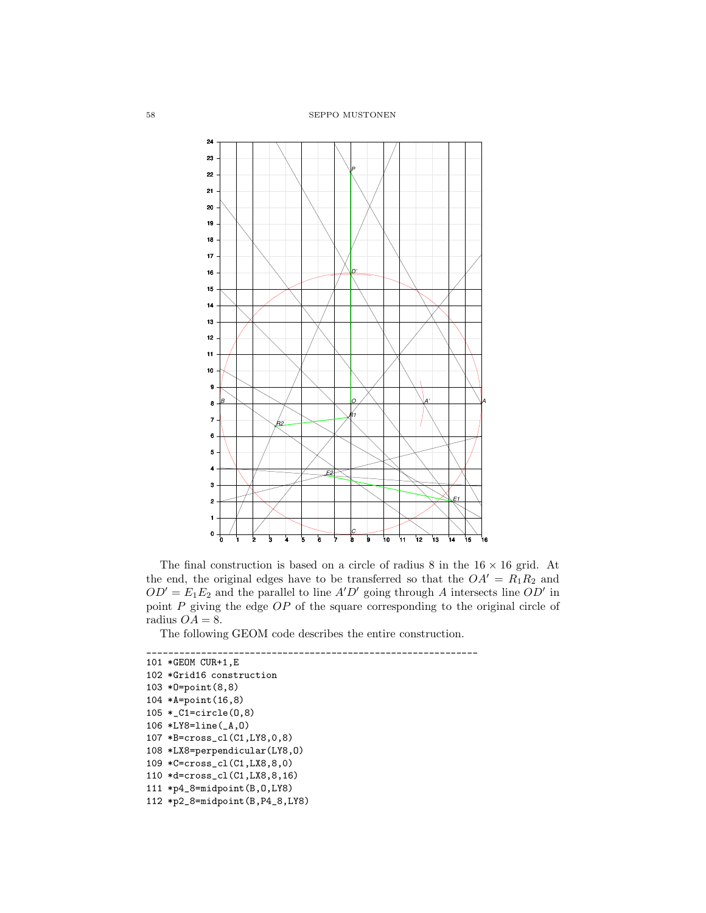The final construction is based on a circle of radius 8 in the $16 \times 16$ grid. At the end, the original edges have to be transferred so that the $OA' = R_1R_2$ and $OD' = E_1E_2$ and the parallel to line $A'D'$ going through $A$ intersects line $OD'$ in point $P$ giving the edge $OP$ of the square corresponding to the original circle of radius $OA = 8$.

The following GEOM code describes the entire construction.

```
_____________________________________________________________
101 *GEOM CUR+1,E
102 *Grid16 construction
103 *O=point(8,8)
104 *A=point(16,8)
105 *_C1=circle(O,8)
106 *LY8=line(_A,O)
107 *B=cross_cl(C1,LY8,0,8)
108 *LX8=perpendicular(LY8,O)
109 *C=cross_cl(C1,LX8,8,0)
110 *d=cross_cl(C1,LX8,8,16)
111 *p4_8=midpoint(B,O,LY8)
112 *p2_8=midpoint(B,P4_8,LY8)
```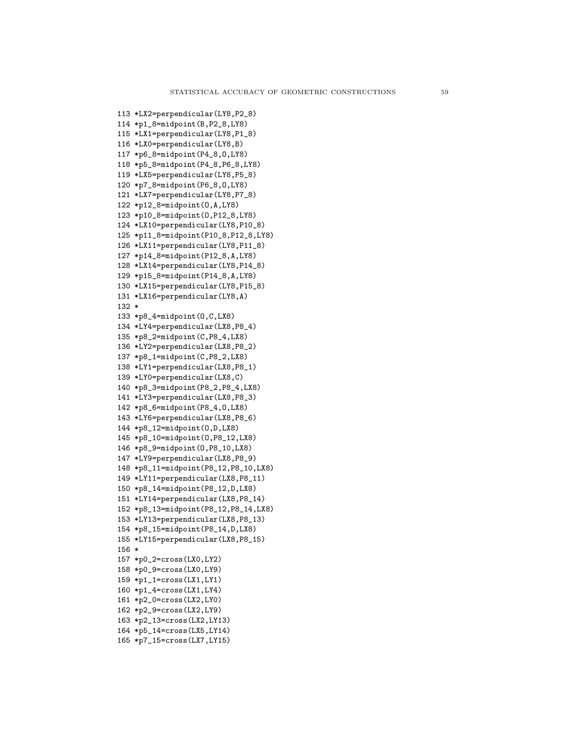```
113 *LX2=perpendicular(LY8,P2_8)
114 *p1_8=midpoint(B,P2_8,LY8)
115 *LX1=perpendicular(LY8,P1_8)
116 *LX0=perpendicular(LY8,B)
117 *p6_8=midpoint(P4_8,O,LY8)
118 *p5_8=midpoint(P4_8,P6_8,LY8)
119 *LX5=perpendicular(LY8,P5_8)
120 *p7_8=midpoint(P6_8,O,LY8)
121 *LX7=perpendicular(LY8,P7_8)
122 *p12_8=midpoint(O,A,LY8)
123 *p10_8=midpoint(O,P12_8,LY8)
124 *LX10=perpendicular(LY8,P10_8)
125 *p11_8=midpoint(P10_8,P12_8,LY8)
126 *LX11=perpendicular(LY8,P11_8)
127 *p14_8=midpoint(P12_8,A,LY8)
128 *LX14=perpendicular(LY8,P14_8)
129 *p15_8=midpoint(P14_8,A,LY8)
130 *LX15=perpendicular(LY8,P15_8)
131 *LX16=perpendicular(LY8,A)
132 *
133 *p8_4=midpoint(O,C,LX8)
134 *LY4=perpendicular(LX8,P8_4)
135 *p8_2=midpoint(C,P8_4,LX8)
136 *LY2=perpendicular(LX8,P8_2)
137 *p8_1=midpoint(C,P8_2,LX8)
138 *LY1=perpendicular(LX8,P8_1)
139 *LY0=perpendicular(LX8,C)
140 *p8_3=midpoint(P8_2,P8_4,LX8)
141 *LY3=perpendicular(LX8,P8_3)
142 *p8_6=midpoint(P8_4,O,LX8)
143 *LY6=perpendicular(LX8,P8_6)
144 *p8_12=midpoint(O,D,LX8)
145 *p8_10=midpoint(O,P8_12,LX8)
146 *p8_9=midpoint(O,P8_10,LX8)
147 *LY9=perpendicular(LX8,P8_9)
148 *p8_11=midpoint(P8_12,P8_10,LX8)
149 *LY11=perpendicular(LX8,P8_11)
150 *p8_14=midpoint(P8_12,D,LX8)
151 *LY14=perpendicular(LX8,P8_14)
152 *p8_13=midpoint(P8_12,P8_14,LX8)
153 *LY13=perpendicular(LX8,P8_13)
154 *p8_15=midpoint(P8_14,D,LX8)
155 *LY15=perpendicular(LX8,P8_15)
156 *
157 *p0_2=cross(LX0,LY2)
158 *p0_9=cross(LX0,LY9)
159 *p1_1=cross(LX1,LY1)
160 *p1_4=cross(LX1,LY4)
161 *p2_0=cross(LX2,LY0)
162 *p2_9=cross(LX2,LY9)
163 *p2_13=cross(LX2,LY13)
164 *p5_14=cross(LX5,LY14)
165 *p7_15=cross(LX7,LY15)
```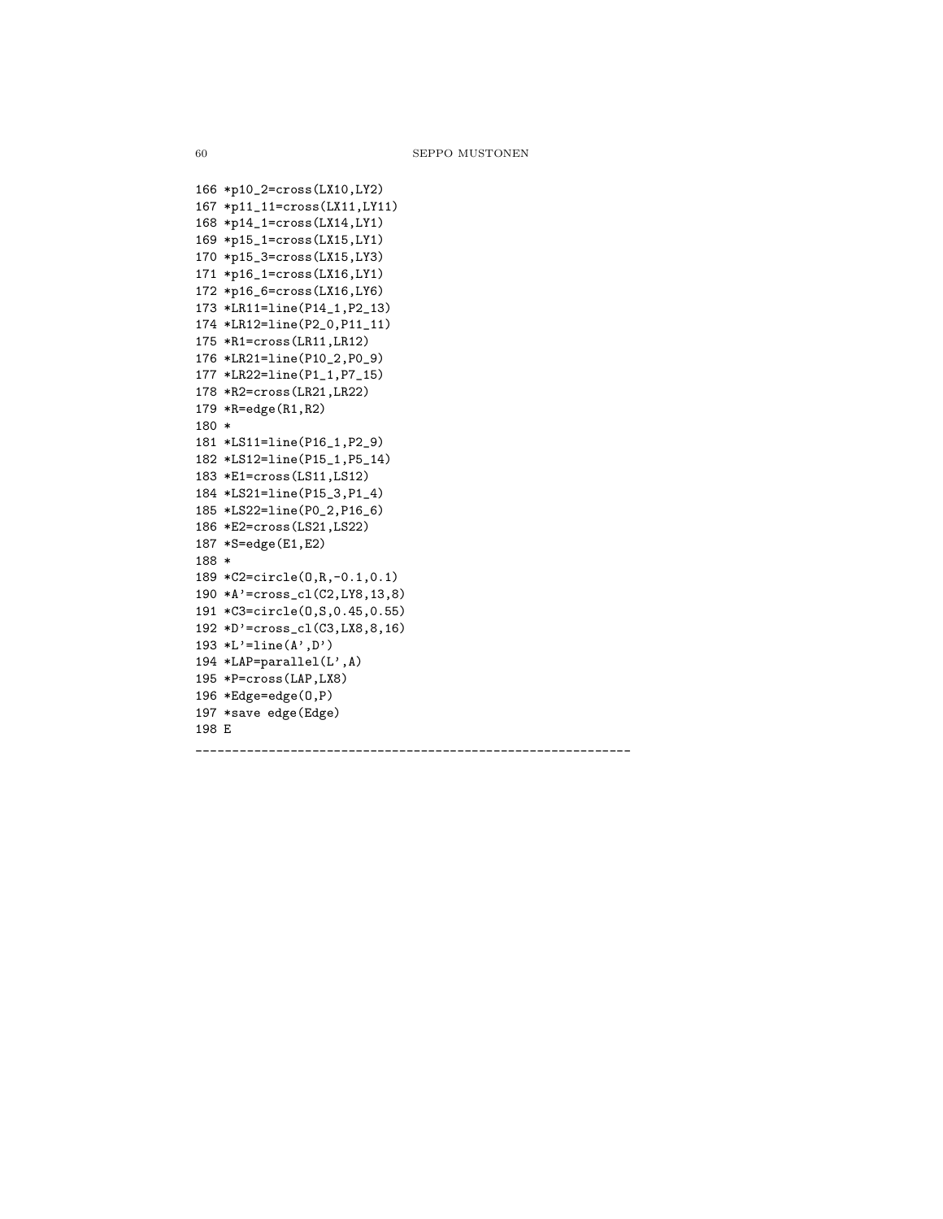```
166 *p10_2=cross(LX10,LY2)
167 *p11_11=cross(LX11,LY11)
168 *p14_1=cross(LX14,LY1)
169 *p15_1=cross(LX15,LY1)
170 *p15_3=cross(LX15,LY3)
171 *p16_1=cross(LX16,LY1)
172 *p16_6=cross(LX16,LY6)
173 *LR11=line(P14_1,P2_13)
174 *LR12=line(P2_0,P11_11)
175 *R1=cross(LR11,LR12)
176 *LR21=line(P10_2,P0_9)
177 *LR22=line(P1_1,P7_15)
178 *R2=cross(LR21,LR22)
179 *R=edge(R1,R2)
180 *
181 *LS11=line(P16_1,P2_9)
182 *LS12=line(P15_1,P5_14)
183 *E1=cross(LS11,LS12)
184 *LS21=line(P15_3,P1_4)
185 *LS22=line(P0_2,P16_6)
186 *E2=cross(LS21,LS22)
187 *S=edge(E1,E2)
188 *
189 *C2=circle(O,R,-0.1,0.1)
190 *A'=cross_cl(C2,LY8,13,8)
191 *C3=circle(O,S,0.45,0.55)
192 *D'=cross_cl(C3,LX8,8,16)
193 *L'=line(A',D')
194 *LAP=parallel(L',A)
195 *P=cross(LAP,LX8)
196 *Edge=edge(O,P)
197 *save edge(Edge)
198 E
------------------------------------------------------------
```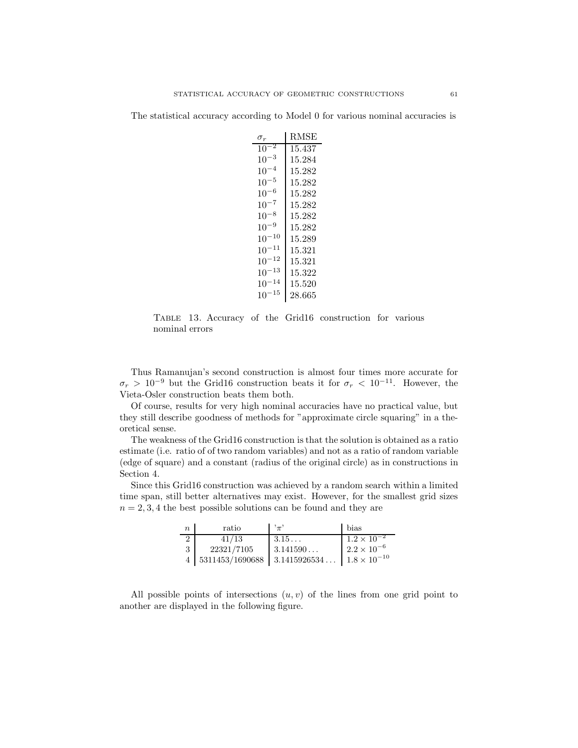The statistical accuracy according to Model 0 for various nominal accuracies is

| $\sigma_r$ | RMSE |
|---|---|
| $10^{-2}$ | 15.437 |
| $10^{-3}$ | 15.284 |
| $10^{-4}$ | 15.282 |
| $10^{-5}$ | 15.282 |
| $10^{-6}$ | 15.282 |
| $10^{-7}$ | 15.282 |
| $10^{-8}$ | 15.282 |
| $10^{-9}$ | 15.282 |
| $10^{-10}$ | 15.289 |
| $10^{-11}$ | 15.321 |
| $10^{-12}$ | 15.321 |
| $10^{-13}$ | 15.322 |
| $10^{-14}$ | 15.520 |
| $10^{-15}$ | 28.665 |

Table 13. Accuracy of the Grid16 construction for various nominal errors

Thus Ramanujan's second construction is almost four times more accurate for $\sigma_r > 10^{-9}$ but the Grid16 construction beats it for $\sigma_r < 10^{-11}$. However, the Vieta-Osler construction beats them both.

Of course, results for very high nominal accuracies have no practical value, but they still describe goodness of methods for "approximate circle squaring" in a theoretical sense.

The weakness of the Grid16 construction is that the solution is obtained as a ratio estimate (i.e. ratio of of two random variables) and not as a ratio of random variable (edge of square) and a constant (radius of the original circle) as in constructions in Section 4.

Since this Grid16 construction was achieved by a random search within a limited time span, still better alternatives may exist. However, for the smallest grid sizes $n = 2, 3, 4$ the best possible solutions can be found and they are

| $n$ | ratio | '$\pi$' | bias |
|---|---|---|---|
| 2 | 41/13 | 3.15... | $1.2 \times 10^{-2}$ |
| 3 | 22321/7105 | 3.141590... | $2.2 \times 10^{-6}$ |
| 4 | 5311453/1690688 | 3.1415926534... | $1.8 \times 10^{-10}$ |

All possible points of intersections $(u, v)$ of the lines from one grid point to another are displayed in the following figure.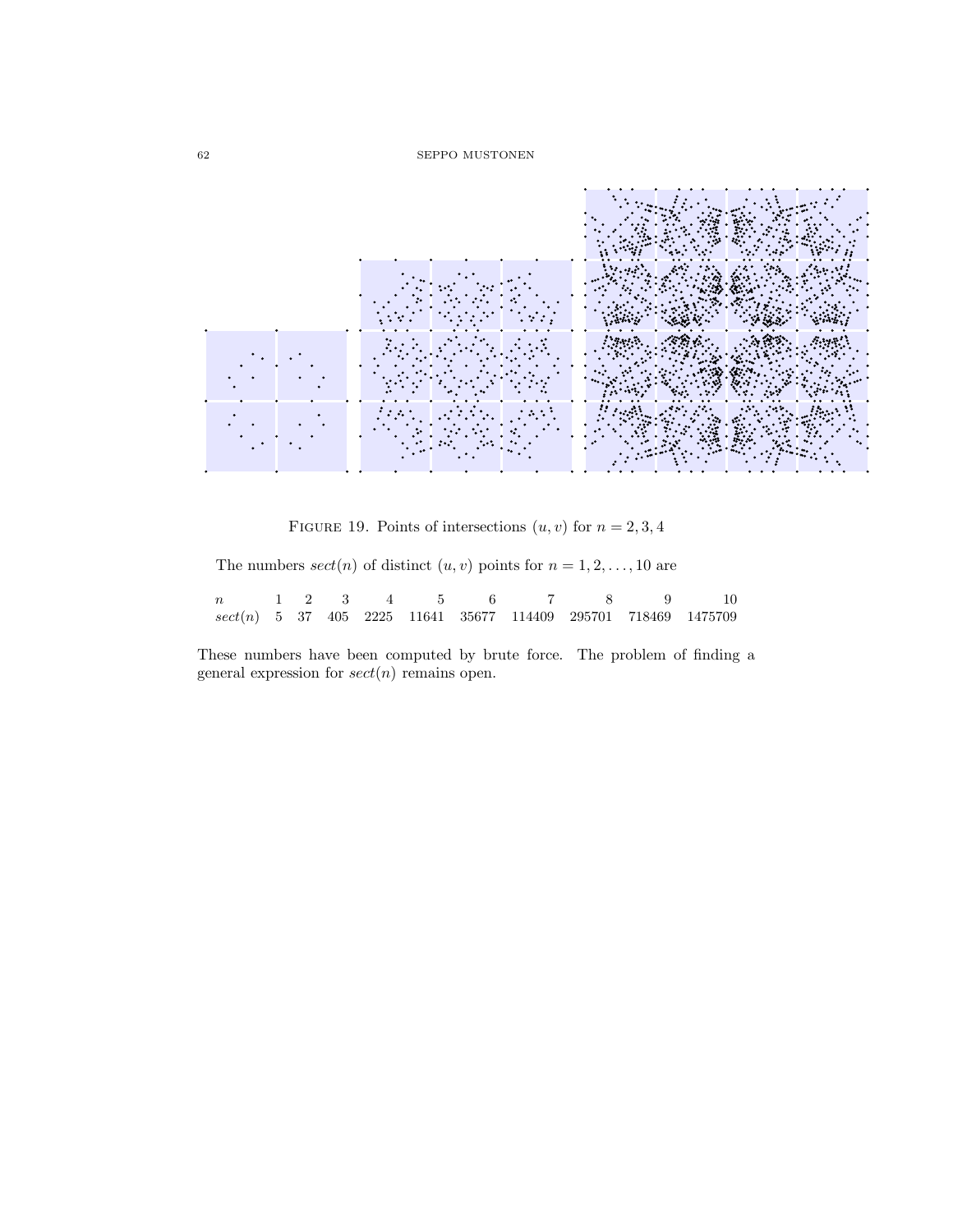FIGURE 19. Points of intersections $(u, v)$ for $n = 2, 3, 4$

The numbers $sect(n)$ of distinct $(u, v)$ points for $n = 1, 2, \ldots, 10$ are

| $n$ | 1 | 2 | 3 | 4 | 5 | 6 | 7 | 8 | 9 | 10 |
|---|---|---|---|---|---|---|---|---|---|---|
| $sect(n)$ | 5 | 37 | 405 | 2225 | 11641 | 35677 | 114409 | 295701 | 718469 | 1475709 |

These numbers have been computed by brute force. The problem of finding a general expression for $sect(n)$ remains open.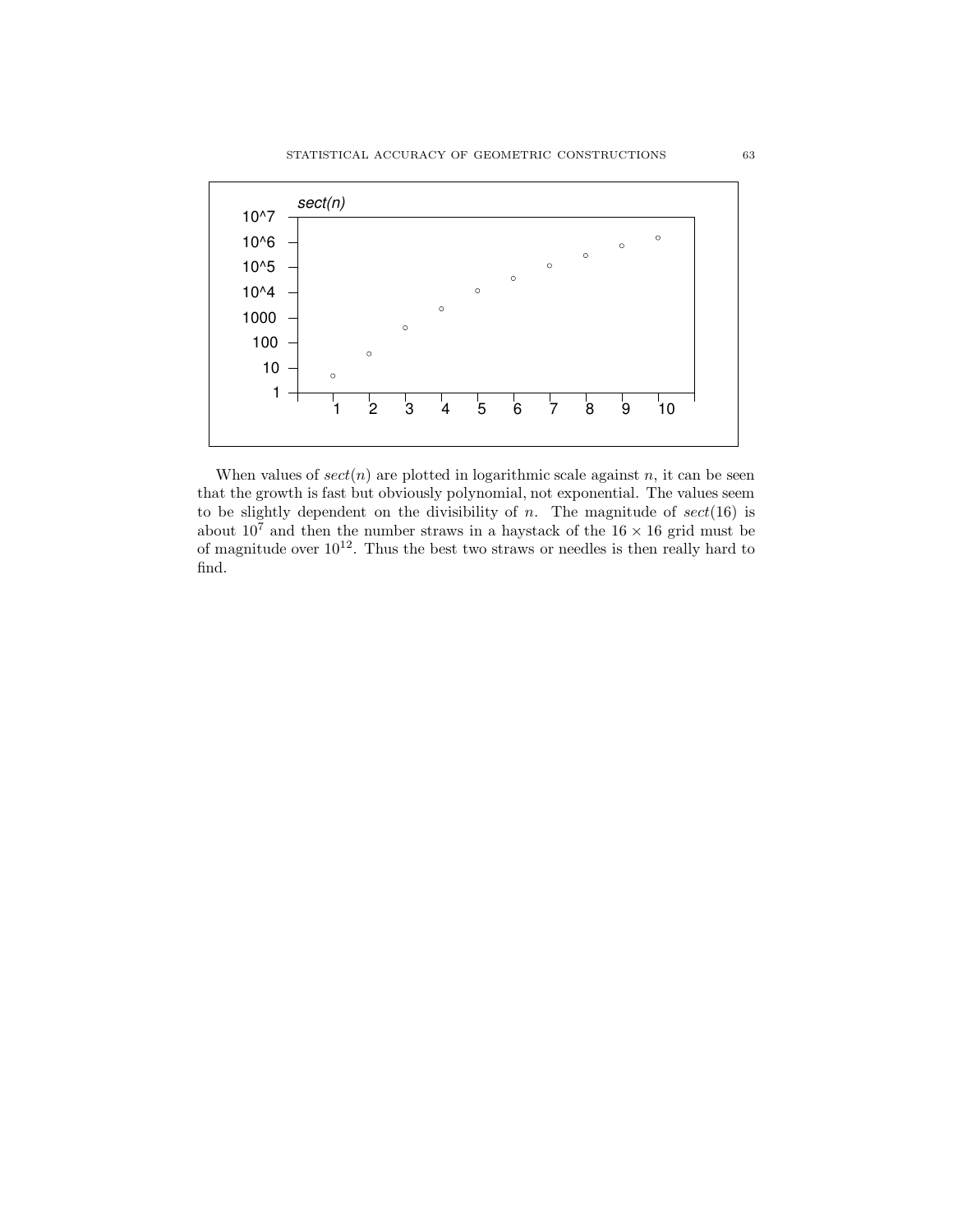When values of $sect(n)$ are plotted in logarithmic scale against $n$, it can be seen that the growth is fast but obviously polynomial, not exponential. The values seem to be slightly dependent on the divisibility of $n$. The magnitude of $sect(16)$ is about $10^7$ and then the number straws in a haystack of the $16 \times 16$ grid must be of magnitude over $10^{12}$. Thus the best two straws or needles is then really hard to find.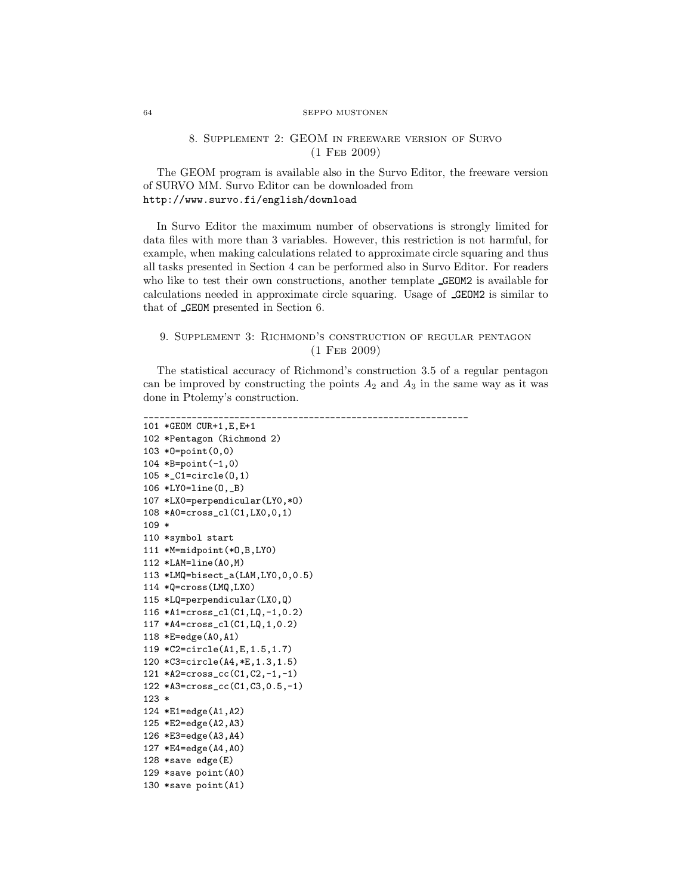## 8. Supplement 2: GEOM in freeware version of Survo (1 Feb 2009)

The GEOM program is available also in the Survo Editor, the freeware version of SURVO MM. Survo Editor can be downloaded from
http://www.survo.fi/english/download

In Survo Editor the maximum number of observations is strongly limited for data files with more than 3 variables. However, this restriction is not harmful, for example, when making calculations related to approximate circle squaring and thus all tasks presented in Section 4 can be performed also in Survo Editor. For readers who like to test their own constructions, another template _GEOM2 is available for calculations needed in approximate circle squaring. Usage of _GEOM2 is similar to that of _GEOM presented in Section 6.

## 9. Supplement 3: Richmond's construction of regular pentagon (1 Feb 2009)

The statistical accuracy of Richmond's construction 3.5 of a regular pentagon can be improved by constructing the points $A_2$ and $A_3$ in the same way as it was done in Ptolemy's construction.

```
____________________________________________________________
101 *GEOM CUR+1,E,E+1
102 *Pentagon (Richmond 2)
103 *O=point(0,0)
104 *B=point(-1,0)
105 *_C1=circle(O,1)
106 *LY0=line(O,_B)
107 *LX0=perpendicular(LY0,*O)
108 *A0=cross_cl(C1,LX0,0,1)
109 *
110 *symbol start
111 *M=midpoint(*O,B,LY0)
112 *LAM=line(A0,M)
113 *LMQ=bisect_a(LAM,LY0,0,0.5)
114 *Q=cross(LMQ,LX0)
115 *LQ=perpendicular(LX0,Q)
116 *A1=cross_cl(C1,LQ,-1,0.2)
117 *A4=cross_cl(C1,LQ,1,0.2)
118 *E=edge(A0,A1)
119 *C2=circle(A1,E,1.5,1.7)
120 *C3=circle(A4,*E,1.3,1.5)
121 *A2=cross_cc(C1,C2,-1,-1)
122 *A3=cross_cc(C1,C3,0.5,-1)
123 *
124 *E1=edge(A1,A2)
125 *E2=edge(A2,A3)
126 *E3=edge(A3,A4)
127 *E4=edge(A4,A0)
128 *save edge(E)
129 *save point(A0)
130 *save point(A1)
```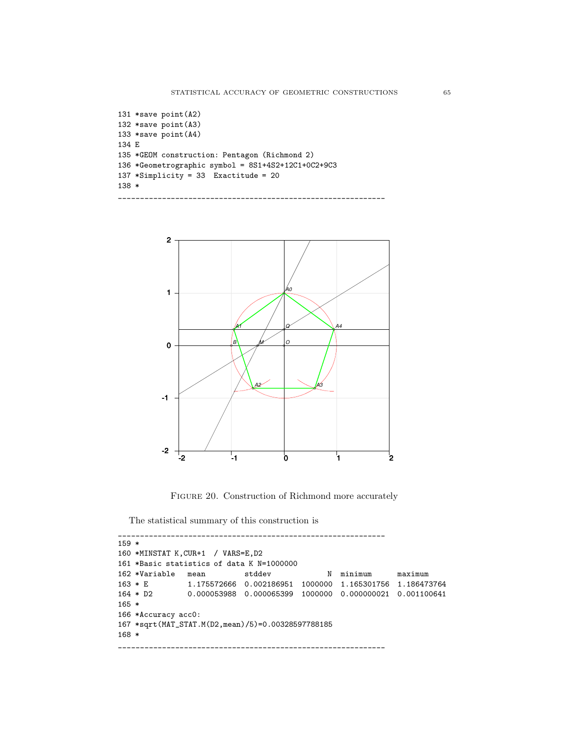```
131 *save point(A2)
132 *save point(A3)
133 *save point(A4)
134 E
135 *GEOM construction: Pentagon (Richmond 2)
136 *Geometrographic symbol = 8S1+4S2+12C1+0C2+9C3
137 *Simplicity = 33  Exactitude = 20
138 *
```

---

Figure 20. Construction of Richmond more accurately

The statistical summary of this construction is

```
159 *
160 *MINSTAT K,CUR+1  / VARS=E,D2
161 *Basic statistics of data K N=1000000
162 *Variable   mean         stddev          N  minimum      maximum
163 * E         1.175572666  0.002186951  1000000  1.165301756  1.186473764
164 * D2        0.000053988  0.000065399  1000000  0.000000021  0.001100641
165 *
166 *Accuracy acc0:
167 *sqrt(MAT_STAT.M(D2,mean)/5)=0.00328597788185
168 *
```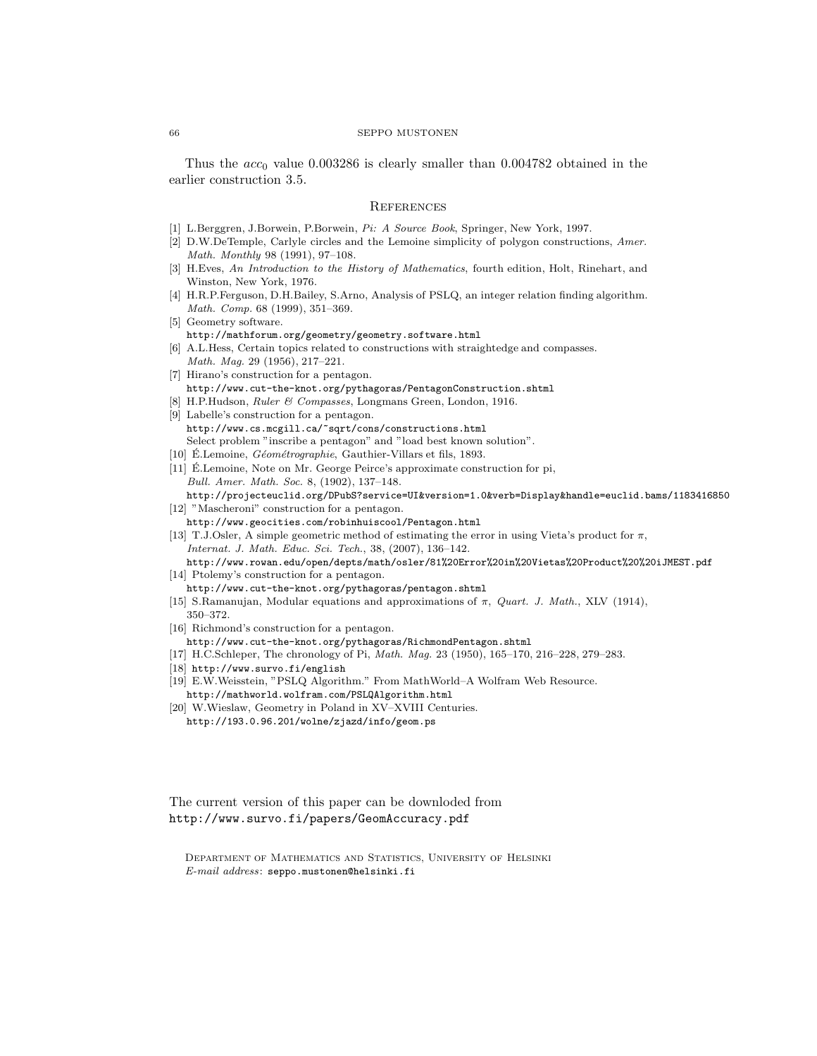Thus the $acc_0$ value 0.003286 is clearly smaller than 0.004782 obtained in the earlier construction 3.5.

## References

[1] L.Berggren, J.Borwein, P.Borwein, *Pi: A Source Book*, Springer, New York, 1997.

[2] D.W.DeTemple, Carlyle circles and the Lemoine simplicity of polygon constructions, *Amer. Math. Monthly* 98 (1991), 97–108.

[3] H.Eves, *An Introduction to the History of Mathematics*, fourth edition, Holt, Rinehart, and Winston, New York, 1976.

[4] H.R.P.Ferguson, D.H.Bailey, S.Arno, Analysis of PSLQ, an integer relation finding algorithm. *Math. Comp.* 68 (1999), 351–369.

[5] Geometry software.
`http://mathforum.org/geometry/geometry.software.html`

[6] A.L.Hess, Certain topics related to constructions with straightedge and compasses. *Math. Mag.* 29 (1956), 217–221.

[7] Hirano's construction for a pentagon.
`http://www.cut-the-knot.org/pythagoras/PentagonConstruction.shtml`

[8] H.P.Hudson, *Ruler & Compasses*, Longmans Green, London, 1916.

[9] Labelle's construction for a pentagon.
`http://www.cs.mcgill.ca/~sqrt/cons/constructions.html`
Select problem "inscribe a pentagon" and "load best known solution".

[10] É.Lemoine, *Géométrographie*, Gauthier-Villars et fils, 1893.

[11] É.Lemoine, Note on Mr. George Peirce's approximate construction for pi, *Bull. Amer. Math. Soc.* 8, (1902), 137–148.
`http://projecteuclid.org/DPubS?service=UI&version=1.0&verb=Display&handle=euclid.bams/1183416850`

[12] "Mascheroni" construction for a pentagon.
`http://www.geocities.com/robinhuiscool/Pentagon.html`

[13] T.J.Osler, A simple geometric method of estimating the error in using Vieta's product for $\pi$, *Internat. J. Math. Educ. Sci. Tech.*, 38, (2007), 136–142.
`http://www.rowan.edu/open/depts/math/osler/81%20Error%20in%20Vietas%20Product%20%20iJMEST.pdf`

[14] Ptolemy's construction for a pentagon.
`http://www.cut-the-knot.org/pythagoras/pentagon.shtml`

[15] S.Ramanujan, Modular equations and approximations of $\pi$, *Quart. J. Math.*, XLV (1914), 350–372.

[16] Richmond's construction for a pentagon.
`http://www.cut-the-knot.org/pythagoras/RichmondPentagon.shtml`

[17] H.C.Schleper, The chronology of Pi, *Math. Mag.* 23 (1950), 165–170, 216–228, 279–283.

[18] `http://www.survo.fi/english`

[19] E.W.Weisstein, "PSLQ Algorithm." From MathWorld–A Wolfram Web Resource.
`http://mathworld.wolfram.com/PSLQAlgorithm.html`

[20] W.Wieslaw, Geometry in Poland in XV–XVIII Centuries.
`http://193.0.96.201/wolne/zjazd/info/geom.ps`

The current version of this paper can be downloaded from
`http://www.survo.fi/papers/GeomAccuracy.pdf`

Department of Mathematics and Statistics, University of Helsinki
*E-mail address*: `seppo.mustonen@helsinki.fi`